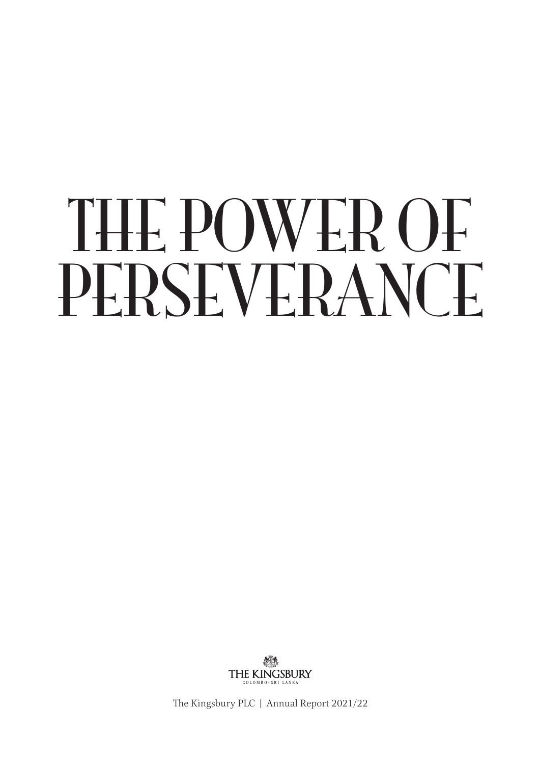# THE POWER OF PERSEVERANCE

THE KINGSBURY

COLOMBO - SRI LANKA

The Kingsbury PLC | Annual Report 2021/22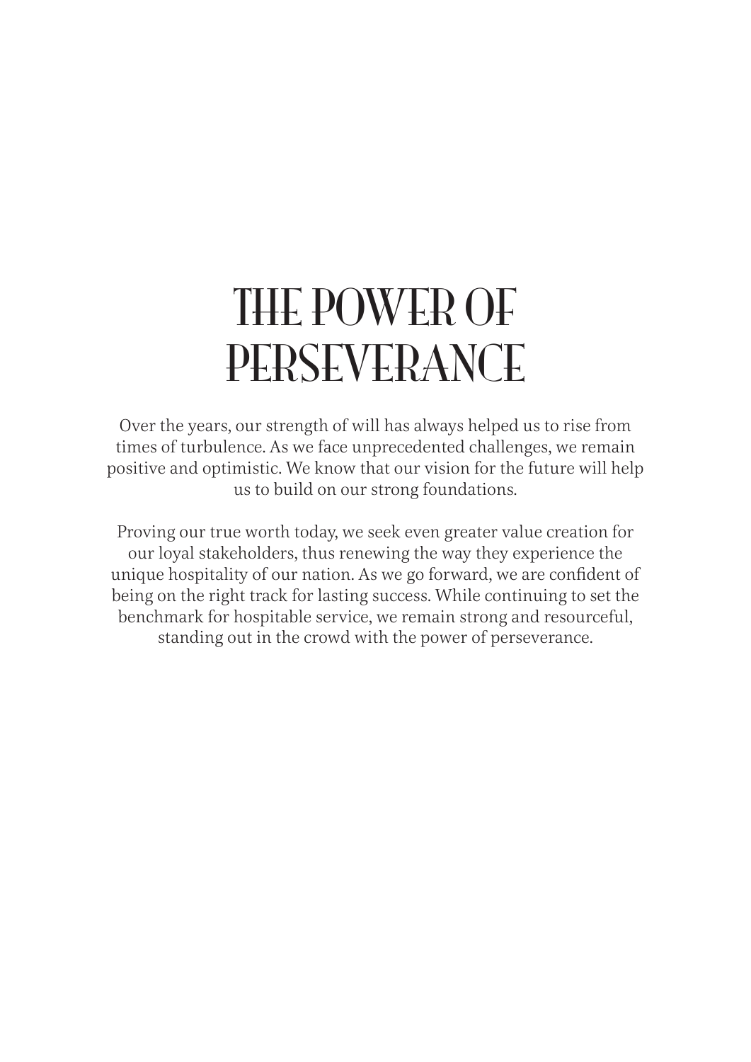# THE POWER OF PERSEVERANCE

Over the years, our strength of will has always helped us to rise from times of turbulence. As we face unprecedented challenges, we remain positive and optimistic. We know that our vision for the future will help us to build on our strong foundations.

Proving our true worth today, we seek even greater value creation for our loyal stakeholders, thus renewing the way they experience the unique hospitality of our nation. As we go forward, we are confident of being on the right track for lasting success. While continuing to set the benchmark for hospitable service, we remain strong and resourceful, standing out in the crowd with the power of perseverance.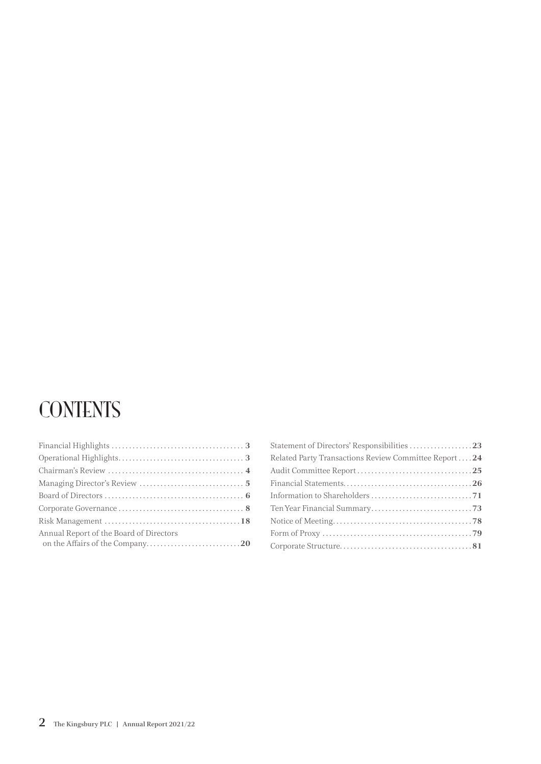# CONTENTS

| | |
|---|---|
| Financial Highlights | **3** |
| Operational Highlights | **3** |
| Chairman's Review | **4** |
| Managing Director's Review | **5** |
| Board of Directors | **6** |
| Corporate Governance | **8** |
| Risk Management | **18** |
| Annual Report of the Board of Directors on the Affairs of the Company | **20** |
| Statement of Directors' Responsibilities | **23** |
| Related Party Transactions Review Committee Report | **24** |
| Audit Committee Report | **25** |
| Financial Statements | **26** |
| Information to Shareholders | **71** |
| Ten Year Financial Summary | **73** |
| Notice of Meeting | **78** |
| Form of Proxy | **79** |
| Corporate Structure | **81** |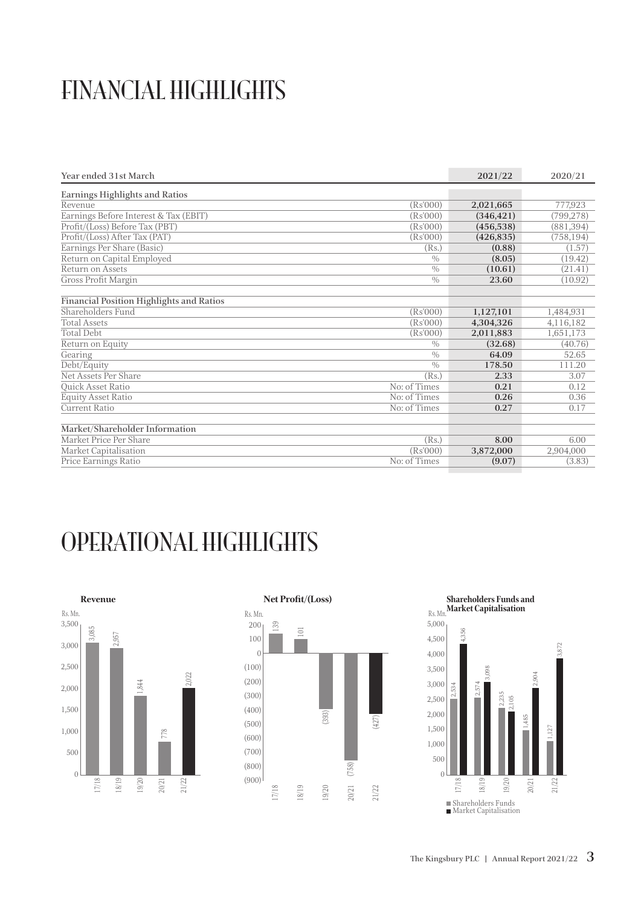# FINANCIAL HIGHLIGHTS

| Year ended 31st March | | 2021/22 | 2020/21 |
|---|---|---|---|
| **Earnings Highlights and Ratios** | | | |
| Revenue | (Rs'000) | **2,021,665** | 777,923 |
| Earnings Before Interest & Tax (EBIT) | (Rs'000) | **(346,421)** | (799,278) |
| Profit/(Loss) Before Tax (PBT) | (Rs'000) | **(456,538)** | (881,394) |
| Profit/(Loss) After Tax (PAT) | (Rs'000) | **(426,835)** | (758,194) |
| Earnings Per Share (Basic) | (Rs.) | **(0.88)** | (1.57) |
| Return on Capital Employed | % | **(8.05)** | (19.42) |
| Return on Assets | % | **(10.61)** | (21.41) |
| Gross Profit Margin | % | **23.60** | (10.92) |
| **Financial Position Highlights and Ratios** | | | |
| Shareholders Fund | (Rs'000) | **1,127,101** | 1,484,931 |
| Total Assets | (Rs'000) | **4,304,326** | 4,116,182 |
| Total Debt | (Rs'000) | **2,011,883** | 1,651,173 |
| Return on Equity | % | **(32.68)** | (40.76) |
| Gearing | % | **64.09** | 52.65 |
| Debt/Equity | % | **178.50** | 111.20 |
| Net Assets Per Share | (Rs.) | **2.33** | 3.07 |
| Quick Asset Ratio | No: of Times | **0.21** | 0.12 |
| Equity Asset Ratio | No: of Times | **0.26** | 0.36 |
| Current Ratio | No: of Times | **0.27** | 0.17 |
| **Market/Shareholder Information** | | | |
| Market Price Per Share | (Rs.) | **8.00** | 6.00 |
| Market Capitalisation | (Rs'000) | **3,872,000** | 2,904,000 |
| Price Earnings Ratio | No: of Times | **(9.07)** | (3.83) |

# OPERATIONAL HIGHLIGHTS

**Revenue** (Rs. Mn.)

| Year | 17/18 | 18/19 | 19/20 | 20/21 | 21/22 |
|---|---|---|---|---|---|
| Revenue | 3,085 | 2,957 | 1,844 | 778 | 2,022 |

**Net Profit/(Loss)** (Rs. Mn.)

| Year | 17/18 | 18/19 | 19/20 | 20/21 | 21/22 |
|---|---|---|---|---|---|
| Net Profit/(Loss) | 139 | 101 | (393) | (758) | (427) |

**Shareholders Funds and Market Capitalisation** (Rs. Mn.)

| Year | 17/18 | 18/19 | 19/20 | 20/21 | 21/22 |
|---|---|---|---|---|---|
| Shareholders Funds | 2,534 | 2,574 | 2,235 | 1,485 | 1,127 |
| Market Capitalisation | 4,356 | 3,098 | 2,105 | 2,904 | 3,872 |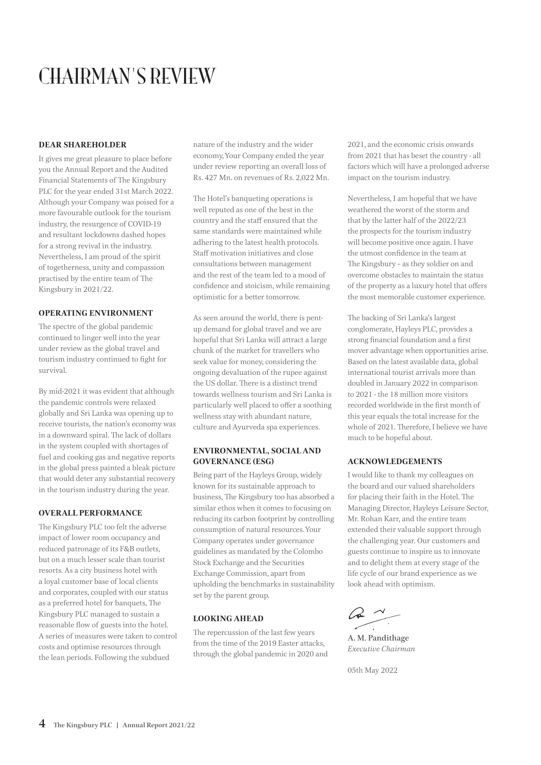# CHAIRMAN'S REVIEW

**DEAR SHAREHOLDER**

It gives me great pleasure to place before you the Annual Report and the Audited Financial Statements of The Kingsbury PLC for the year ended 31st March 2022. Although your Company was poised for a more favourable outlook for the tourism industry, the resurgence of COVID-19 and resultant lockdowns dashed hopes for a strong revival in the industry. Nevertheless, I am proud of the spirit of togetherness, unity and compassion practised by the entire team of The Kingsbury in 2021/22.

**OPERATING ENVIRONMENT**

The spectre of the global pandemic continued to linger well into the year under review as the global travel and tourism industry continued to fight for survival.

By mid-2021 it was evident that although the pandemic controls were relaxed globally and Sri Lanka was opening up to receive tourists, the nation's economy was in a downward spiral. The lack of dollars in the system coupled with shortages of fuel and cooking gas and negative reports in the global press painted a bleak picture that would deter any substantial recovery in the tourism industry during the year.

**OVERALL PERFORMANCE**

The Kingsbury PLC too felt the adverse impact of lower room occupancy and reduced patronage of its F&B outlets, but on a much lesser scale than tourist resorts. As a city business hotel with a loyal customer base of local clients and corporates, coupled with our status as a preferred hotel for banquets, The Kingsbury PLC managed to sustain a reasonable flow of guests into the hotel. A series of measures were taken to control costs and optimise resources through the lean periods. Following the subdued nature of the industry and the wider economy, Your Company ended the year under review reporting an overall loss of Rs. 427 Mn. on revenues of Rs. 2,022 Mn.

The Hotel's banqueting operations is well reputed as one of the best in the country and the staff ensured that the same standards were maintained while adhering to the latest health protocols. Staff motivation initiatives and close consultations between management and the rest of the team led to a mood of confidence and stoicism, while remaining optimistic for a better tomorrow.

As seen around the world, there is pent-up demand for global travel and we are hopeful that Sri Lanka will attract a large chunk of the market for travellers who seek value for money, considering the ongoing devaluation of the rupee against the US dollar. There is a distinct trend towards wellness tourism and Sri Lanka is particularly well placed to offer a soothing wellness stay with abundant nature, culture and Ayurveda spa experiences.

**ENVIRONMENTAL, SOCIAL AND GOVERNANCE (ESG)**

Being part of the Hayleys Group, widely known for its sustainable approach to business, The Kingsbury too has absorbed a similar ethos when it comes to focusing on reducing its carbon footprint by controlling consumption of natural resources. Your Company operates under governance guidelines as mandated by the Colombo Stock Exchange and the Securities Exchange Commission, apart from upholding the benchmarks in sustainability set by the parent group.

**LOOKING AHEAD**

The repercussion of the last few years from the time of the 2019 Easter attacks, through the global pandemic in 2020 and 2021, and the economic crisis onwards from 2021 that has beset the country - all factors which will have a prolonged adverse impact on the tourism industry.

Nevertheless, I am hopeful that we have weathered the worst of the storm and that by the latter half of the 2022/23 the prospects for the tourism industry will become positive once again. I have the utmost confidence in the team at The Kingsbury – as they soldier on and overcome obstacles to maintain the status of the property as a luxury hotel that offers the most memorable customer experience.

The backing of Sri Lanka's largest conglomerate, Hayleys PLC, provides a strong financial foundation and a first mover advantage when opportunities arise. Based on the latest available data, global international tourist arrivals more than doubled in January 2022 in comparison to 2021 - the 18 million more visitors recorded worldwide in the first month of this year equals the total increase for the whole of 2021. Therefore, I believe we have much to be hopeful about.

**ACKNOWLEDGEMENTS**

I would like to thank my colleagues on the board and our valued shareholders for placing their faith in the Hotel. The Managing Director, Hayleys Leisure Sector, Mr. Rohan Karr, and the entire team extended their valuable support through the challenging year. Our customers and guests continue to inspire us to innovate and to delight them at every stage of the life cycle of our brand experience as we look ahead with optimism.

**A. M. Pandithage**
*Executive Chairman*

05th May 2022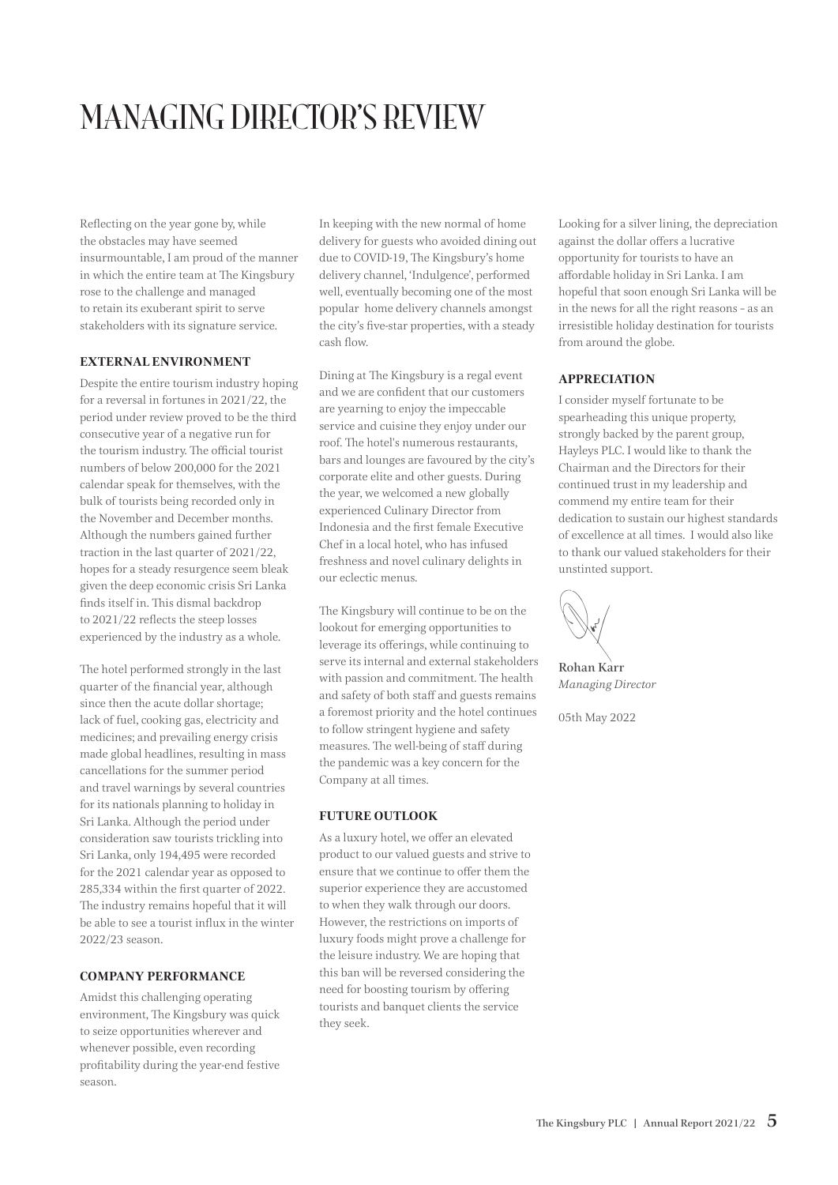# MANAGING DIRECTOR'S REVIEW

Reflecting on the year gone by, while the obstacles may have seemed insurmountable, I am proud of the manner in which the entire team at The Kingsbury rose to the challenge and managed to retain its exuberant spirit to serve stakeholders with its signature service.

### EXTERNAL ENVIRONMENT

Despite the entire tourism industry hoping for a reversal in fortunes in 2021/22, the period under review proved to be the third consecutive year of a negative run for the tourism industry. The official tourist numbers of below 200,000 for the 2021 calendar speak for themselves, with the bulk of tourists being recorded only in the November and December months. Although the numbers gained further traction in the last quarter of 2021/22, hopes for a steady resurgence seem bleak given the deep economic crisis Sri Lanka finds itself in. This dismal backdrop to 2021/22 reflects the steep losses experienced by the industry as a whole.

The hotel performed strongly in the last quarter of the financial year, although since then the acute dollar shortage; lack of fuel, cooking gas, electricity and medicines; and prevailing energy crisis made global headlines, resulting in mass cancellations for the summer period and travel warnings by several countries for its nationals planning to holiday in Sri Lanka. Although the period under consideration saw tourists trickling into Sri Lanka, only 194,495 were recorded for the 2021 calendar year as opposed to 285,334 within the first quarter of 2022. The industry remains hopeful that it will be able to see a tourist influx in the winter 2022/23 season.

### COMPANY PERFORMANCE

Amidst this challenging operating environment, The Kingsbury was quick to seize opportunities wherever and whenever possible, even recording profitability during the year-end festive season.

In keeping with the new normal of home delivery for guests who avoided dining out due to COVID-19, The Kingsbury's home delivery channel, 'Indulgence', performed well, eventually becoming one of the most popular home delivery channels amongst the city's five-star properties, with a steady cash flow.

Dining at The Kingsbury is a regal event and we are confident that our customers are yearning to enjoy the impeccable service and cuisine they enjoy under our roof. The hotel's numerous restaurants, bars and lounges are favoured by the city's corporate elite and other guests. During the year, we welcomed a new globally experienced Culinary Director from Indonesia and the first female Executive Chef in a local hotel, who has infused freshness and novel culinary delights in our eclectic menus.

The Kingsbury will continue to be on the lookout for emerging opportunities to leverage its offerings, while continuing to serve its internal and external stakeholders with passion and commitment. The health and safety of both staff and guests remains a foremost priority and the hotel continues to follow stringent hygiene and safety measures. The well-being of staff during the pandemic was a key concern for the Company at all times.

### FUTURE OUTLOOK

As a luxury hotel, we offer an elevated product to our valued guests and strive to ensure that we continue to offer them the superior experience they are accustomed to when they walk through our doors. However, the restrictions on imports of luxury foods might prove a challenge for the leisure industry. We are hoping that this ban will be reversed considering the need for boosting tourism by offering tourists and banquet clients the service they seek.

Looking for a silver lining, the depreciation against the dollar offers a lucrative opportunity for tourists to have an affordable holiday in Sri Lanka. I am hopeful that soon enough Sri Lanka will be in the news for all the right reasons – as an irresistible holiday destination for tourists from around the globe.

### APPRECIATION

I consider myself fortunate to be spearheading this unique property, strongly backed by the parent group, Hayleys PLC. I would like to thank the Chairman and the Directors for their continued trust in my leadership and commend my entire team for their dedication to sustain our highest standards of excellence at all times. I would also like to thank our valued stakeholders for their unstinted support.

**Rohan Karr**
*Managing Director*

05th May 2022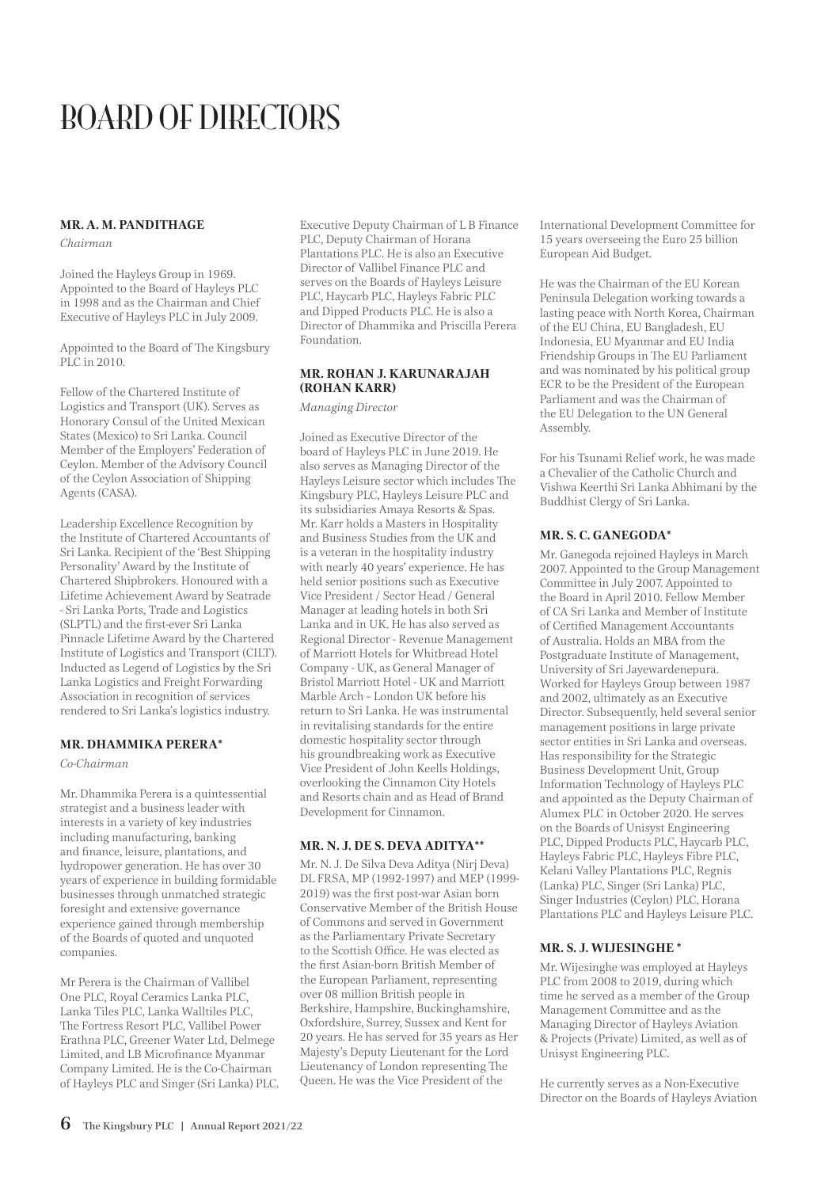# BOARD OF DIRECTORS

### MR. A. M. PANDITHAGE

*Chairman*

Joined the Hayleys Group in 1969. Appointed to the Board of Hayleys PLC in 1998 and as the Chairman and Chief Executive of Hayleys PLC in July 2009.

Appointed to the Board of The Kingsbury PLC in 2010.

Fellow of the Chartered Institute of Logistics and Transport (UK). Serves as Honorary Consul of the United Mexican States (Mexico) to Sri Lanka. Council Member of the Employers' Federation of Ceylon. Member of the Advisory Council of the Ceylon Association of Shipping Agents (CASA).

Leadership Excellence Recognition by the Institute of Chartered Accountants of Sri Lanka. Recipient of the 'Best Shipping Personality' Award by the Institute of Chartered Shipbrokers. Honoured with a Lifetime Achievement Award by Seatrade - Sri Lanka Ports, Trade and Logistics (SLPTL) and the first-ever Sri Lanka Pinnacle Lifetime Award by the Chartered Institute of Logistics and Transport (CILT). Inducted as Legend of Logistics by the Sri Lanka Logistics and Freight Forwarding Association in recognition of services rendered to Sri Lanka's logistics industry.

### MR. DHAMMIKA PERERA*

*Co-Chairman*

Mr. Dhammika Perera is a quintessential strategist and a business leader with interests in a variety of key industries including manufacturing, banking and finance, leisure, plantations, and hydropower generation. He has over 30 years of experience in building formidable businesses through unmatched strategic foresight and extensive governance experience gained through membership of the Boards of quoted and unquoted companies.

Mr Perera is the Chairman of Vallibel One PLC, Royal Ceramics Lanka PLC, Lanka Tiles PLC, Lanka Walltiles PLC, The Fortress Resort PLC, Vallibel Power Erathna PLC, Greener Water Ltd, Delmege Limited, and LB Microfinance Myanmar Company Limited. He is the Co-Chairman of Hayleys PLC and Singer (Sri Lanka) PLC. Executive Deputy Chairman of L B Finance PLC, Deputy Chairman of Horana Plantations PLC. He is also an Executive Director of Vallibel Finance PLC and serves on the Boards of Hayleys Leisure PLC, Haycarb PLC, Hayleys Fabric PLC and Dipped Products PLC. He is also a Director of Dhammika and Priscilla Perera Foundation.

### MR. ROHAN J. KARUNARAJAH (ROHAN KARR)

*Managing Director*

Joined as Executive Director of the board of Hayleys PLC in June 2019. He also serves as Managing Director of the Hayleys Leisure sector which includes The Kingsbury PLC, Hayleys Leisure PLC and its subsidiaries Amaya Resorts & Spas. Mr. Karr holds a Masters in Hospitality and Business Studies from the UK and is a veteran in the hospitality industry with nearly 40 years' experience. He has held senior positions such as Executive Vice President / Sector Head / General Manager at leading hotels in both Sri Lanka and in UK. He has also served as Regional Director - Revenue Management of Marriott Hotels for Whitbread Hotel Company - UK, as General Manager of Bristol Marriott Hotel - UK and Marriott Marble Arch – London UK before his return to Sri Lanka. He was instrumental in revitalising standards for the entire domestic hospitality sector through his groundbreaking work as Executive Vice President of John Keells Holdings, overlooking the Cinnamon City Hotels and Resorts chain and as Head of Brand Development for Cinnamon.

### MR. N. J. DE S. DEVA ADITYA**

Mr. N. J. De Silva Deva Aditya (Nirj Deva) DL FRSA, MP (1992-1997) and MEP (1999-2019) was the first post-war Asian born Conservative Member of the British House of Commons and served in Government as the Parliamentary Private Secretary to the Scottish Office. He was elected as the first Asian-born British Member of the European Parliament, representing over 08 million British people in Berkshire, Hampshire, Buckinghamshire, Oxfordshire, Surrey, Sussex and Kent for 20 years. He has served for 35 years as Her Majesty's Deputy Lieutenant for the Lord Lieutenancy of London representing The Queen. He was the Vice President of the International Development Committee for 15 years overseeing the Euro 25 billion European Aid Budget.

He was the Chairman of the EU Korean Peninsula Delegation working towards a lasting peace with North Korea, Chairman of the EU China, EU Bangladesh, EU Indonesia, EU Myanmar and EU India Friendship Groups in The EU Parliament and was nominated by his political group ECR to be the President of the European Parliament and was the Chairman of the EU Delegation to the UN General Assembly.

For his Tsunami Relief work, he was made a Chevalier of the Catholic Church and Vishwa Keerthi Sri Lanka Abhimani by the Buddhist Clergy of Sri Lanka.

### MR. S. C. GANEGODA*

Mr. Ganegoda rejoined Hayleys in March 2007. Appointed to the Group Management Committee in July 2007. Appointed to the Board in April 2010. Fellow Member of CA Sri Lanka and Member of Institute of Certified Management Accountants of Australia. Holds an MBA from the Postgraduate Institute of Management, University of Sri Jayewardenepura. Worked for Hayleys Group between 1987 and 2002, ultimately as an Executive Director. Subsequently, held several senior management positions in large private sector entities in Sri Lanka and overseas. Has responsibility for the Strategic Business Development Unit, Group Information Technology of Hayleys PLC and appointed as the Deputy Chairman of Alumex PLC in October 2020. He serves on the Boards of Unisyst Engineering PLC, Dipped Products PLC, Haycarb PLC, Hayleys Fabric PLC, Hayleys Fibre PLC, Kelani Valley Plantations PLC, Regnis (Lanka) PLC, Singer (Sri Lanka) PLC, Singer Industries (Ceylon) PLC, Horana Plantations PLC and Hayleys Leisure PLC.

### MR. S. J. WIJESINGHE *

Mr. Wijesinghe was employed at Hayleys PLC from 2008 to 2019, during which time he served as a member of the Group Management Committee and as the Managing Director of Hayleys Aviation & Projects (Private) Limited, as well as of Unisyst Engineering PLC.

He currently serves as a Non-Executive Director on the Boards of Hayleys Aviation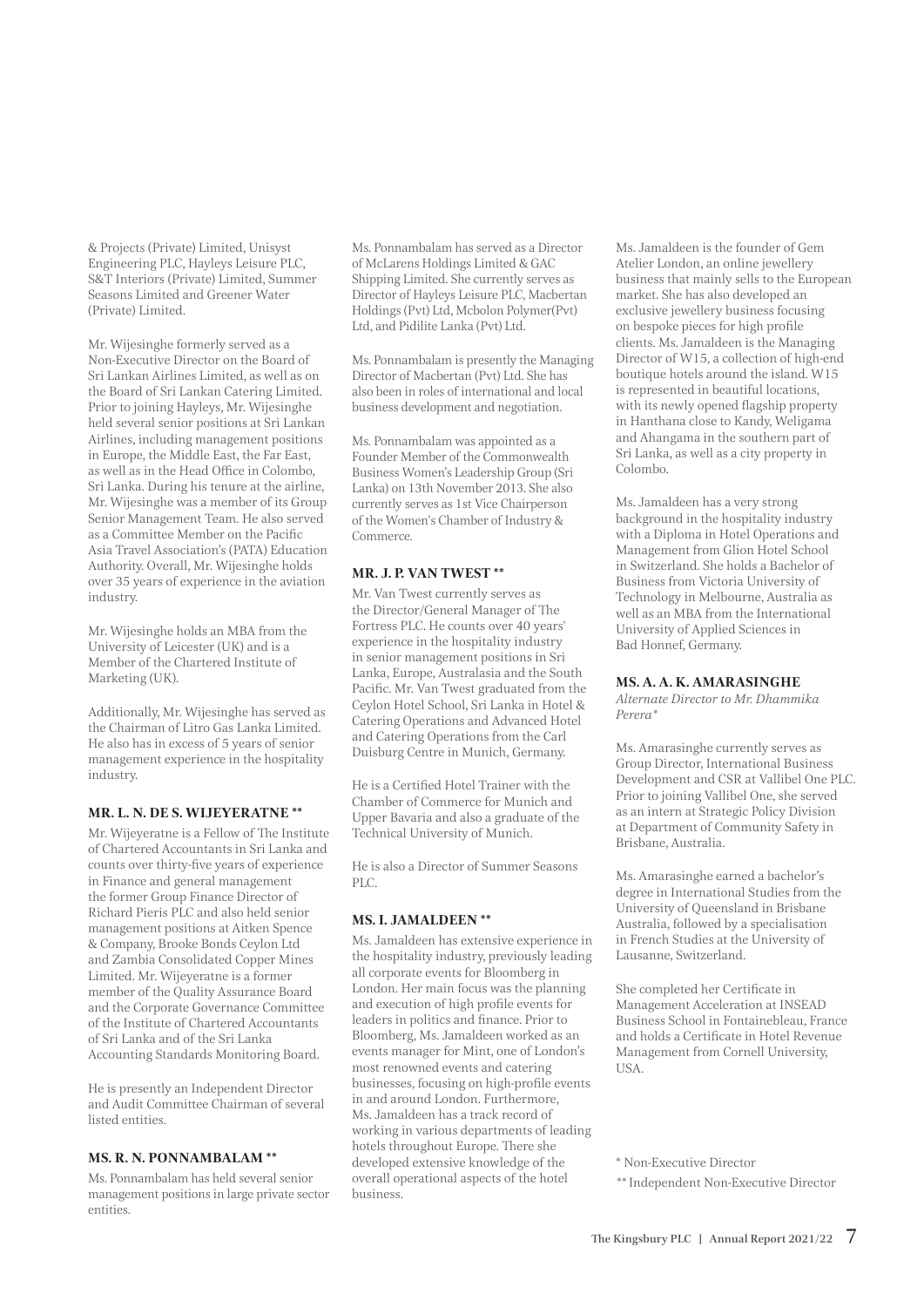& Projects (Private) Limited, Unisyst Engineering PLC, Hayleys Leisure PLC, S&T Interiors (Private) Limited, Summer Seasons Limited and Greener Water (Private) Limited.

Mr. Wijesinghe formerly served as a Non-Executive Director on the Board of Sri Lankan Airlines Limited, as well as on the Board of Sri Lankan Catering Limited. Prior to joining Hayleys, Mr. Wijesinghe held several senior positions at Sri Lankan Airlines, including management positions in Europe, the Middle East, the Far East, as well as in the Head Office in Colombo, Sri Lanka. During his tenure at the airline, Mr. Wijesinghe was a member of its Group Senior Management Team. He also served as a Committee Member on the Pacific Asia Travel Association's (PATA) Education Authority. Overall, Mr. Wijesinghe holds over 35 years of experience in the aviation industry.

Mr. Wijesinghe holds an MBA from the University of Leicester (UK) and is a Member of the Chartered Institute of Marketing (UK).

Additionally, Mr. Wijesinghe has served as the Chairman of Litro Gas Lanka Limited. He also has in excess of 5 years of senior management experience in the hospitality industry.

#### MR. L. N. DE S. WIJEYERATNE **

Mr. Wijeyeratne is a Fellow of The Institute of Chartered Accountants in Sri Lanka and counts over thirty-five years of experience in Finance and general management the former Group Finance Director of Richard Pieris PLC and also held senior management positions at Aitken Spence & Company, Brooke Bonds Ceylon Ltd and Zambia Consolidated Copper Mines Limited. Mr. Wijeyeratne is a former member of the Quality Assurance Board and the Corporate Governance Committee of the Institute of Chartered Accountants of Sri Lanka and of the Sri Lanka Accounting Standards Monitoring Board.

He is presently an Independent Director and Audit Committee Chairman of several listed entities.

#### MS. R. N. PONNAMBALAM **

Ms. Ponnambalam has held several senior management positions in large private sector entities.

Ms. Ponnambalam has served as a Director of McLarens Holdings Limited & GAC Shipping Limited. She currently serves as Director of Hayleys Leisure PLC, Macbertan Holdings (Pvt) Ltd, Mcbolon Polymer(Pvt) Ltd, and Pidilite Lanka (Pvt) Ltd.

Ms. Ponnambalam is presently the Managing Director of Macbertan (Pvt) Ltd. She has also been in roles of international and local business development and negotiation.

Ms. Ponnambalam was appointed as a Founder Member of the Commonwealth Business Women's Leadership Group (Sri Lanka) on 13th November 2013. She also currently serves as 1st Vice Chairperson of the Women's Chamber of Industry & Commerce.

#### MR. J. P. VAN TWEST **

Mr. Van Twest currently serves as the Director/General Manager of The Fortress PLC. He counts over 40 years' experience in the hospitality industry in senior management positions in Sri Lanka, Europe, Australasia and the South Pacific. Mr. Van Twest graduated from the Ceylon Hotel School, Sri Lanka in Hotel & Catering Operations and Advanced Hotel and Catering Operations from the Carl Duisburg Centre in Munich, Germany.

He is a Certified Hotel Trainer with the Chamber of Commerce for Munich and Upper Bavaria and also a graduate of the Technical University of Munich.

He is also a Director of Summer Seasons PLC.

#### MS. I. JAMALDEEN **

Ms. Jamaldeen has extensive experience in the hospitality industry, previously leading all corporate events for Bloomberg in London. Her main focus was the planning and execution of high profile events for leaders in politics and finance. Prior to Bloomberg, Ms. Jamaldeen worked as an events manager for Mint, one of London's most renowned events and catering businesses, focusing on high-profile events in and around London. Furthermore, Ms. Jamaldeen has a track record of working in various departments of leading hotels throughout Europe. There she developed extensive knowledge of the overall operational aspects of the hotel business.

Ms. Jamaldeen is the founder of Gem Atelier London, an online jewellery business that mainly sells to the European market. She has also developed an exclusive jewellery business focusing on bespoke pieces for high profile clients. Ms. Jamaldeen is the Managing Director of W15, a collection of high-end boutique hotels around the island. W15 is represented in beautiful locations, with its newly opened flagship property in Hanthana close to Kandy, Weligama and Ahangama in the southern part of Sri Lanka, as well as a city property in Colombo.

Ms. Jamaldeen has a very strong background in the hospitality industry with a Diploma in Hotel Operations and Management from Glion Hotel School in Switzerland. She holds a Bachelor of Business from Victoria University of Technology in Melbourne, Australia as well as an MBA from the International University of Applied Sciences in Bad Honnef, Germany.

#### MS. A. A. K. AMARASINGHE

*Alternate Director to Mr. Dhammika Perera**

Ms. Amarasinghe currently serves as Group Director, International Business Development and CSR at Vallibel One PLC. Prior to joining Vallibel One, she served as an intern at Strategic Policy Division at Department of Community Safety in Brisbane, Australia.

Ms. Amarasinghe earned a bachelor's degree in International Studies from the University of Queensland in Brisbane Australia, followed by a specialisation in French Studies at the University of Lausanne, Switzerland.

She completed her Certificate in Management Acceleration at INSEAD Business School in Fontainebleau, France and holds a Certificate in Hotel Revenue Management from Cornell University, USA.

\* Non-Executive Director

** Independent Non-Executive Director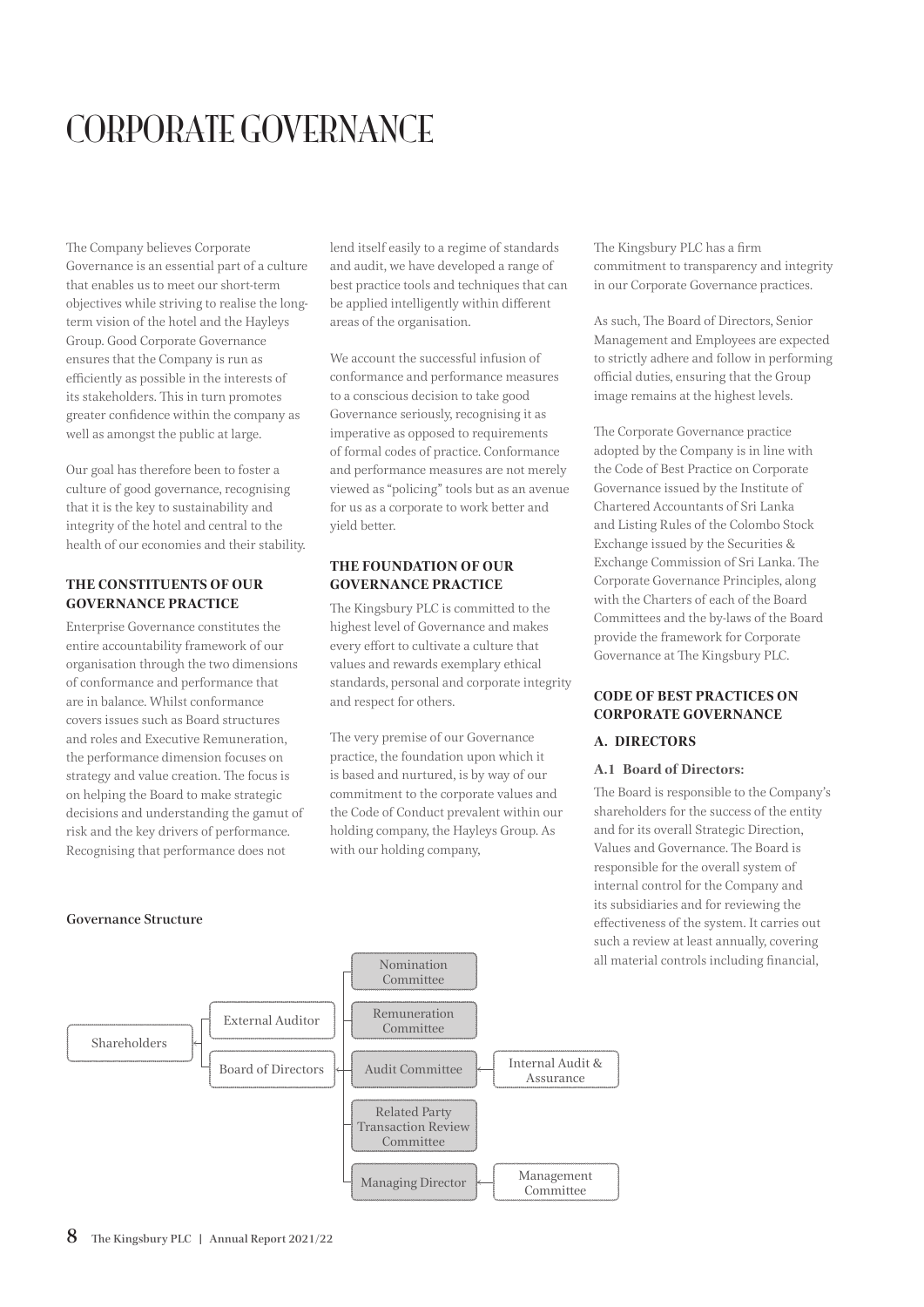# CORPORATE GOVERNANCE

The Company believes Corporate Governance is an essential part of a culture that enables us to meet our short-term objectives while striving to realise the long-term vision of the hotel and the Hayleys Group. Good Corporate Governance ensures that the Company is run as efficiently as possible in the interests of its stakeholders. This in turn promotes greater confidence within the company as well as amongst the public at large.

Our goal has therefore been to foster a culture of good governance, recognising that it is the key to sustainability and integrity of the hotel and central to the health of our economies and their stability.

### THE CONSTITUENTS OF OUR GOVERNANCE PRACTICE

Enterprise Governance constitutes the entire accountability framework of our organisation through the two dimensions of conformance and performance that are in balance. Whilst conformance covers issues such as Board structures and roles and Executive Remuneration, the performance dimension focuses on strategy and value creation. The focus is on helping the Board to make strategic decisions and understanding the gamut of risk and the key drivers of performance. Recognising that performance does not lend itself easily to a regime of standards and audit, we have developed a range of best practice tools and techniques that can be applied intelligently within different areas of the organisation.

We account the successful infusion of conformance and performance measures to a conscious decision to take good Governance seriously, recognising it as imperative as opposed to requirements of formal codes of practice. Conformance and performance measures are not merely viewed as "policing" tools but as an avenue for us as a corporate to work better and yield better.

### THE FOUNDATION OF OUR GOVERNANCE PRACTICE

The Kingsbury PLC is committed to the highest level of Governance and makes every effort to cultivate a culture that values and rewards exemplary ethical standards, personal and corporate integrity and respect for others.

The very premise of our Governance practice, the foundation upon which it is based and nurtured, is by way of our commitment to the corporate values and the Code of Conduct prevalent within our holding company, the Hayleys Group. As with our holding company, The Kingsbury PLC has a firm commitment to transparency and integrity in our Corporate Governance practices.

As such, The Board of Directors, Senior Management and Employees are expected to strictly adhere and follow in performing official duties, ensuring that the Group image remains at the highest levels.

The Corporate Governance practice adopted by the Company is in line with the Code of Best Practice on Corporate Governance issued by the Institute of Chartered Accountants of Sri Lanka and Listing Rules of the Colombo Stock Exchange issued by the Securities & Exchange Commission of Sri Lanka. The Corporate Governance Principles, along with the Charters of each of the Board Committees and the by-laws of the Board provide the framework for Corporate Governance at The Kingsbury PLC.

**Governance Structure**

- Shareholders
  - External Auditor
  - Board of Directors
    - Nomination Committee
    - Remuneration Committee
    - Audit Committee ← Internal Audit & Assurance
    - Related Party Transaction Review Committee
    - Managing Director ← Management Committee

### CODE OF BEST PRACTICES ON CORPORATE GOVERNANCE

#### A. DIRECTORS

#### A.1 Board of Directors:

The Board is responsible to the Company's shareholders for the success of the entity and for its overall Strategic Direction, Values and Governance. The Board is responsible for the overall system of internal control for the Company and its subsidiaries and for reviewing the effectiveness of the system. It carries out such a review at least annually, covering all material controls including financial,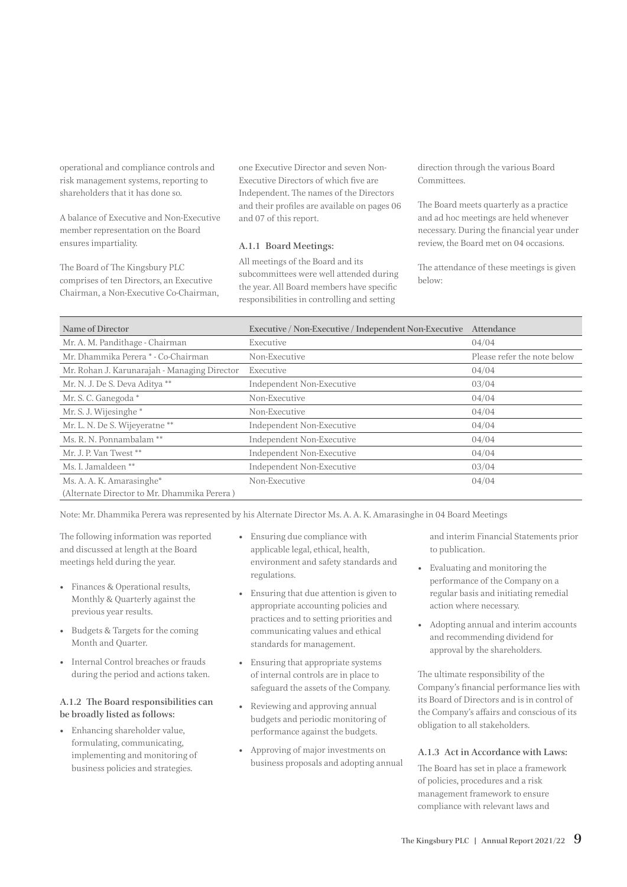operational and compliance controls and risk management systems, reporting to shareholders that it has done so.

A balance of Executive and Non-Executive member representation on the Board ensures impartiality.

The Board of The Kingsbury PLC comprises of ten Directors, an Executive Chairman, a Non-Executive Co-Chairman, one Executive Director and seven Non-Executive Directors of which five are Independent. The names of the Directors and their profiles are available on pages 06 and 07 of this report.

### A.1.1 Board Meetings:

All meetings of the Board and its subcommittees were well attended during the year. All Board members have specific responsibilities in controlling and setting direction through the various Board Committees.

The Board meets quarterly as a practice and ad hoc meetings are held whenever necessary. During the financial year under review, the Board met on 04 occasions.

The attendance of these meetings is given below:

| Name of Director | Executive / Non-Executive / Independent Non-Executive | Attendance |
|---|---|---|
| Mr. A. M. Pandithage - Chairman | Executive | 04/04 |
| Mr. Dhammika Perera * - Co-Chairman | Non-Executive | Please refer the note below |
| Mr. Rohan J. Karunarajah - Managing Director | Executive | 04/04 |
| Mr. N. J. De S. Deva Aditya ** | Independent Non-Executive | 03/04 |
| Mr. S. C. Ganegoda * | Non-Executive | 04/04 |
| Mr. S. J. Wijesinghe * | Non-Executive | 04/04 |
| Mr. L. N. De S. Wijeyeratne ** | Independent Non-Executive | 04/04 |
| Ms. R. N. Ponnambalam ** | Independent Non-Executive | 04/04 |
| Mr. J. P. Van Twest ** | Independent Non-Executive | 04/04 |
| Ms. I. Jamaldeen ** | Independent Non-Executive | 03/04 |
| Ms. A. A. K. Amarasinghe* (Alternate Director to Mr. Dhammika Perera ) | Non-Executive | 04/04 |

Note: Mr. Dhammika Perera was represented by his Alternate Director Ms. A. A. K. Amarasinghe in 04 Board Meetings

The following information was reported and discussed at length at the Board meetings held during the year.

- Finances & Operational results, Monthly & Quarterly against the previous year results.
- Budgets & Targets for the coming Month and Quarter.
- Internal Control breaches or frauds during the period and actions taken.

### A.1.2 The Board responsibilities can be broadly listed as follows:

- Enhancing shareholder value, formulating, communicating, implementing and monitoring of business policies and strategies.
- Ensuring due compliance with applicable legal, ethical, health, environment and safety standards and regulations.
- Ensuring that due attention is given to appropriate accounting policies and practices and to setting priorities and communicating values and ethical standards for management.
- Ensuring that appropriate systems of internal controls are in place to safeguard the assets of the Company.
- Reviewing and approving annual budgets and periodic monitoring of performance against the budgets.
- Approving of major investments on business proposals and adopting annual and interim Financial Statements prior to publication.
- Evaluating and monitoring the performance of the Company on a regular basis and initiating remedial action where necessary.
- Adopting annual and interim accounts and recommending dividend for approval by the shareholders.

The ultimate responsibility of the Company's financial performance lies with its Board of Directors and is in control of the Company's affairs and conscious of its obligation to all stakeholders.

### A.1.3 Act in Accordance with Laws:

The Board has set in place a framework of policies, procedures and a risk management framework to ensure compliance with relevant laws and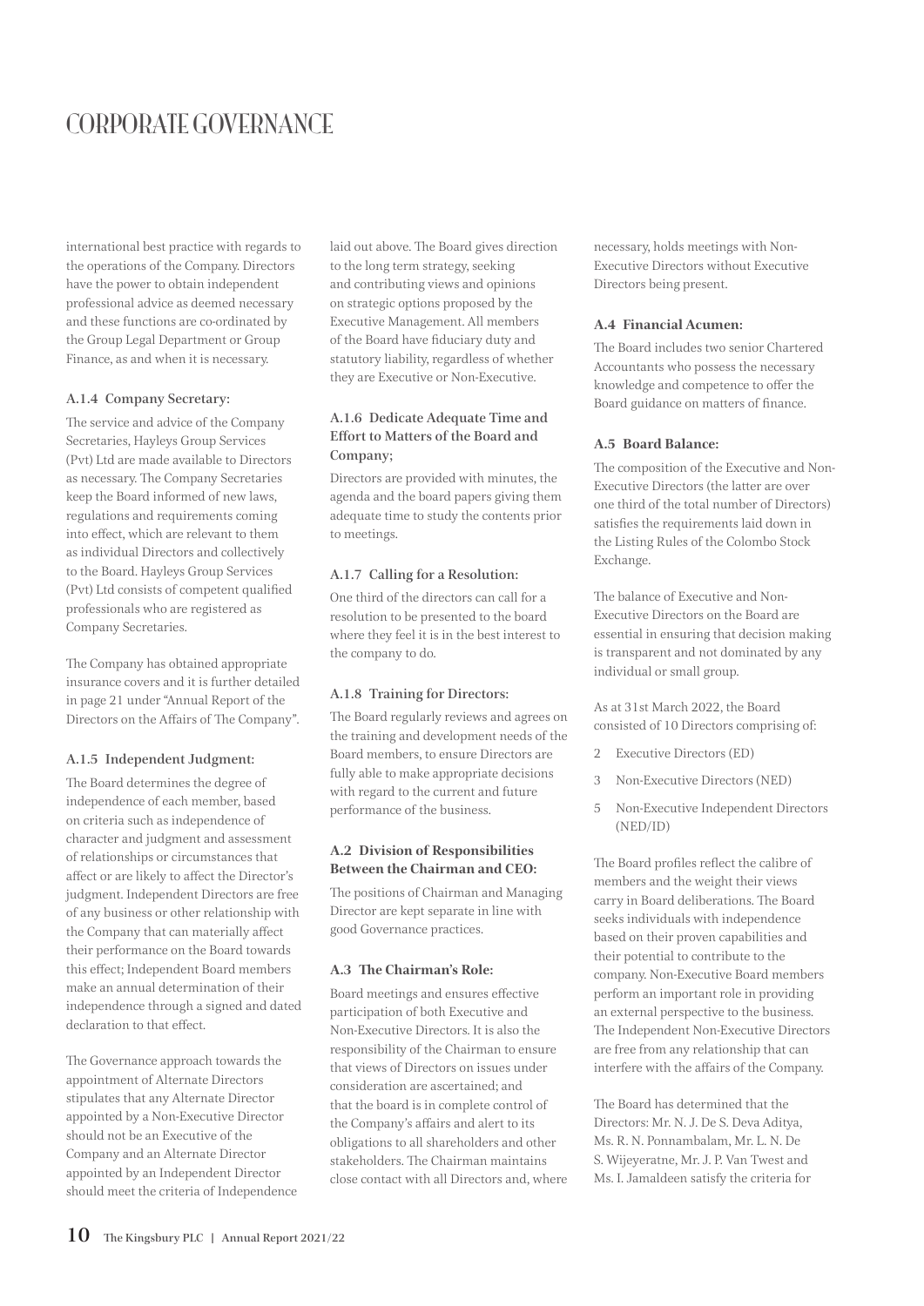# CORPORATE GOVERNANCE

international best practice with regards to the operations of the Company. Directors have the power to obtain independent professional advice as deemed necessary and these functions are co-ordinated by the Group Legal Department or Group Finance, as and when it is necessary.

### A.1.4 Company Secretary:

The service and advice of the Company Secretaries, Hayleys Group Services (Pvt) Ltd are made available to Directors as necessary. The Company Secretaries keep the Board informed of new laws, regulations and requirements coming into effect, which are relevant to them as individual Directors and collectively to the Board. Hayleys Group Services (Pvt) Ltd consists of competent qualified professionals who are registered as Company Secretaries.

The Company has obtained appropriate insurance covers and it is further detailed in page 21 under "Annual Report of the Directors on the Affairs of The Company".

### A.1.5 Independent Judgment:

The Board determines the degree of independence of each member, based on criteria such as independence of character and judgment and assessment of relationships or circumstances that affect or are likely to affect the Director's judgment. Independent Directors are free of any business or other relationship with the Company that can materially affect their performance on the Board towards this effect; Independent Board members make an annual determination of their independence through a signed and dated declaration to that effect.

The Governance approach towards the appointment of Alternate Directors stipulates that any Alternate Director appointed by a Non-Executive Director should not be an Executive of the Company and an Alternate Director appointed by an Independent Director should meet the criteria of Independence laid out above. The Board gives direction to the long term strategy, seeking and contributing views and opinions on strategic options proposed by the Executive Management. All members of the Board have fiduciary duty and statutory liability, regardless of whether they are Executive or Non-Executive.

### A.1.6 Dedicate Adequate Time and Effort to Matters of the Board and Company;

Directors are provided with minutes, the agenda and the board papers giving them adequate time to study the contents prior to meetings.

### A.1.7 Calling for a Resolution:

One third of the directors can call for a resolution to be presented to the board where they feel it is in the best interest to the company to do.

### A.1.8 Training for Directors:

The Board regularly reviews and agrees on the training and development needs of the Board members, to ensure Directors are fully able to make appropriate decisions with regard to the current and future performance of the business.

### A.2 Division of Responsibilities Between the Chairman and CEO:

The positions of Chairman and Managing Director are kept separate in line with good Governance practices.

### A.3 The Chairman's Role:

Board meetings and ensures effective participation of both Executive and Non-Executive Directors. It is also the responsibility of the Chairman to ensure that views of Directors on issues under consideration are ascertained; and that the board is in complete control of the Company's affairs and alert to its obligations to all shareholders and other stakeholders. The Chairman maintains close contact with all Directors and, where necessary, holds meetings with Non-Executive Directors without Executive Directors being present.

### A.4 Financial Acumen:

The Board includes two senior Chartered Accountants who possess the necessary knowledge and competence to offer the Board guidance on matters of finance.

### A.5 Board Balance:

The composition of the Executive and Non-Executive Directors (the latter are over one third of the total number of Directors) satisfies the requirements laid down in the Listing Rules of the Colombo Stock Exchange.

The balance of Executive and Non-Executive Directors on the Board are essential in ensuring that decision making is transparent and not dominated by any individual or small group.

As at 31st March 2022, the Board consisted of 10 Directors comprising of:

- 2 Executive Directors (ED)
- 3 Non-Executive Directors (NED)
- 5 Non-Executive Independent Directors (NED/ID)

The Board profiles reflect the calibre of members and the weight their views carry in Board deliberations. The Board seeks individuals with independence based on their proven capabilities and their potential to contribute to the company. Non-Executive Board members perform an important role in providing an external perspective to the business. The Independent Non-Executive Directors are free from any relationship that can interfere with the affairs of the Company.

The Board has determined that the Directors: Mr. N. J. De S. Deva Aditya, Ms. R. N. Ponnambalam, Mr. L. N. De S. Wijeyeratne, Mr. J. P. Van Twest and Ms. I. Jamaldeen satisfy the criteria for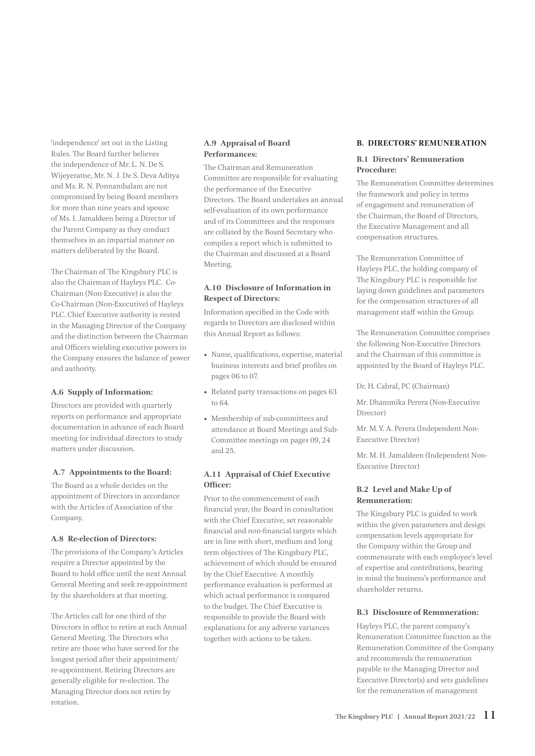'independence' set out in the Listing Rules. The Board further believes the independence of Mr. L. N. De S. Wijeyeratne, Mr. N. J. De S. Deva Aditya and Ms. R. N. Ponnambalam are not compromised by being Board members for more than nine years and spouse of Ms. I. Jamaldeen being a Director of the Parent Company as they conduct themselves in an impartial manner on matters deliberated by the Board.

The Chairman of The Kingsbury PLC is also the Chairman of Hayleys PLC. Co-Chairman (Non-Executive) is also the Co-Chairman (Non-Executive) of Hayleys PLC. Chief Executive authority is vested in the Managing Director of the Company and the distinction between the Chairman and Officers wielding executive powers in the Company ensures the balance of power and authority.

#### A.6 Supply of Information:

Directors are provided with quarterly reports on performance and appropriate documentation in advance of each Board meeting for individual directors to study matters under discussion.

#### A.7 Appointments to the Board:

The Board as a whole decides on the appointment of Directors in accordance with the Articles of Association of the Company.

#### A.8 Re-election of Directors:

The provisions of the Company's Articles require a Director appointed by the Board to hold office until the next Annual General Meeting and seek re-appointment by the shareholders at that meeting.

The Articles call for one third of the Directors in office to retire at each Annual General Meeting. The Directors who retire are those who have served for the longest period after their appointment/re-appointment. Retiring Directors are generally eligible for re-election. The Managing Director does not retire by rotation.

#### A.9 Appraisal of Board Performances:

The Chairman and Remuneration Committee are responsible for evaluating the performance of the Executive Directors. The Board undertakes an annual self-evaluation of its own performance and of its Committees and the responses are collated by the Board Secretary who compiles a report which is submitted to the Chairman and discussed at a Board Meeting.

#### A.10 Disclosure of Information in Respect of Directors:

Information specified in the Code with regards to Directors are disclosed within this Annual Report as follows:

- Name, qualifications, expertise, material business interests and brief profiles on pages 06 to 07.
- Related party transactions on pages 63 to 64.
- Membership of sub-committees and attendance at Board Meetings and Sub-Committee meetings on pages 09, 24 and 25.

#### A.11 Appraisal of Chief Executive Officer:

Prior to the commencement of each financial year, the Board in consultation with the Chief Executive, set reasonable financial and non-financial targets which are in line with short, medium and long term objectives of The Kingsbury PLC, achievement of which should be ensured by the Chief Executive. A monthly performance evaluation is performed at which actual performance is compared to the budget. The Chief Executive is responsible to provide the Board with explanations for any adverse variances together with actions to be taken.

### B. DIRECTORS' REMUNERATION

#### B.1 Directors' Remuneration Procedure:

The Remuneration Committee determines the framework and policy in terms of engagement and remuneration of the Chairman, the Board of Directors, the Executive Management and all compensation structures.

The Remuneration Committee of Hayleys PLC, the holding company of The Kingsbury PLC is responsible for laying down guidelines and parameters for the compensation structures of all management staff within the Group.

The Remuneration Committee comprises the following Non-Executive Directors and the Chairman of this committee is appointed by the Board of Hayleys PLC.

Dr. H. Cabral, PC (Chairman)

Mr. Dhammika Perera (Non-Executive Director)

Mr. M. Y. A. Perera (Independent Non-Executive Director)

Mr. M. H. Jamaldeen (Independent Non-Executive Director)

#### B.2 Level and Make Up of Remuneration:

The Kingsbury PLC is guided to work within the given parameters and design compensation levels appropriate for the Company within the Group and commensurate with each employee's level of expertise and contributions, bearing in mind the business's performance and shareholder returns.

#### B.3 Disclosure of Remuneration:

Hayleys PLC, the parent company's Remuneration Committee function as the Remuneration Committee of the Company and recommends the remuneration payable to the Managing Director and Executive Director(s) and sets guidelines for the remuneration of management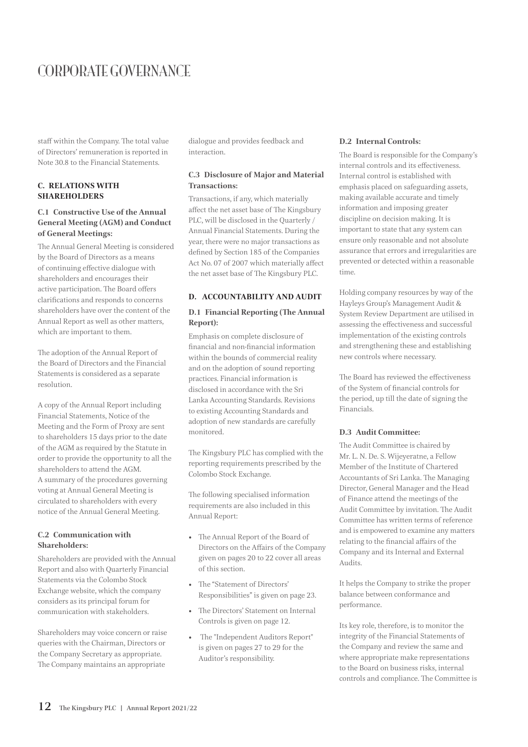# CORPORATE GOVERNANCE

staff within the Company. The total value of Directors' remuneration is reported in Note 30.8 to the Financial Statements.

### C. RELATIONS WITH SHAREHOLDERS

#### C.1 Constructive Use of the Annual General Meeting (AGM) and Conduct of General Meetings:

The Annual General Meeting is considered by the Board of Directors as a means of continuing effective dialogue with shareholders and encourages their active participation. The Board offers clarifications and responds to concerns shareholders have over the content of the Annual Report as well as other matters, which are important to them.

The adoption of the Annual Report of the Board of Directors and the Financial Statements is considered as a separate resolution.

A copy of the Annual Report including Financial Statements, Notice of the Meeting and the Form of Proxy are sent to shareholders 15 days prior to the date of the AGM as required by the Statute in order to provide the opportunity to all the shareholders to attend the AGM. A summary of the procedures governing voting at Annual General Meeting is circulated to shareholders with every notice of the Annual General Meeting.

#### C.2 Communication with Shareholders:

Shareholders are provided with the Annual Report and also with Quarterly Financial Statements via the Colombo Stock Exchange website, which the company considers as its principal forum for communication with stakeholders.

Shareholders may voice concern or raise queries with the Chairman, Directors or the Company Secretary as appropriate. The Company maintains an appropriate dialogue and provides feedback and interaction.

#### C.3 Disclosure of Major and Material Transactions:

Transactions, if any, which materially affect the net asset base of The Kingsbury PLC, will be disclosed in the Quarterly / Annual Financial Statements. During the year, there were no major transactions as defined by Section 185 of the Companies Act No. 07 of 2007 which materially affect the net asset base of The Kingsbury PLC.

### D. ACCOUNTABILITY AND AUDIT

#### D.1 Financial Reporting (The Annual Report):

Emphasis on complete disclosure of financial and non-financial information within the bounds of commercial reality and on the adoption of sound reporting practices. Financial information is disclosed in accordance with the Sri Lanka Accounting Standards. Revisions to existing Accounting Standards and adoption of new standards are carefully monitored.

The Kingsbury PLC has complied with the reporting requirements prescribed by the Colombo Stock Exchange.

The following specialised information requirements are also included in this Annual Report:

- The Annual Report of the Board of Directors on the Affairs of the Company given on pages 20 to 22 cover all areas of this section.
- The "Statement of Directors' Responsibilities" is given on page 23.
- The Directors' Statement on Internal Controls is given on page 12.
- The "Independent Auditors Report" is given on pages 27 to 29 for the Auditor's responsibility.

#### D.2 Internal Controls:

The Board is responsible for the Company's internal controls and its effectiveness. Internal control is established with emphasis placed on safeguarding assets, making available accurate and timely information and imposing greater discipline on decision making. It is important to state that any system can ensure only reasonable and not absolute assurance that errors and irregularities are prevented or detected within a reasonable time.

Holding company resources by way of the Hayleys Group's Management Audit & System Review Department are utilised in assessing the effectiveness and successful implementation of the existing controls and strengthening these and establishing new controls where necessary.

The Board has reviewed the effectiveness of the System of financial controls for the period, up till the date of signing the Financials.

#### D.3 Audit Committee:

The Audit Committee is chaired by Mr. L. N. De. S. Wijeyeratne, a Fellow Member of the Institute of Chartered Accountants of Sri Lanka. The Managing Director, General Manager and the Head of Finance attend the meetings of the Audit Committee by invitation. The Audit Committee has written terms of reference and is empowered to examine any matters relating to the financial affairs of the Company and its Internal and External Audits.

It helps the Company to strike the proper balance between conformance and performance.

Its key role, therefore, is to monitor the integrity of the Financial Statements of the Company and review the same and where appropriate make representations to the Board on business risks, internal controls and compliance. The Committee is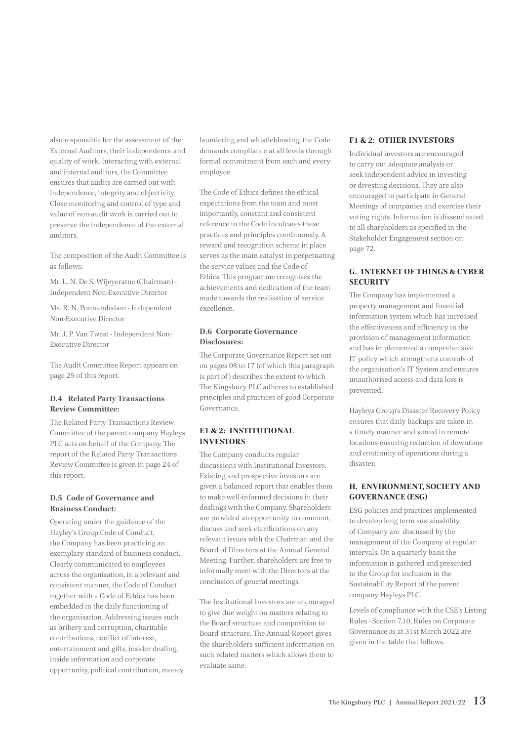also responsible for the assessment of the External Auditors, their independence and quality of work. Interacting with external and internal auditors, the Committee ensures that audits are carried out with independence, integrity and objectivity. Close monitoring and control of type and value of non-audit work is carried out to preserve the independence of the external auditors.

The composition of the Audit Committee is as follows:

Mr. L. N. De S. Wijeyeratne (Chairman) - Independent Non-Executive Director

Ms. R. N. Ponnambalam - Independent Non-Executive Director

Mr. J. P. Van Twest - Independent Non-Executive Director

The Audit Committee Report appears on page 25 of this report.

### D.4 Related Party Transactions Review Committee:

The Related Party Transactions Review Committee of the parent company Hayleys PLC acts on behalf of the Company. The report of the Related Party Transactions Review Committee is given in page 24 of this report.

### D.5 Code of Governance and Business Conduct:

Operating under the guidance of the Hayley's Group Code of Conduct, the Company has been practicing an exemplary standard of business conduct. Clearly communicated to employees across the organisation, in a relevant and consistent manner, the Code of Conduct together with a Code of Ethics has been embedded in the daily functioning of the organisation. Addressing issues such as bribery and corruption, charitable contributions, conflict of interest, entertainment and gifts, insider dealing, inside information and corporate opportunity, political contribution, money laundering and whistleblowing, the Code demands compliance at all levels through formal commitment from each and every employee.

The Code of Ethics defines the ethical expectations from the team and most importantly, constant and consistent reference to the Code inculcates these practices and principles continuously. A reward and recognition scheme in place serves as the main catalyst in perpetuating the service values and the Code of Ethics. This programme recognises the achievements and dedication of the team made towards the realisation of service excellence.

### D.6 Corporate Governance Disclosures:

The Corporate Governance Report set out on pages 08 to 17 (of which this paragraph is part of) describes the extent to which The Kingsbury PLC adheres to established principles and practices of good Corporate Governance.

### E1 & 2: INSTITUTIONAL INVESTORS

The Company conducts regular discussions with Institutional Investors. Existing and prospective investors are given a balanced report that enables them to make well-informed decisions in their dealings with the Company. Shareholders are provided an opportunity to comment, discuss and seek clarifications on any relevant issues with the Chairman and the Board of Directors at the Annual General Meeting. Further, shareholders are free to informally meet with the Directors at the conclusion of general meetings.

The Institutional Investors are encouraged to give due weight on matters relating to the Board structure and composition to Board structure. The Annual Report gives the shareholders sufficient information on such related matters which allows them to evaluate same.

### F1 & 2: OTHER INVESTORS

Individual investors are encouraged to carry out adequate analysis or seek independent advice in investing or divesting decisions. They are also encouraged to participate in General Meetings of companies and exercise their voting rights. Information is disseminated to all shareholders as specified in the Stakeholder Engagement section on page 72.

### G. INTERNET OF THINGS & CYBER SECURITY

The Company has implemented a property management and financial information system which has increased the effectiveness and efficiency in the provision of management information and has implemented a comprehensive IT policy which strengthens controls of the organisation's IT System and ensures unauthorised access and data loss is prevented.

Hayleys Group's Disaster Recovery Policy ensures that daily backups are taken in a timely manner and stored in remote locations ensuring reduction of downtime and continuity of operations during a disaster.

### H. ENVIRONMENT, SOCIETY AND GOVERNANCE (ESG)

ESG policies and practices implemented to develop long term sustainability of Company are discussed by the management of the Company at regular intervals. On a quarterly basis the information is gathered and presented to the Group for inclusion in the Sustainability Report of the parent company Hayleys PLC.

Levels of compliance with the CSE's Listing Rules - Section 7.10, Rules on Corporate Governance as at 31st March 2022 are given in the table that follows.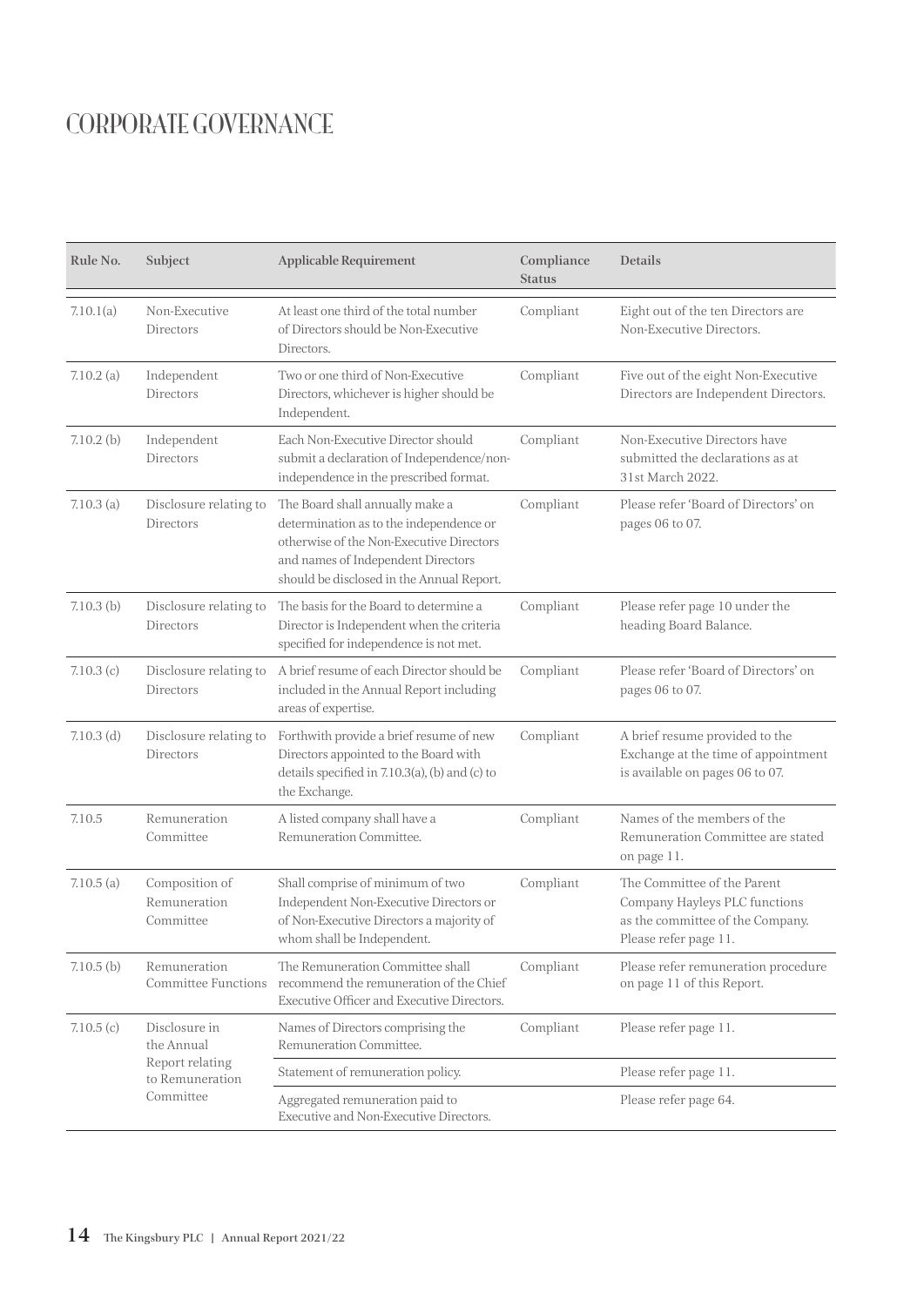# CORPORATE GOVERNANCE

| Rule No. | Subject | Applicable Requirement | Compliance Status | Details |
|---|---|---|---|---|
| 7.10.1(a) | Non-Executive Directors | At least one third of the total number of Directors should be Non-Executive Directors. | Compliant | Eight out of the ten Directors are Non-Executive Directors. |
| 7.10.2 (a) | Independent Directors | Two or one third of Non-Executive Directors, whichever is higher should be Independent. | Compliant | Five out of the eight Non-Executive Directors are Independent Directors. |
| 7.10.2 (b) | Independent Directors | Each Non-Executive Director should submit a declaration of Independence/non-independence in the prescribed format. | Compliant | Non-Executive Directors have submitted the declarations as at 31st March 2022. |
| 7.10.3 (a) | Disclosure relating to Directors | The Board shall annually make a determination as to the independence or otherwise of the Non-Executive Directors and names of Independent Directors should be disclosed in the Annual Report. | Compliant | Please refer 'Board of Directors' on pages 06 to 07. |
| 7.10.3 (b) | Disclosure relating to Directors | The basis for the Board to determine a Director is Independent when the criteria specified for independence is not met. | Compliant | Please refer page 10 under the heading Board Balance. |
| 7.10.3 (c) | Disclosure relating to Directors | A brief resume of each Director should be included in the Annual Report including areas of expertise. | Compliant | Please refer 'Board of Directors' on pages 06 to 07. |
| 7.10.3 (d) | Disclosure relating to Directors | Forthwith provide a brief resume of new Directors appointed to the Board with details specified in 7.10.3(a), (b) and (c) to the Exchange. | Compliant | A brief resume provided to the Exchange at the time of appointment is available on pages 06 to 07. |
| 7.10.5 | Remuneration Committee | A listed company shall have a Remuneration Committee. | Compliant | Names of the members of the Remuneration Committee are stated on page 11. |
| 7.10.5 (a) | Composition of Remuneration Committee | Shall comprise of minimum of two Independent Non-Executive Directors or of Non-Executive Directors a majority of whom shall be Independent. | Compliant | The Committee of the Parent Company Hayleys PLC functions as the committee of the Company. Please refer page 11. |
| 7.10.5 (b) | Remuneration Committee Functions | The Remuneration Committee shall recommend the remuneration of the Chief Executive Officer and Executive Directors. | Compliant | Please refer remuneration procedure on page 11 of this Report. |
| 7.10.5 (c) | Disclosure in the Annual Report relating to Remuneration Committee | Names of Directors comprising the Remuneration Committee. | Compliant | Please refer page 11. |
| | | Statement of remuneration policy. | | Please refer page 11. |
| | | Aggregated remuneration paid to Executive and Non-Executive Directors. | | Please refer page 64. |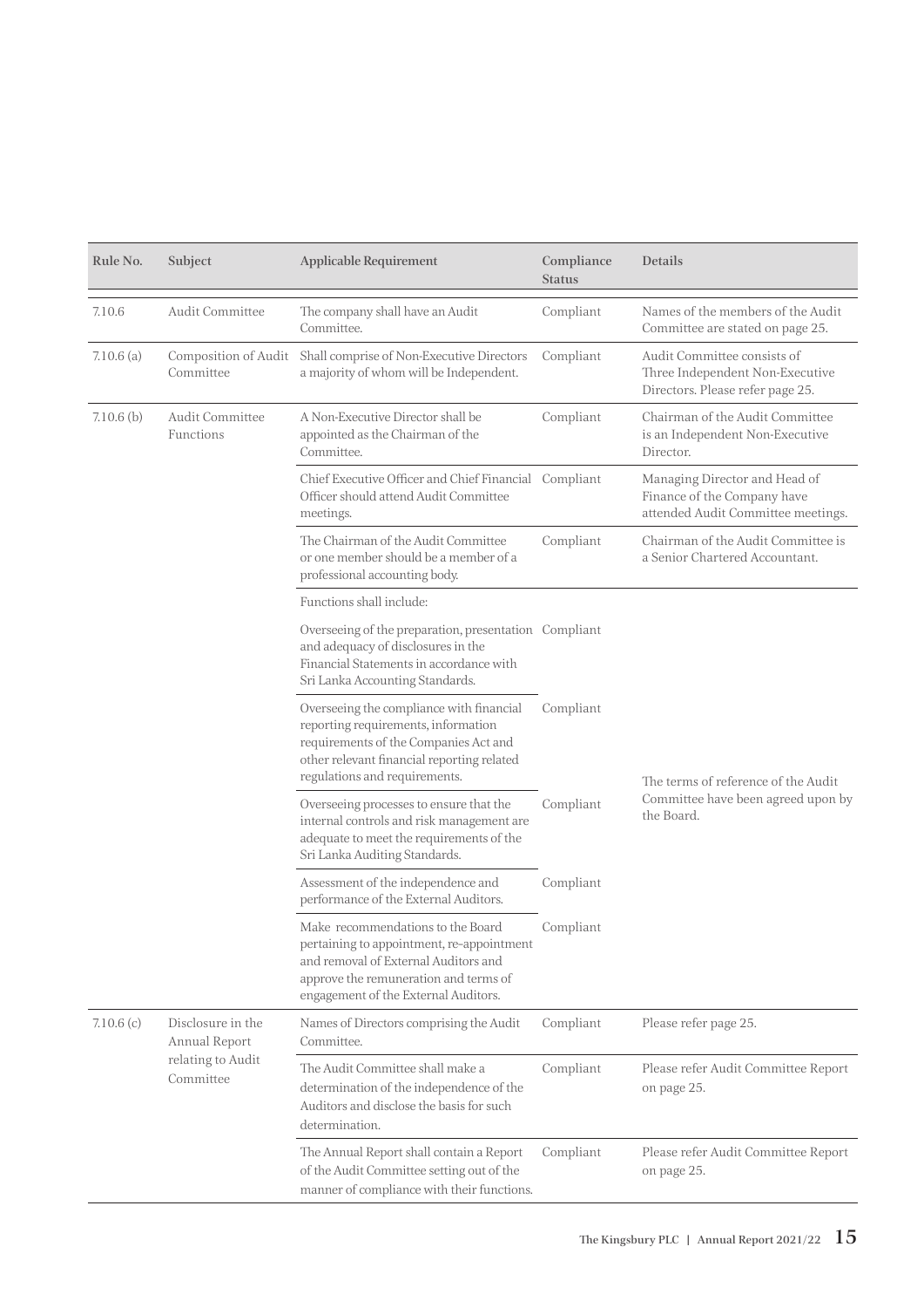| Rule No. | Subject | Applicable Requirement | Compliance Status | Details |
|---|---|---|---|---|
| 7.10.6 | Audit Committee | The company shall have an Audit Committee. | Compliant | Names of the members of the Audit Committee are stated on page 25. |
| 7.10.6 (a) | Composition of Audit Committee | Shall comprise of Non-Executive Directors a majority of whom will be Independent. | Compliant | Audit Committee consists of Three Independent Non-Executive Directors. Please refer page 25. |
| 7.10.6 (b) | Audit Committee Functions | A Non-Executive Director shall be appointed as the Chairman of the Committee. | Compliant | Chairman of the Audit Committee is an Independent Non-Executive Director. |
| | | Chief Executive Officer and Chief Financial Officer should attend Audit Committee meetings. | Compliant | Managing Director and Head of Finance of the Company have attended Audit Committee meetings. |
| | | The Chairman of the Audit Committee or one member should be a member of a professional accounting body. | Compliant | Chairman of the Audit Committee is a Senior Chartered Accountant. |
| | | Functions shall include: | | The terms of reference of the Audit Committee have been agreed upon by the Board. |
| | | Overseeing of the preparation, presentation and adequacy of disclosures in the Financial Statements in accordance with Sri Lanka Accounting Standards. | Compliant | |
| | | Overseeing the compliance with financial reporting requirements, information requirements of the Companies Act and other relevant financial reporting related regulations and requirements. | Compliant | |
| | | Overseeing processes to ensure that the internal controls and risk management are adequate to meet the requirements of the Sri Lanka Auditing Standards. | Compliant | |
| | | Assessment of the independence and performance of the External Auditors. | Compliant | |
| | | Make recommendations to the Board pertaining to appointment, re-appointment and removal of External Auditors and approve the remuneration and terms of engagement of the External Auditors. | Compliant | |
| 7.10.6 (c) | Disclosure in the Annual Report relating to Audit Committee | Names of Directors comprising the Audit Committee. | Compliant | Please refer page 25. |
| | | The Audit Committee shall make a determination of the independence of the Auditors and disclose the basis for such determination. | Compliant | Please refer Audit Committee Report on page 25. |
| | | The Annual Report shall contain a Report of the Audit Committee setting out of the manner of compliance with their functions. | Compliant | Please refer Audit Committee Report on page 25. |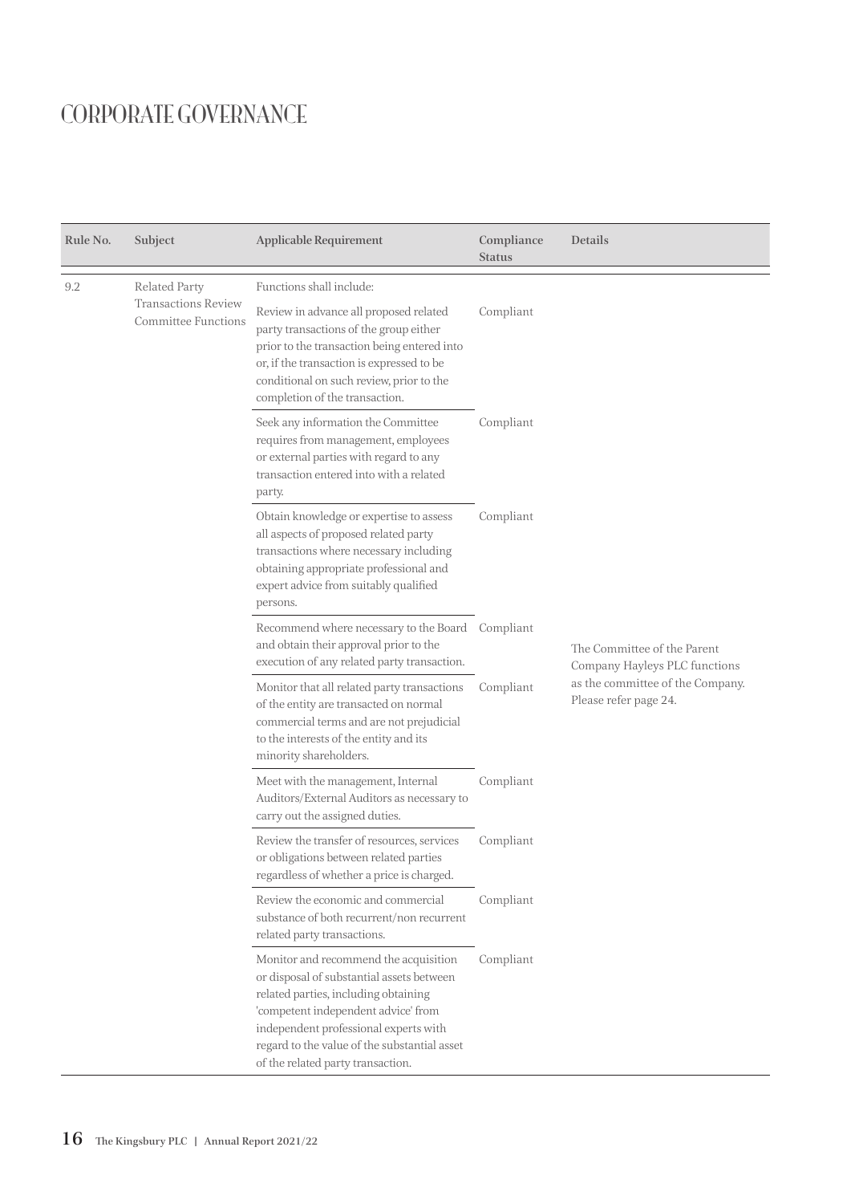# CORPORATE GOVERNANCE

| Rule No. | Subject | Applicable Requirement | Compliance Status | Details |
|---|---|---|---|---|
| 9.2 | Related Party Transactions Review Committee Functions | Functions shall include: | | |
| | | Review in advance all proposed related party transactions of the group either prior to the transaction being entered into or, if the transaction is expressed to be conditional on such review, prior to the completion of the transaction. | Compliant | |
| | | Seek any information the Committee requires from management, employees or external parties with regard to any transaction entered into with a related party. | Compliant | |
| | | Obtain knowledge or expertise to assess all aspects of proposed related party transactions where necessary including obtaining appropriate professional and expert advice from suitably qualified persons. | Compliant | |
| | | Recommend where necessary to the Board and obtain their approval prior to the execution of any related party transaction. | Compliant | The Committee of the Parent Company Hayleys PLC functions as the committee of the Company. Please refer page 24. |
| | | Monitor that all related party transactions of the entity are transacted on normal commercial terms and are not prejudicial to the interests of the entity and its minority shareholders. | Compliant | |
| | | Meet with the management, Internal Auditors/External Auditors as necessary to carry out the assigned duties. | Compliant | |
| | | Review the transfer of resources, services or obligations between related parties regardless of whether a price is charged. | Compliant | |
| | | Review the economic and commercial substance of both recurrent/non recurrent related party transactions. | Compliant | |
| | | Monitor and recommend the acquisition or disposal of substantial assets between related parties, including obtaining 'competent independent advice' from independent professional experts with regard to the value of the substantial asset of the related party transaction. | Compliant | |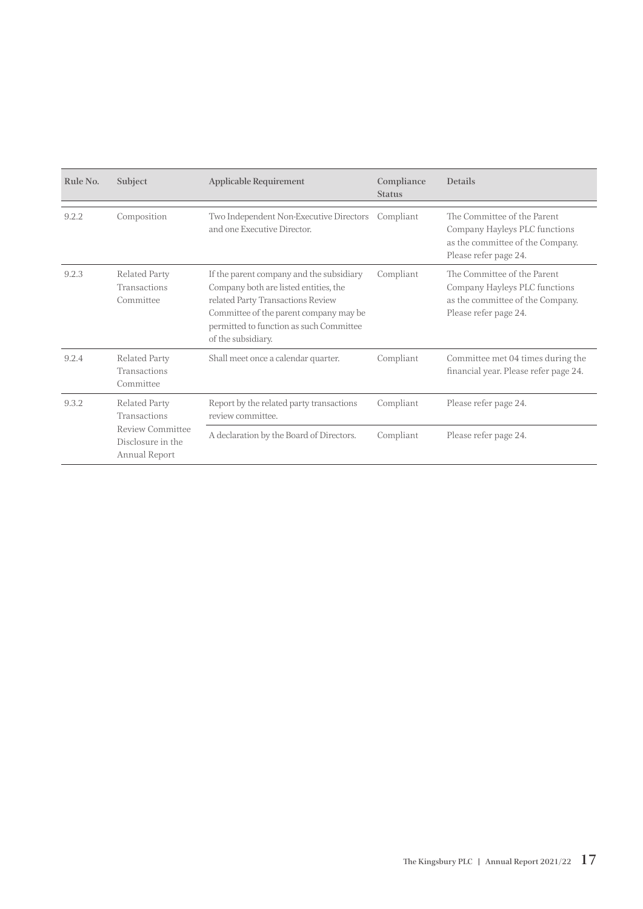| Rule No. | Subject | Applicable Requirement | Compliance Status | Details |
|---|---|---|---|---|
| 9.2.2 | Composition | Two Independent Non-Executive Directors and one Executive Director. | Compliant | The Committee of the Parent Company Hayleys PLC functions as the committee of the Company. Please refer page 24. |
| 9.2.3 | Related Party Transactions Committee | If the parent company and the subsidiary Company both are listed entities, the related Party Transactions Review Committee of the parent company may be permitted to function as such Committee of the subsidiary. | Compliant | The Committee of the Parent Company Hayleys PLC functions as the committee of the Company. Please refer page 24. |
| 9.2.4 | Related Party Transactions Committee | Shall meet once a calendar quarter. | Compliant | Committee met 04 times during the financial year. Please refer page 24. |
| 9.3.2 | Related Party Transactions Review Committee Disclosure in the Annual Report | Report by the related party transactions review committee. | Compliant | Please refer page 24. |
| | | A declaration by the Board of Directors. | Compliant | Please refer page 24. |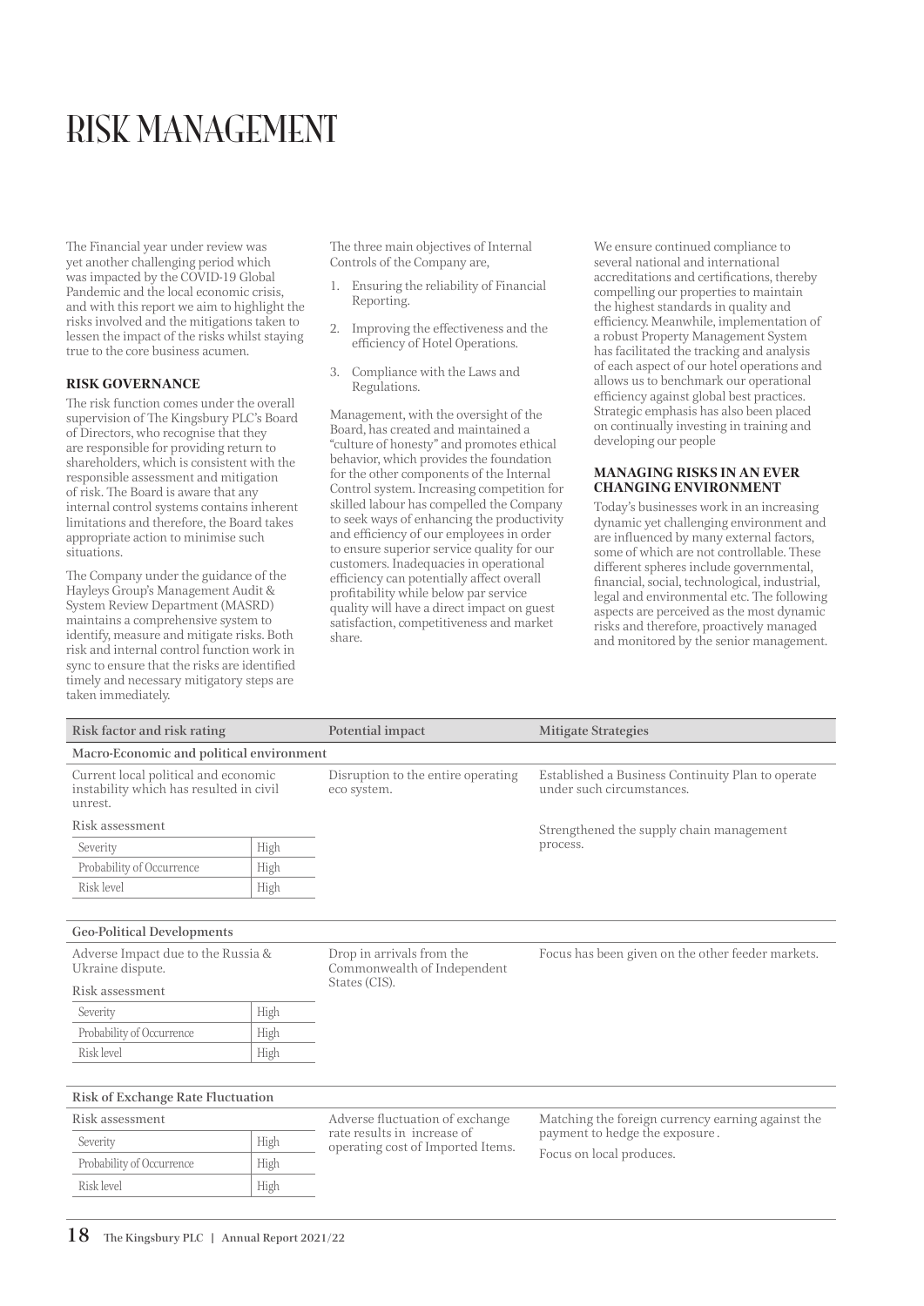# RISK MANAGEMENT

The Financial year under review was yet another challenging period which was impacted by the COVID-19 Global Pandemic and the local economic crisis, and with this report we aim to highlight the risks involved and the mitigations taken to lessen the impact of the risks whilst staying true to the core business acumen.

### RISK GOVERNANCE

The risk function comes under the overall supervision of The Kingsbury PLC's Board of Directors, who recognise that they are responsible for providing return to shareholders, which is consistent with the responsible assessment and mitigation of risk. The Board is aware that any internal control systems contains inherent limitations and therefore, the Board takes appropriate action to minimise such situations.

The Company under the guidance of the Hayleys Group's Management Audit & System Review Department (MASRD) maintains a comprehensive system to identify, measure and mitigate risks. Both risk and internal control function work in sync to ensure that the risks are identified timely and necessary mitigatory steps are taken immediately.

The three main objectives of Internal Controls of the Company are,

1. Ensuring the reliability of Financial Reporting.
2. Improving the effectiveness and the efficiency of Hotel Operations.
3. Compliance with the Laws and Regulations.

Management, with the oversight of the Board, has created and maintained a "culture of honesty" and promotes ethical behavior, which provides the foundation for the other components of the Internal Control system. Increasing competition for skilled labour has compelled the Company to seek ways of enhancing the productivity and efficiency of our employees in order to ensure superior service quality for our customers. Inadequacies in operational efficiency can potentially affect overall profitability while below par service quality will have a direct impact on guest satisfaction, competitiveness and market share.

We ensure continued compliance to several national and international accreditations and certifications, thereby compelling our properties to maintain the highest standards in quality and efficiency. Meanwhile, implementation of a robust Property Management System has facilitated the tracking and analysis of each aspect of our hotel operations and allows us to benchmark our operational efficiency against global best practices. Strategic emphasis has also been placed on continually investing in training and developing our people

### MANAGING RISKS IN AN EVER CHANGING ENVIRONMENT

Today's businesses work in an increasing dynamic yet challenging environment and are influenced by many external factors, some of which are not controllable. These different spheres include governmental, financial, social, technological, industrial, legal and environmental etc. The following aspects are perceived as the most dynamic risks and therefore, proactively managed and monitored by the senior management.

| Risk factor and risk rating | | Potential impact | Mitigate Strategies |
|---|---|---|---|
| **Macro-Economic and political environment** | | | |
| Current local political and economic instability which has resulted in civil unrest. | | Disruption to the entire operating eco system. | Established a Business Continuity Plan to operate under such circumstances.<br>Strengthened the supply chain management process. |
| Risk assessment | | | |
| Severity | High | | |
| Probability of Occurrence | High | | |
| Risk level | High | | |
| **Geo-Political Developments** | | | |
| Adverse Impact due to the Russia & Ukraine dispute. | | Drop in arrivals from the Commonwealth of Independent States (CIS). | Focus has been given on the other feeder markets. |
| Risk assessment | | | |
| Severity | High | | |
| Probability of Occurrence | High | | |
| Risk level | High | | |
| **Risk of Exchange Rate Fluctuation** | | | |
| Risk assessment | | Adverse fluctuation of exchange rate results in increase of operating cost of Imported Items. | Matching the foreign currency earning against the payment to hedge the exposure .<br>Focus on local produces. |
| Severity | High | | |
| Probability of Occurrence | High | | |
| Risk level | High | | |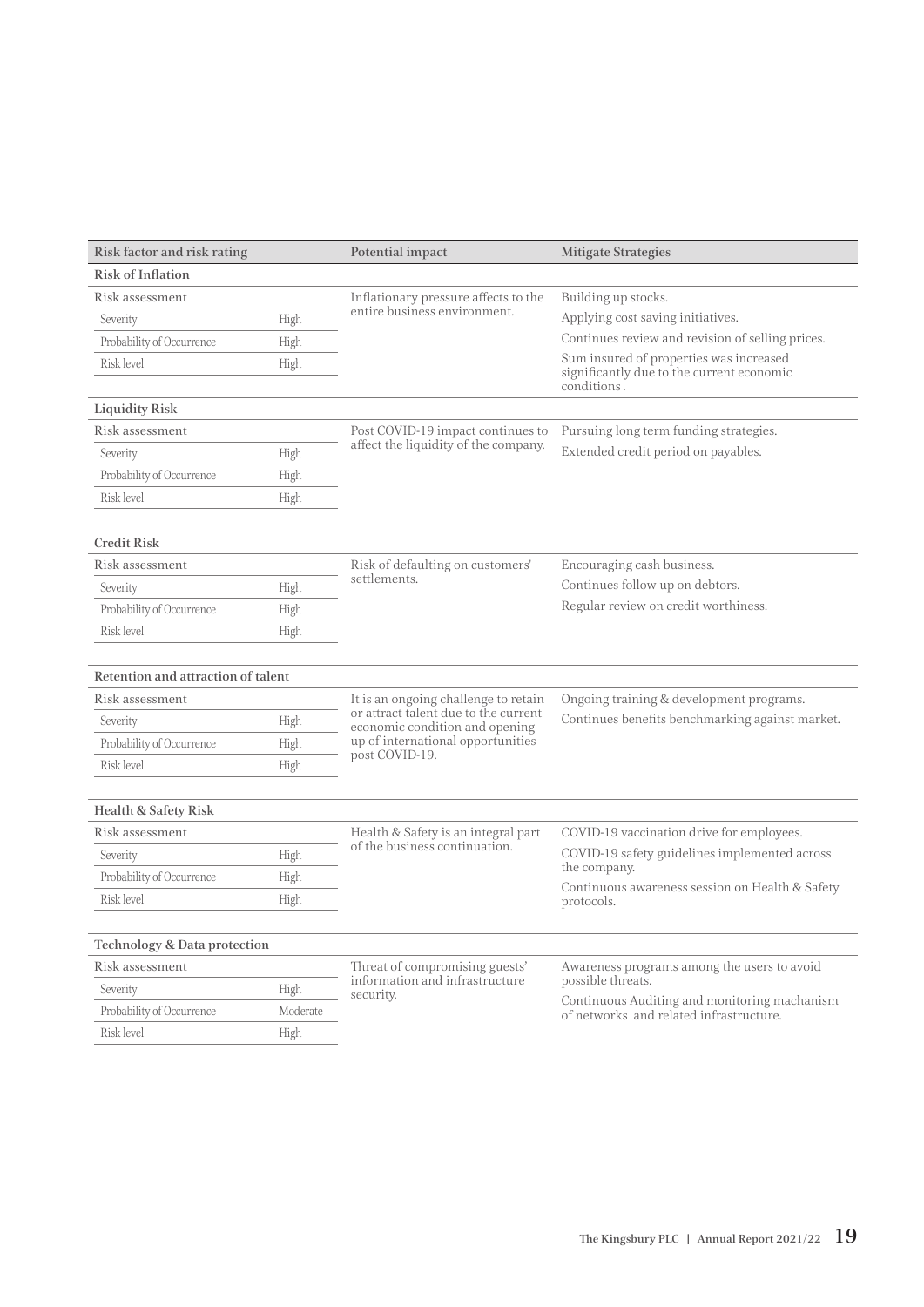| Risk factor and risk rating | | Potential impact | Mitigate Strategies |
|---|---|---|---|
| **Risk of Inflation** | | | |
| Risk assessment | | Inflationary pressure affects to the entire business environment. | Building up stocks.<br>Applying cost saving initiatives.<br>Continues review and revision of selling prices.<br>Sum insured of properties was increased significantly due to the current economic conditions. |
| Severity | High | | |
| Probability of Occurrence | High | | |
| Risk level | High | | |
| **Liquidity Risk** | | | |
| Risk assessment | | Post COVID-19 impact continues to affect the liquidity of the company. | Pursuing long term funding strategies.<br>Extended credit period on payables. |
| Severity | High | | |
| Probability of Occurrence | High | | |
| Risk level | High | | |
| **Credit Risk** | | | |
| Risk assessment | | Risk of defaulting on customers' settlements. | Encouraging cash business.<br>Continues follow up on debtors.<br>Regular review on credit worthiness. |
| Severity | High | | |
| Probability of Occurrence | High | | |
| Risk level | High | | |
| **Retention and attraction of talent** | | | |
| Risk assessment | | It is an ongoing challenge to retain or attract talent due to the current economic condition and opening up of international opportunities post COVID-19. | Ongoing training & development programs.<br>Continues benefits benchmarking against market. |
| Severity | High | | |
| Probability of Occurrence | High | | |
| Risk level | High | | |
| **Health & Safety Risk** | | | |
| Risk assessment | | Health & Safety is an integral part of the business continuation. | COVID-19 vaccination drive for employees.<br>COVID-19 safety guidelines implemented across the company.<br>Continuous awareness session on Health & Safety protocols. |
| Severity | High | | |
| Probability of Occurrence | High | | |
| Risk level | High | | |
| **Technology & Data protection** | | | |
| Risk assessment | | Threat of compromising guests' information and infrastructure security. | Awareness programs among the users to avoid possible threats.<br>Continuous Auditing and monitoring machanism of networks and related infrastructure. |
| Severity | High | | |
| Probability of Occurrence | Moderate | | |
| Risk level | High | | |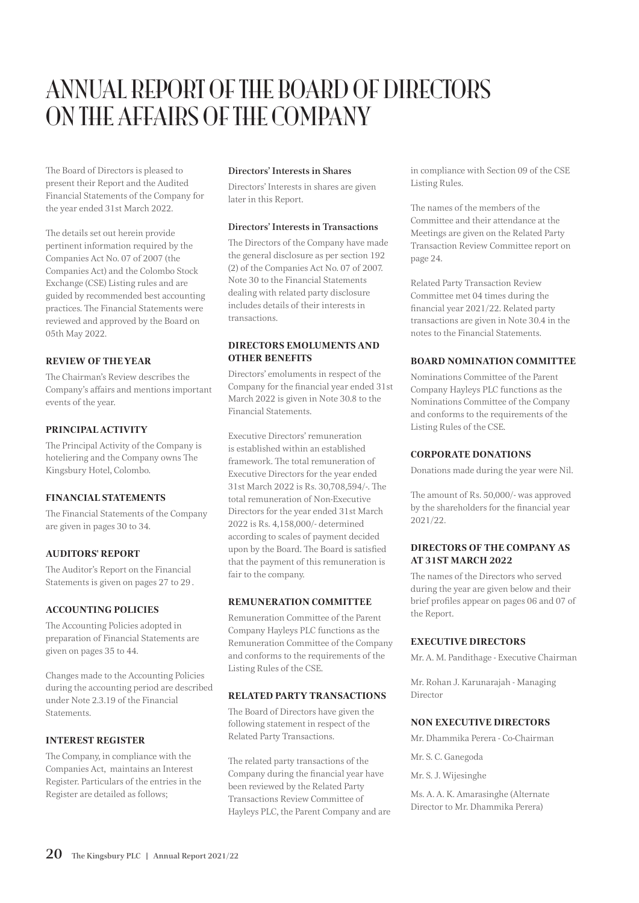# ANNUAL REPORT OF THE BOARD OF DIRECTORS ON THE AFFAIRS OF THE COMPANY

The Board of Directors is pleased to present their Report and the Audited Financial Statements of the Company for the year ended 31st March 2022.

The details set out herein provide pertinent information required by the Companies Act No. 07 of 2007 (the Companies Act) and the Colombo Stock Exchange (CSE) Listing rules and are guided by recommended best accounting practices. The Financial Statements were reviewed and approved by the Board on 05th May 2022.

### REVIEW OF THE YEAR

The Chairman's Review describes the Company's affairs and mentions important events of the year.

### PRINCIPAL ACTIVITY

The Principal Activity of the Company is hoteliering and the Company owns The Kingsbury Hotel, Colombo.

### FINANCIAL STATEMENTS

The Financial Statements of the Company are given in pages 30 to 34.

### AUDITORS' REPORT

The Auditor's Report on the Financial Statements is given on pages 27 to 29 .

### ACCOUNTING POLICIES

The Accounting Policies adopted in preparation of Financial Statements are given on pages 35 to 44.

Changes made to the Accounting Policies during the accounting period are described under Note 2.3.19 of the Financial Statements.

### INTEREST REGISTER

The Company, in compliance with the Companies Act, maintains an Interest Register. Particulars of the entries in the Register are detailed as follows;

#### Directors' Interests in Shares

Directors' Interests in shares are given later in this Report.

#### Directors' Interests in Transactions

The Directors of the Company have made the general disclosure as per section 192 (2) of the Companies Act No. 07 of 2007. Note 30 to the Financial Statements dealing with related party disclosure includes details of their interests in transactions.

### DIRECTORS EMOLUMENTS AND OTHER BENEFITS

Directors' emoluments in respect of the Company for the financial year ended 31st March 2022 is given in Note 30.8 to the Financial Statements.

Executive Directors' remuneration is established within an established framework. The total remuneration of Executive Directors for the year ended 31st March 2022 is Rs. 30,708,594/-. The total remuneration of Non-Executive Directors for the year ended 31st March 2022 is Rs. 4,158,000/- determined according to scales of payment decided upon by the Board. The Board is satisfied that the payment of this remuneration is fair to the company.

### REMUNERATION COMMITTEE

Remuneration Committee of the Parent Company Hayleys PLC functions as the Remuneration Committee of the Company and conforms to the requirements of the Listing Rules of the CSE.

### RELATED PARTY TRANSACTIONS

The Board of Directors have given the following statement in respect of the Related Party Transactions.

The related party transactions of the Company during the financial year have been reviewed by the Related Party Transactions Review Committee of Hayleys PLC, the Parent Company and are in compliance with Section 09 of the CSE Listing Rules.

The names of the members of the Committee and their attendance at the Meetings are given on the Related Party Transaction Review Committee report on page 24.

Related Party Transaction Review Committee met 04 times during the financial year 2021/22. Related party transactions are given in Note 30.4 in the notes to the Financial Statements.

### BOARD NOMINATION COMMITTEE

Nominations Committee of the Parent Company Hayleys PLC functions as the Nominations Committee of the Company and conforms to the requirements of the Listing Rules of the CSE.

### CORPORATE DONATIONS

Donations made during the year were Nil.

The amount of Rs. 50,000/- was approved by the shareholders for the financial year 2021/22.

### DIRECTORS OF THE COMPANY AS AT 31ST MARCH 2022

The names of the Directors who served during the year are given below and their brief profiles appear on pages 06 and 07 of the Report.

### EXECUTIVE DIRECTORS

Mr. A. M. Pandithage - Executive Chairman

Mr. Rohan J. Karunarajah - Managing Director

### NON EXECUTIVE DIRECTORS

Mr. Dhammika Perera - Co-Chairman

Mr. S. C. Ganegoda

Mr. S. J. Wijesinghe

Ms. A. A. K. Amarasinghe (Alternate Director to Mr. Dhammika Perera)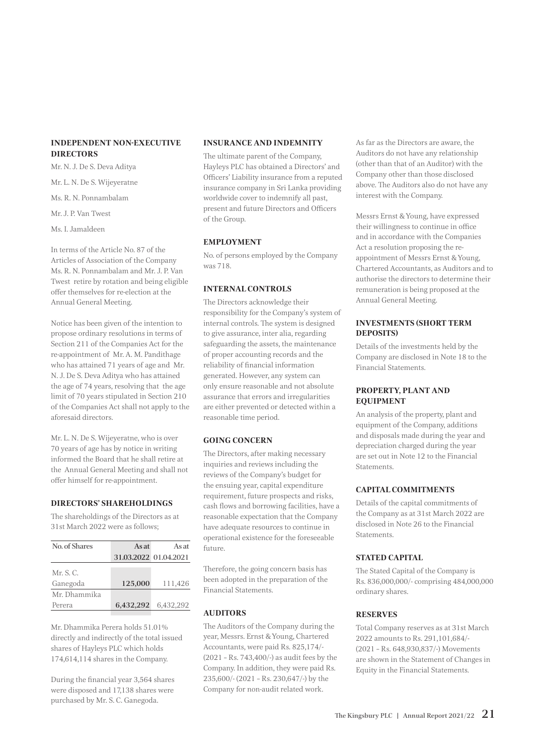### INDEPENDENT NON-EXECUTIVE DIRECTORS

Mr. N. J. De S. Deva Aditya

Mr. L. N. De S. Wijeyeratne

Ms. R. N. Ponnambalam

Mr. J. P. Van Twest

Ms. I. Jamaldeen

In terms of the Article No. 87 of the Articles of Association of the Company Ms. R. N. Ponnambalam and Mr. J. P. Van Twest retire by rotation and being eligible offer themselves for re-election at the Annual General Meeting.

Notice has been given of the intention to propose ordinary resolutions in terms of Section 211 of the Companies Act for the re-appointment of Mr. A. M. Pandithage who has attained 71 years of age and Mr. N. J. De S. Deva Aditya who has attained the age of 74 years, resolving that the age limit of 70 years stipulated in Section 210 of the Companies Act shall not apply to the aforesaid directors.

Mr. L. N. De S. Wijeyeratne, who is over 70 years of age has by notice in writing informed the Board that he shall retire at the Annual General Meeting and shall not offer himself for re-appointment.

### DIRECTORS' SHAREHOLDINGS

The shareholdings of the Directors as at 31st March 2022 were as follows;

| No. of Shares | As at 31.03.2022 | As at 01.04.2021 |
|---|---|---|
| Mr. S. C. Ganegoda | **125,000** | 111,426 |
| Mr. Dhammika Perera | **6,432,292** | 6,432,292 |

Mr. Dhammika Perera holds 51.01% directly and indirectly of the total issued shares of Hayleys PLC which holds 174,614,114 shares in the Company.

During the financial year 3,564 shares were disposed and 17,138 shares were purchased by Mr. S. C. Ganegoda.

### INSURANCE AND INDEMNITY

The ultimate parent of the Company, Hayleys PLC has obtained a Directors' and Officers' Liability insurance from a reputed insurance company in Sri Lanka providing worldwide cover to indemnify all past, present and future Directors and Officers of the Group.

### EMPLOYMENT

No. of persons employed by the Company was 718.

### INTERNAL CONTROLS

The Directors acknowledge their responsibility for the Company's system of internal controls. The system is designed to give assurance, inter alia, regarding safeguarding the assets, the maintenance of proper accounting records and the reliability of financial information generated. However, any system can only ensure reasonable and not absolute assurance that errors and irregularities are either prevented or detected within a reasonable time period.

### GOING CONCERN

The Directors, after making necessary inquiries and reviews including the reviews of the Company's budget for the ensuing year, capital expenditure requirement, future prospects and risks, cash flows and borrowing facilities, have a reasonable expectation that the Company have adequate resources to continue in operational existence for the foreseeable future.

Therefore, the going concern basis has been adopted in the preparation of the Financial Statements.

### AUDITORS

The Auditors of the Company during the year, Messrs. Ernst & Young, Chartered Accountants, were paid Rs. 825,174/- (2021 - Rs. 743,400/-) as audit fees by the Company. In addition, they were paid Rs. 235,600/- (2021 - Rs. 230,647/-) by the Company for non-audit related work.

As far as the Directors are aware, the Auditors do not have any relationship (other than that of an Auditor) with the Company other than those disclosed above. The Auditors also do not have any interest with the Company.

Messrs Ernst & Young, have expressed their willingness to continue in office and in accordance with the Companies Act a resolution proposing the re-appointment of Messrs Ernst & Young, Chartered Accountants, as Auditors and to authorise the directors to determine their remuneration is being proposed at the Annual General Meeting.

### INVESTMENTS (SHORT TERM DEPOSITS)

Details of the investments held by the Company are disclosed in Note 18 to the Financial Statements.

### PROPERTY, PLANT AND EQUIPMENT

An analysis of the property, plant and equipment of the Company, additions and disposals made during the year and depreciation charged during the year are set out in Note 12 to the Financial Statements.

### CAPITAL COMMITMENTS

Details of the capital commitments of the Company as at 31st March 2022 are disclosed in Note 26 to the Financial Statements.

### STATED CAPITAL

The Stated Capital of the Company is Rs. 836,000,000/- comprising 484,000,000 ordinary shares.

### RESERVES

Total Company reserves as at 31st March 2022 amounts to Rs. 291,101,684/- (2021 - Rs. 648,930,837/-) Movements are shown in the Statement of Changes in Equity in the Financial Statements.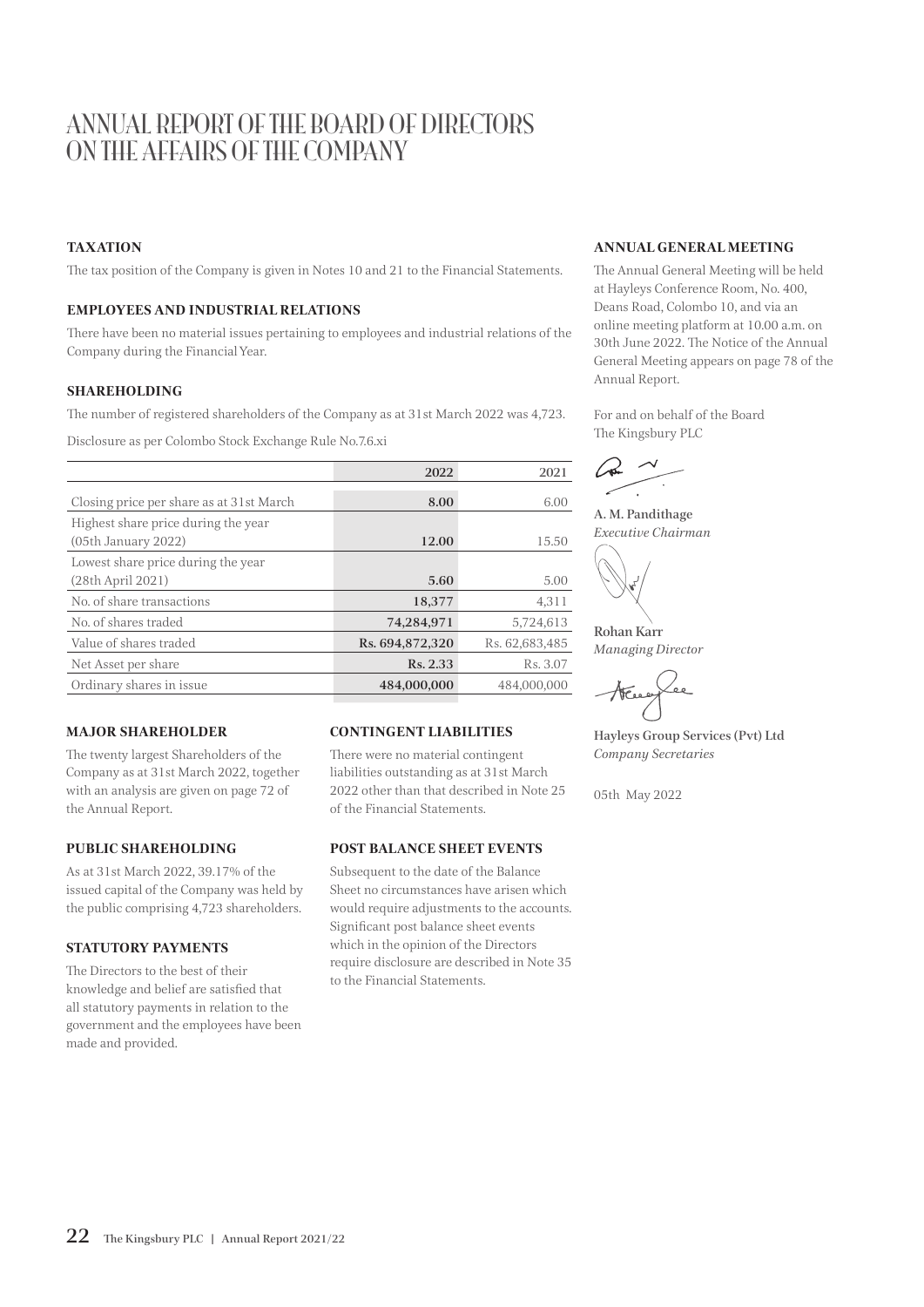# ANNUAL REPORT OF THE BOARD OF DIRECTORS ON THE AFFAIRS OF THE COMPANY

### TAXATION

The tax position of the Company is given in Notes 10 and 21 to the Financial Statements.

### EMPLOYEES AND INDUSTRIAL RELATIONS

There have been no material issues pertaining to employees and industrial relations of the Company during the Financial Year.

### SHAREHOLDING

The number of registered shareholders of the Company as at 31st March 2022 was 4,723.

Disclosure as per Colombo Stock Exchange Rule No.7.6.xi

| | 2022 | 2021 |
|---|---|---|
| Closing price per share as at 31st March | **8.00** | 6.00 |
| Highest share price during the year (05th January 2022) | **12.00** | 15.50 |
| Lowest share price during the year (28th April 2021) | **5.60** | 5.00 |
| No. of share transactions | **18,377** | 4,311 |
| No. of shares traded | **74,284,971** | 5,724,613 |
| Value of shares traded | **Rs. 694,872,320** | Rs. 62,683,485 |
| Net Asset per share | **Rs. 2.33** | Rs. 3.07 |
| Ordinary shares in issue | **484,000,000** | 484,000,000 |

### MAJOR SHAREHOLDER

The twenty largest Shareholders of the Company as at 31st March 2022, together with an analysis are given on page 72 of the Annual Report.

### PUBLIC SHAREHOLDING

As at 31st March 2022, 39.17% of the issued capital of the Company was held by the public comprising 4,723 shareholders.

### STATUTORY PAYMENTS

The Directors to the best of their knowledge and belief are satisfied that all statutory payments in relation to the government and the employees have been made and provided.

### CONTINGENT LIABILITIES

There were no material contingent liabilities outstanding as at 31st March 2022 other than that described in Note 25 of the Financial Statements.

### POST BALANCE SHEET EVENTS

Subsequent to the date of the Balance Sheet no circumstances have arisen which would require adjustments to the accounts. Significant post balance sheet events which in the opinion of the Directors require disclosure are described in Note 35 to the Financial Statements.

### ANNUAL GENERAL MEETING

The Annual General Meeting will be held at Hayleys Conference Room, No. 400, Deans Road, Colombo 10, and via an online meeting platform at 10.00 a.m. on 30th June 2022. The Notice of the Annual General Meeting appears on page 78 of the Annual Report.

For and on behalf of the Board
The Kingsbury PLC

**A. M. Pandithage**
*Executive Chairman*

**Rohan Karr**
*Managing Director*

**Hayleys Group Services (Pvt) Ltd**
*Company Secretaries*

05th May 2022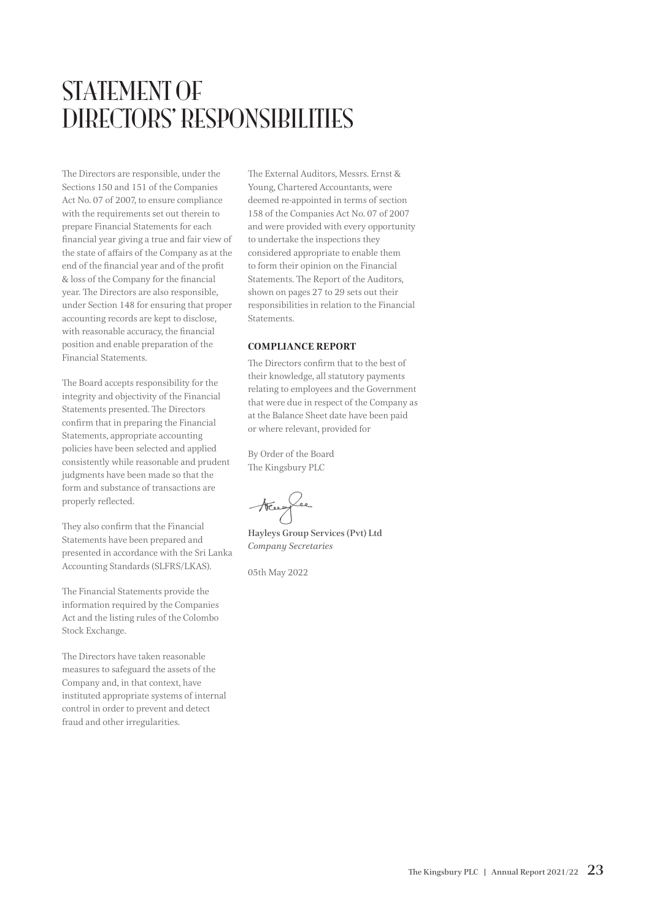# STATEMENT OF DIRECTORS' RESPONSIBILITIES

The Directors are responsible, under the Sections 150 and 151 of the Companies Act No. 07 of 2007, to ensure compliance with the requirements set out therein to prepare Financial Statements for each financial year giving a true and fair view of the state of affairs of the Company as at the end of the financial year and of the profit & loss of the Company for the financial year. The Directors are also responsible, under Section 148 for ensuring that proper accounting records are kept to disclose, with reasonable accuracy, the financial position and enable preparation of the Financial Statements.

The Board accepts responsibility for the integrity and objectivity of the Financial Statements presented. The Directors confirm that in preparing the Financial Statements, appropriate accounting policies have been selected and applied consistently while reasonable and prudent judgments have been made so that the form and substance of transactions are properly reflected.

They also confirm that the Financial Statements have been prepared and presented in accordance with the Sri Lanka Accounting Standards (SLFRS/LKAS).

The Financial Statements provide the information required by the Companies Act and the listing rules of the Colombo Stock Exchange.

The Directors have taken reasonable measures to safeguard the assets of the Company and, in that context, have instituted appropriate systems of internal control in order to prevent and detect fraud and other irregularities.

The External Auditors, Messrs. Ernst & Young, Chartered Accountants, were deemed re-appointed in terms of section 158 of the Companies Act No. 07 of 2007 and were provided with every opportunity to undertake the inspections they considered appropriate to enable them to form their opinion on the Financial Statements. The Report of the Auditors, shown on pages 27 to 29 sets out their responsibilities in relation to the Financial Statements.

**COMPLIANCE REPORT**

The Directors confirm that to the best of their knowledge, all statutory payments relating to employees and the Government that were due in respect of the Company as at the Balance Sheet date have been paid or where relevant, provided for

By Order of the Board
The Kingsbury PLC

**Hayleys Group Services (Pvt) Ltd**
*Company Secretaries*

05th May 2022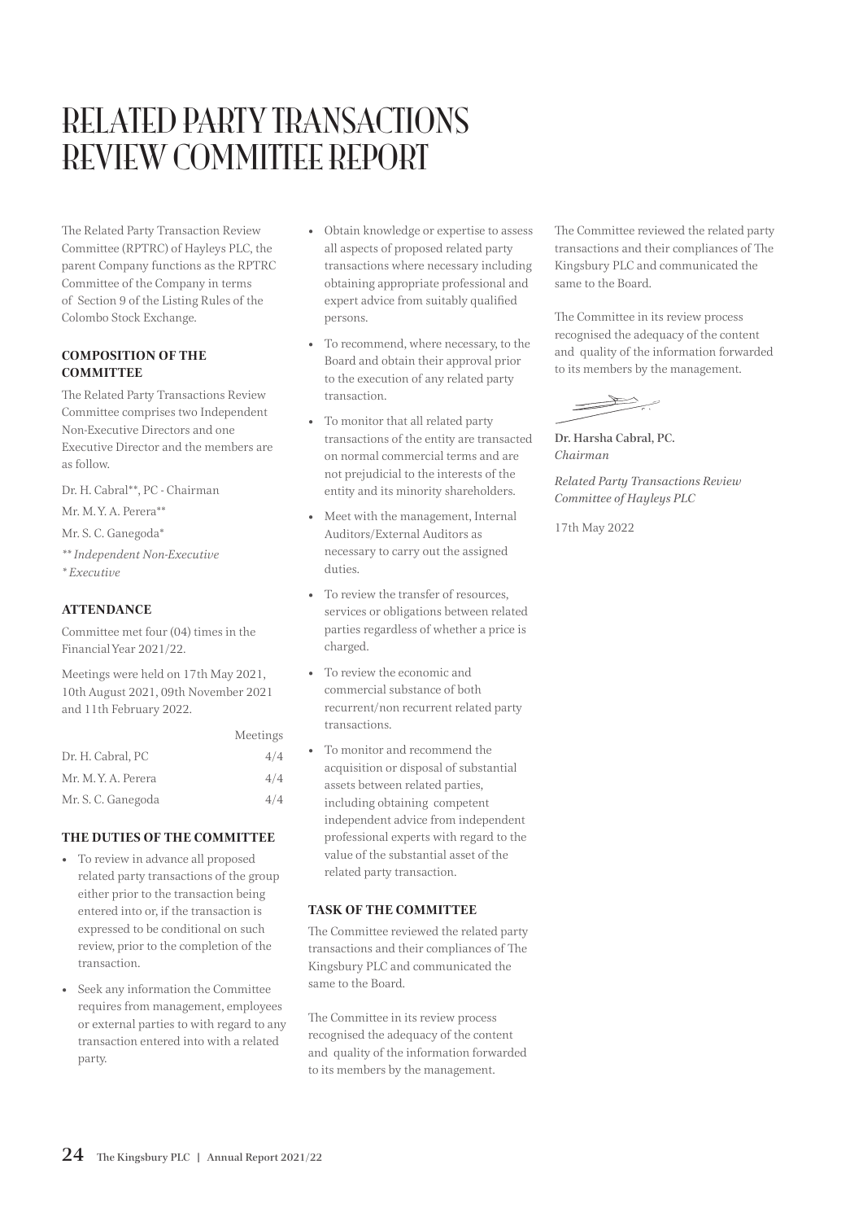# RELATED PARTY TRANSACTIONS REVIEW COMMITTEE REPORT

The Related Party Transaction Review Committee (RPTRC) of Hayleys PLC, the parent Company functions as the RPTRC Committee of the Company in terms of Section 9 of the Listing Rules of the Colombo Stock Exchange.

### COMPOSITION OF THE COMMITTEE

The Related Party Transactions Review Committee comprises two Independent Non-Executive Directors and one Executive Director and the members are as follow.

Dr. H. Cabral**, PC - Chairman

Mr. M. Y. A. Perera**

Mr. S. C. Ganegoda*

*** Independent Non-Executive*

** Executive*

### ATTENDANCE

Committee met four (04) times in the Financial Year 2021/22.

Meetings were held on 17th May 2021, 10th August 2021, 09th November 2021 and 11th February 2022.

| | Meetings |
|---|---|
| Dr. H. Cabral, PC | 4/4 |
| Mr. M. Y. A. Perera | 4/4 |
| Mr. S. C. Ganegoda | 4/4 |

### THE DUTIES OF THE COMMITTEE

- To review in advance all proposed related party transactions of the group either prior to the transaction being entered into or, if the transaction is expressed to be conditional on such review, prior to the completion of the transaction.
- Seek any information the Committee requires from management, employees or external parties to with regard to any transaction entered into with a related party.
- Obtain knowledge or expertise to assess all aspects of proposed related party transactions where necessary including obtaining appropriate professional and expert advice from suitably qualified persons.
- To recommend, where necessary, to the Board and obtain their approval prior to the execution of any related party transaction.
- To monitor that all related party transactions of the entity are transacted on normal commercial terms and are not prejudicial to the interests of the entity and its minority shareholders.
- Meet with the management, Internal Auditors/External Auditors as necessary to carry out the assigned duties.
- To review the transfer of resources, services or obligations between related parties regardless of whether a price is charged.
- To review the economic and commercial substance of both recurrent/non recurrent related party transactions.
- To monitor and recommend the acquisition or disposal of substantial assets between related parties, including obtaining competent independent advice from independent professional experts with regard to the value of the substantial asset of the related party transaction.

### TASK OF THE COMMITTEE

The Committee reviewed the related party transactions and their compliances of The Kingsbury PLC and communicated the same to the Board.

The Committee in its review process recognised the adequacy of the content and quality of the information forwarded to its members by the management.

The Committee reviewed the related party transactions and their compliances of The Kingsbury PLC and communicated the same to the Board.

The Committee in its review process recognised the adequacy of the content and quality of the information forwarded to its members by the management.

**Dr. Harsha Cabral, PC.**
*Chairman*

*Related Party Transactions Review Committee of Hayleys PLC*

17th May 2022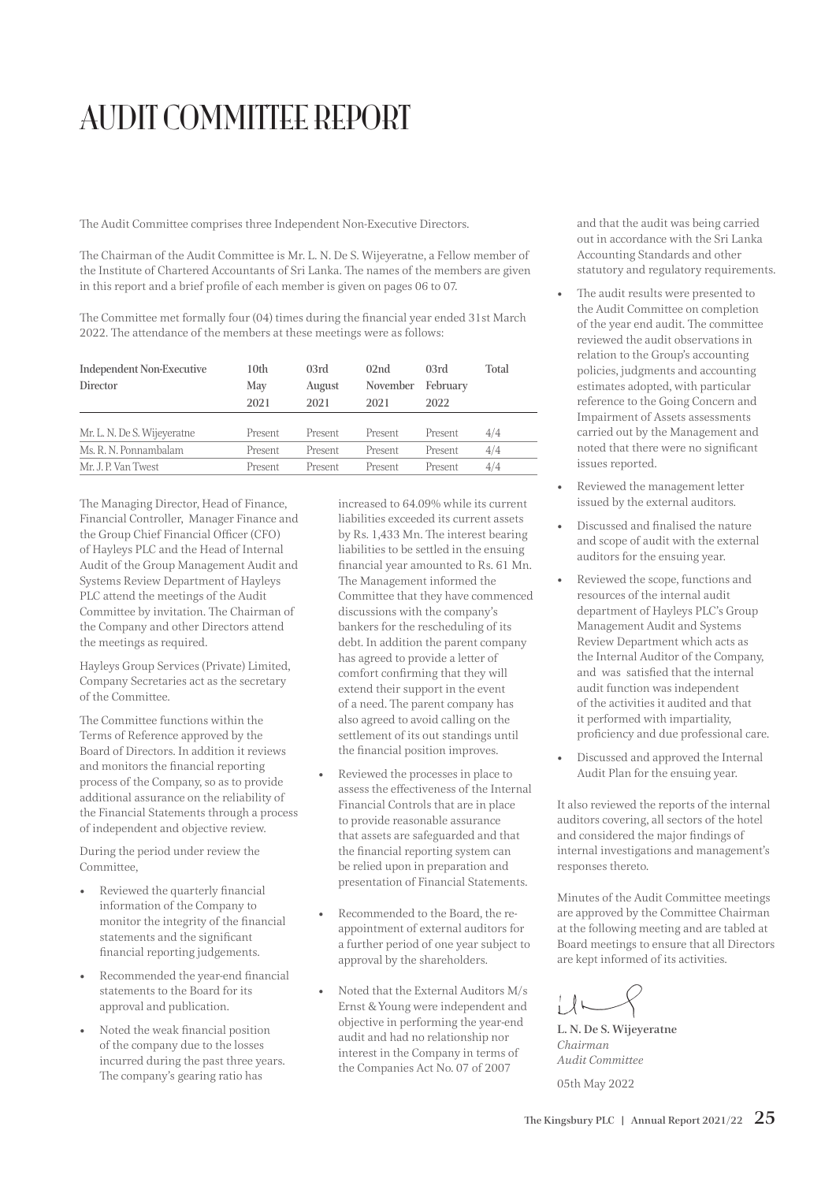# AUDIT COMMITTEE REPORT

The Audit Committee comprises three Independent Non-Executive Directors.

The Chairman of the Audit Committee is Mr. L. N. De S. Wijeyeratne, a Fellow member of the Institute of Chartered Accountants of Sri Lanka. The names of the members are given in this report and a brief profile of each member is given on pages 06 to 07.

The Committee met formally four (04) times during the financial year ended 31st March 2022. The attendance of the members at these meetings were as follows:

| Independent Non-Executive Director | 10th May 2021 | 03rd August 2021 | 02nd November 2021 | 03rd February 2022 | Total |
|---|---|---|---|---|---|
| Mr. L. N. De S. Wijeyeratne | Present | Present | Present | Present | 4/4 |
| Ms. R. N. Ponnambalam | Present | Present | Present | Present | 4/4 |
| Mr. J. P. Van Twest | Present | Present | Present | Present | 4/4 |

The Managing Director, Head of Finance, Financial Controller, Manager Finance and the Group Chief Financial Officer (CFO) of Hayleys PLC and the Head of Internal Audit of the Group Management Audit and Systems Review Department of Hayleys PLC attend the meetings of the Audit Committee by invitation. The Chairman of the Company and other Directors attend the meetings as required.

Hayleys Group Services (Private) Limited, Company Secretaries act as the secretary of the Committee.

The Committee functions within the Terms of Reference approved by the Board of Directors. In addition it reviews and monitors the financial reporting process of the Company, so as to provide additional assurance on the reliability of the Financial Statements through a process of independent and objective review.

During the period under review the Committee,

- Reviewed the quarterly financial information of the Company to monitor the integrity of the financial statements and the significant financial reporting judgements.
- Recommended the year-end financial statements to the Board for its approval and publication.
- Noted the weak financial position of the company due to the losses incurred during the past three years. The company's gearing ratio has increased to 64.09% while its current liabilities exceeded its current assets by Rs. 1,433 Mn. The interest bearing liabilities to be settled in the ensuing financial year amounted to Rs. 61 Mn. The Management informed the Committee that they have commenced discussions with the company's bankers for the rescheduling of its debt. In addition the parent company has agreed to provide a letter of comfort confirming that they will extend their support in the event of a need. The parent company has also agreed to avoid calling on the settlement of its out standings until the financial position improves.
- Reviewed the processes in place to assess the effectiveness of the Internal Financial Controls that are in place to provide reasonable assurance that assets are safeguarded and that the financial reporting system can be relied upon in preparation and presentation of Financial Statements.
- Recommended to the Board, the re-appointment of external auditors for a further period of one year subject to approval by the shareholders.
- Noted that the External Auditors M/s Ernst & Young were independent and objective in performing the year-end audit and had no relationship nor interest in the Company in terms of the Companies Act No. 07 of 2007 and that the audit was being carried out in accordance with the Sri Lanka Accounting Standards and other statutory and regulatory requirements.
- The audit results were presented to the Audit Committee on completion of the year end audit. The committee reviewed the audit observations in relation to the Group's accounting policies, judgments and accounting estimates adopted, with particular reference to the Going Concern and Impairment of Assets assessments carried out by the Management and noted that there were no significant issues reported.
- Reviewed the management letter issued by the external auditors.
- Discussed and finalised the nature and scope of audit with the external auditors for the ensuing year.
- Reviewed the scope, functions and resources of the internal audit department of Hayleys PLC's Group Management Audit and Systems Review Department which acts as the Internal Auditor of the Company, and was satisfied that the internal audit function was independent of the activities it audited and that it performed with impartiality, proficiency and due professional care.
- Discussed and approved the Internal Audit Plan for the ensuing year.

It also reviewed the reports of the internal auditors covering, all sectors of the hotel and considered the major findings of internal investigations and management's responses thereto.

Minutes of the Audit Committee meetings are approved by the Committee Chairman at the following meeting and are tabled at Board meetings to ensure that all Directors are kept informed of its activities.

**L. N. De S. Wijeyeratne**
*Chairman*
*Audit Committee*

05th May 2022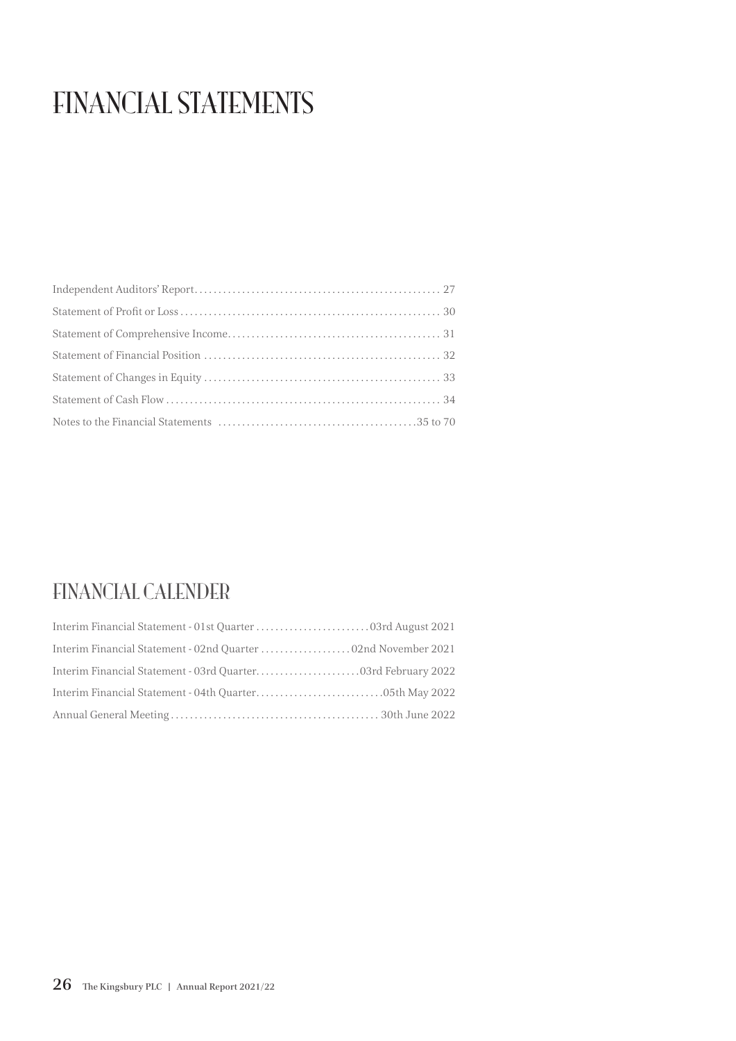# FINANCIAL STATEMENTS

| | |
|---|---|
| Independent Auditors' Report | 27 |
| Statement of Profit or Loss | 30 |
| Statement of Comprehensive Income | 31 |
| Statement of Financial Position | 32 |
| Statement of Changes in Equity | 33 |
| Statement of Cash Flow | 34 |
| Notes to the Financial Statements | 35 to 70 |

# FINANCIAL CALENDER

| | |
|---|---|
| Interim Financial Statement - 01st Quarter | 03rd August 2021 |
| Interim Financial Statement - 02nd Quarter | 02nd November 2021 |
| Interim Financial Statement - 03rd Quarter | 03rd February 2022 |
| Interim Financial Statement - 04th Quarter | 05th May 2022 |
| Annual General Meeting | 30th June 2022 |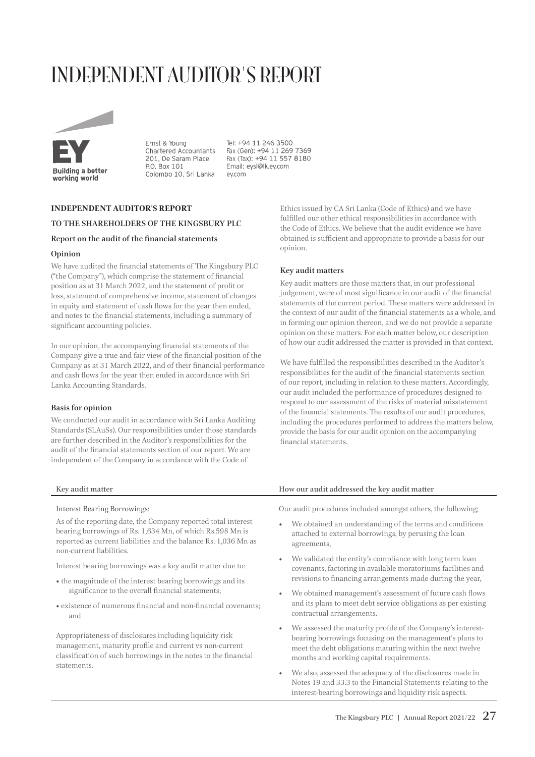# INDEPENDENT AUDITOR'S REPORT

Ernst & Young
Chartered Accountants
201, De Saram Place
P.O. Box 101
Colombo 10, Sri Lanka

Tel: +94 11 246 3500
Fax (Gen): +94 11 269 7369
Fax (Tax): +94 11 557 8180
Email: eysl@lk.ey.com
ey.com

**INDEPENDENT AUDITOR'S REPORT**

**TO THE SHAREHOLDERS OF THE KINGSBURY PLC**

**Report on the audit of the financial statements**

**Opinion**

We have audited the financial statements of The Kingsbury PLC ("the Company"), which comprise the statement of financial position as at 31 March 2022, and the statement of profit or loss, statement of comprehensive income, statement of changes in equity and statement of cash flows for the year then ended, and notes to the financial statements, including a summary of significant accounting policies.

In our opinion, the accompanying financial statements of the Company give a true and fair view of the financial position of the Company as at 31 March 2022, and of their financial performance and cash flows for the year then ended in accordance with Sri Lanka Accounting Standards.

**Basis for opinion**

We conducted our audit in accordance with Sri Lanka Auditing Standards (SLAuSs). Our responsibilities under those standards are further described in the Auditor's responsibilities for the audit of the financial statements section of our report. We are independent of the Company in accordance with the Code of Ethics issued by CA Sri Lanka (Code of Ethics) and we have fulfilled our other ethical responsibilities in accordance with the Code of Ethics. We believe that the audit evidence we have obtained is sufficient and appropriate to provide a basis for our opinion.

**Key audit matters**

Key audit matters are those matters that, in our professional judgement, were of most significance in our audit of the financial statements of the current period. These matters were addressed in the context of our audit of the financial statements as a whole, and in forming our opinion thereon, and we do not provide a separate opinion on these matters. For each matter below, our description of how our audit addressed the matter is provided in that context.

We have fulfilled the responsibilities described in the Auditor's responsibilities for the audit of the financial statements section of our report, including in relation to these matters. Accordingly, our audit included the performance of procedures designed to respond to our assessment of the risks of material misstatement of the financial statements. The results of our audit procedures, including the procedures performed to address the matters below, provide the basis for our audit opinion on the accompanying financial statements.

| Key audit matter | How our audit addressed the key audit matter |
|---|---|
| Interest Bearing Borrowings:<br><br>As of the reporting date, the Company reported total interest bearing borrowings of Rs. 1,634 Mn, of which Rs.598 Mn is reported as current liabilities and the balance Rs. 1,036 Mn as non-current liabilities.<br><br>Interest bearing borrowings was a key audit matter due to:<br><br>• the magnitude of the interest bearing borrowings and its significance to the overall financial statements;<br><br>• existence of numerous financial and non-financial covenants; and<br><br>Appropriateness of disclosures including liquidity risk management, maturity profile and current vs non-current classification of such borrowings in the notes to the financial statements. | Our audit procedures included amongst others, the following;<br><br>• We obtained an understanding of the terms and conditions attached to external borrowings, by perusing the loan agreements,<br><br>• We validated the entity's compliance with long term loan covenants, factoring in available moratoriums facilities and revisions to financing arrangements made during the year,<br><br>• We obtained management's assessment of future cash flows and its plans to meet debt service obligations as per existing contractual arrangements.<br><br>• We assessed the maturity profile of the Company's interest-bearing borrowings focusing on the management's plans to meet the debt obligations maturing within the next twelve months and working capital requirements.<br><br>• We also, assessed the adequacy of the disclosures made in Notes 19 and 33.3 to the Financial Statements relating to the interest-bearing borrowings and liquidity risk aspects. |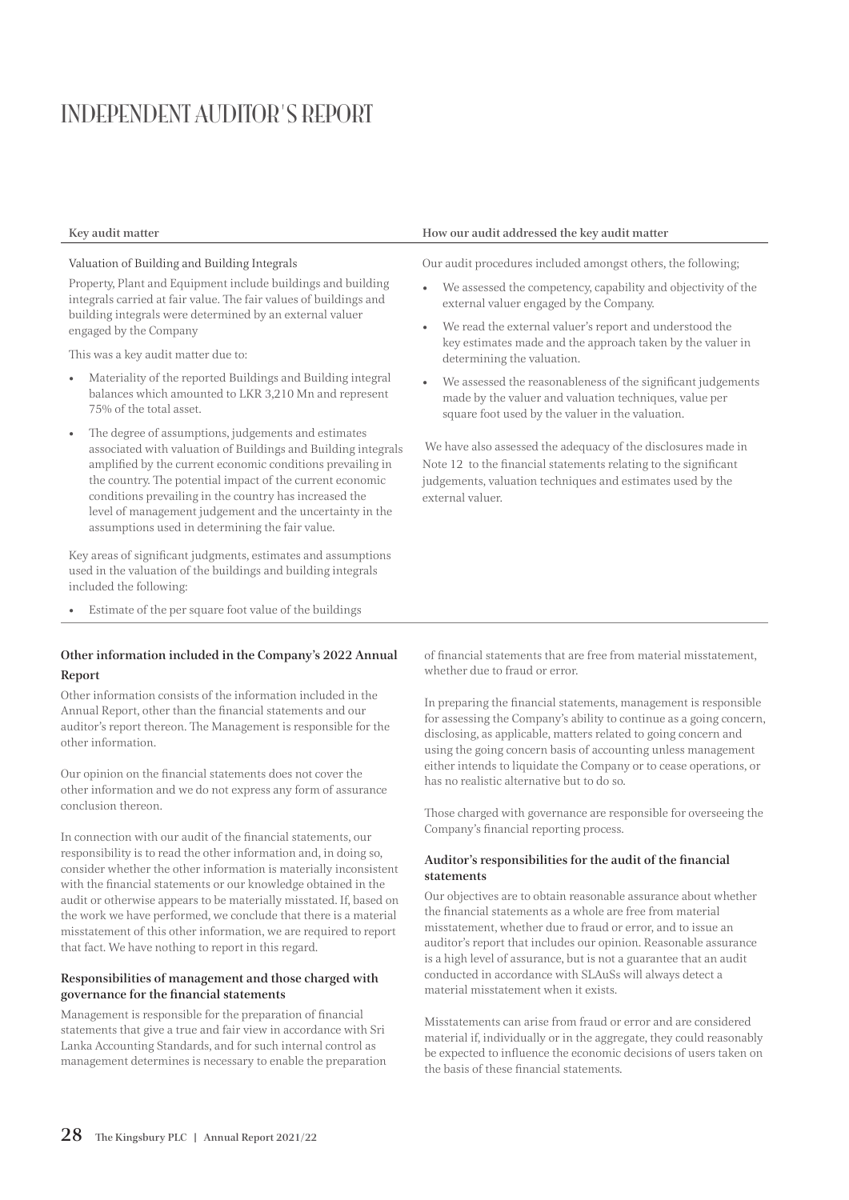# INDEPENDENT AUDITOR'S REPORT

| Key audit matter | How our audit addressed the key audit matter |
|---|---|
| Valuation of Building and Building Integrals<br><br>Property, Plant and Equipment include buildings and building integrals carried at fair value. The fair values of buildings and building integrals were determined by an external valuer engaged by the Company<br><br>This was a key audit matter due to:<br><br>• Materiality of the reported Buildings and Building integral balances which amounted to LKR 3,210 Mn and represent 75% of the total asset.<br><br>• The degree of assumptions, judgements and estimates associated with valuation of Buildings and Building integrals amplified by the current economic conditions prevailing in the country. The potential impact of the current economic conditions prevailing in the country has increased the level of management judgement and the uncertainty in the assumptions used in determining the fair value.<br><br>Key areas of significant judgments, estimates and assumptions used in the valuation of the buildings and building integrals included the following:<br><br>• Estimate of the per square foot value of the buildings | Our audit procedures included amongst others, the following;<br><br>• We assessed the competency, capability and objectivity of the external valuer engaged by the Company.<br><br>• We read the external valuer's report and understood the key estimates made and the approach taken by the valuer in determining the valuation.<br><br>• We assessed the reasonableness of the significant judgements made by the valuer and valuation techniques, value per square foot used by the valuer in the valuation.<br><br>We have also assessed the adequacy of the disclosures made in Note 12 to the financial statements relating to the significant judgements, valuation techniques and estimates used by the external valuer. |

### Other information included in the Company's 2022 Annual Report

Other information consists of the information included in the Annual Report, other than the financial statements and our auditor's report thereon. The Management is responsible for the other information.

Our opinion on the financial statements does not cover the other information and we do not express any form of assurance conclusion thereon.

In connection with our audit of the financial statements, our responsibility is to read the other information and, in doing so, consider whether the other information is materially inconsistent with the financial statements or our knowledge obtained in the audit or otherwise appears to be materially misstated. If, based on the work we have performed, we conclude that there is a material misstatement of this other information, we are required to report that fact. We have nothing to report in this regard.

### Responsibilities of management and those charged with governance for the financial statements

Management is responsible for the preparation of financial statements that give a true and fair view in accordance with Sri Lanka Accounting Standards, and for such internal control as management determines is necessary to enable the preparation of financial statements that are free from material misstatement, whether due to fraud or error.

In preparing the financial statements, management is responsible for assessing the Company's ability to continue as a going concern, disclosing, as applicable, matters related to going concern and using the going concern basis of accounting unless management either intends to liquidate the Company or to cease operations, or has no realistic alternative but to do so.

Those charged with governance are responsible for overseeing the Company's financial reporting process.

### Auditor's responsibilities for the audit of the financial statements

Our objectives are to obtain reasonable assurance about whether the financial statements as a whole are free from material misstatement, whether due to fraud or error, and to issue an auditor's report that includes our opinion. Reasonable assurance is a high level of assurance, but is not a guarantee that an audit conducted in accordance with SLAuSs will always detect a material misstatement when it exists.

Misstatements can arise from fraud or error and are considered material if, individually or in the aggregate, they could reasonably be expected to influence the economic decisions of users taken on the basis of these financial statements.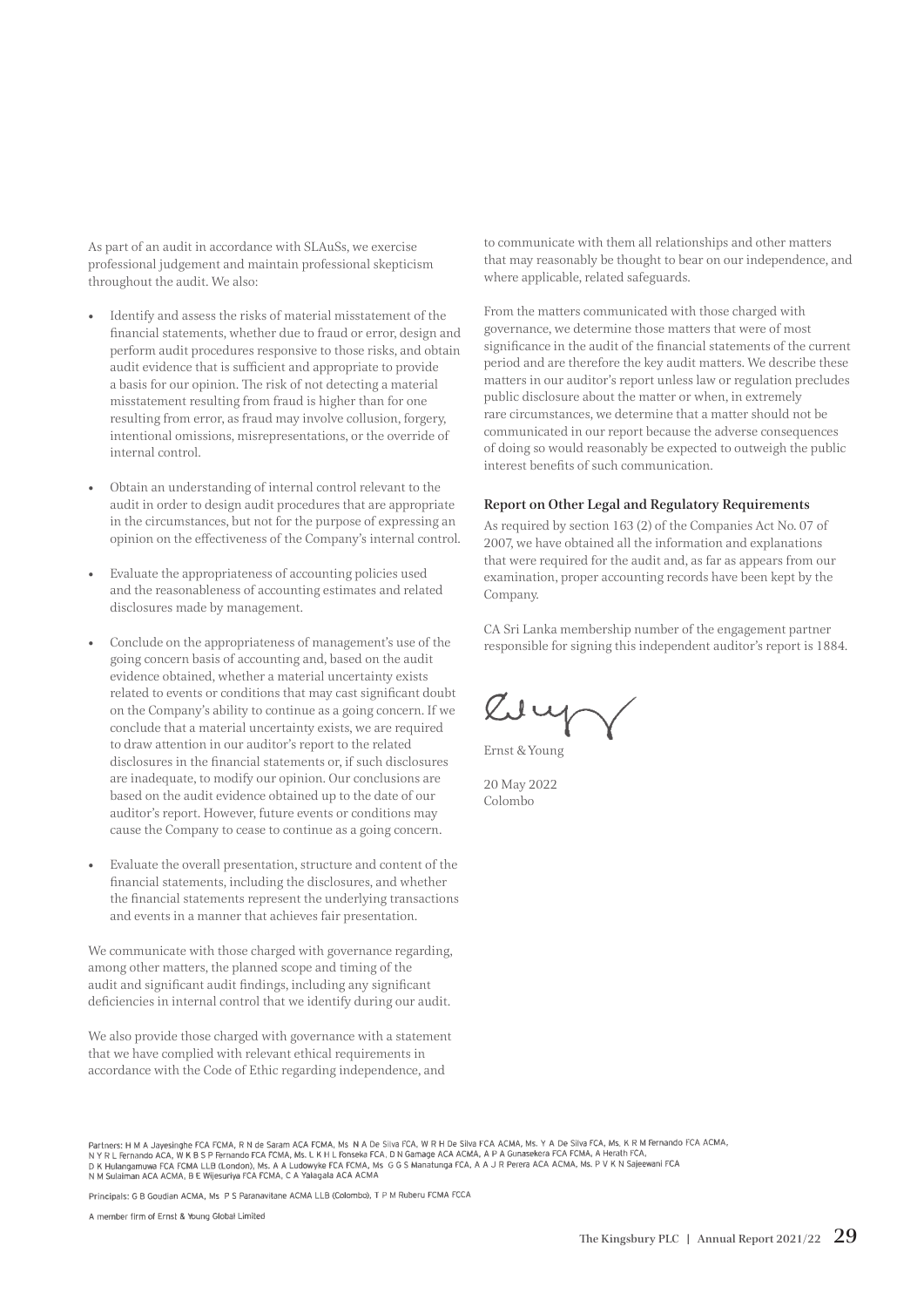As part of an audit in accordance with SLAuSs, we exercise professional judgement and maintain professional skepticism throughout the audit. We also:

- Identify and assess the risks of material misstatement of the financial statements, whether due to fraud or error, design and perform audit procedures responsive to those risks, and obtain audit evidence that is sufficient and appropriate to provide a basis for our opinion. The risk of not detecting a material misstatement resulting from fraud is higher than for one resulting from error, as fraud may involve collusion, forgery, intentional omissions, misrepresentations, or the override of internal control.
- Obtain an understanding of internal control relevant to the audit in order to design audit procedures that are appropriate in the circumstances, but not for the purpose of expressing an opinion on the effectiveness of the Company's internal control.
- Evaluate the appropriateness of accounting policies used and the reasonableness of accounting estimates and related disclosures made by management.
- Conclude on the appropriateness of management's use of the going concern basis of accounting and, based on the audit evidence obtained, whether a material uncertainty exists related to events or conditions that may cast significant doubt on the Company's ability to continue as a going concern. If we conclude that a material uncertainty exists, we are required to draw attention in our auditor's report to the related disclosures in the financial statements or, if such disclosures are inadequate, to modify our opinion. Our conclusions are based on the audit evidence obtained up to the date of our auditor's report. However, future events or conditions may cause the Company to cease to continue as a going concern.
- Evaluate the overall presentation, structure and content of the financial statements, including the disclosures, and whether the financial statements represent the underlying transactions and events in a manner that achieves fair presentation.

We communicate with those charged with governance regarding, among other matters, the planned scope and timing of the audit and significant audit findings, including any significant deficiencies in internal control that we identify during our audit.

We also provide those charged with governance with a statement that we have complied with relevant ethical requirements in accordance with the Code of Ethic regarding independence, and to communicate with them all relationships and other matters that may reasonably be thought to bear on our independence, and where applicable, related safeguards.

From the matters communicated with those charged with governance, we determine those matters that were of most significance in the audit of the financial statements of the current period and are therefore the key audit matters. We describe these matters in our auditor's report unless law or regulation precludes public disclosure about the matter or when, in extremely rare circumstances, we determine that a matter should not be communicated in our report because the adverse consequences of doing so would reasonably be expected to outweigh the public interest benefits of such communication.

### Report on Other Legal and Regulatory Requirements

As required by section 163 (2) of the Companies Act No. 07 of 2007, we have obtained all the information and explanations that were required for the audit and, as far as appears from our examination, proper accounting records have been kept by the Company.

CA Sri Lanka membership number of the engagement partner responsible for signing this independent auditor's report is 1884.

Ernst & Young

20 May 2022
Colombo

Partners: H M A Jayesinghe FCA FCMA, R N de Saram ACA FCMA, Ms N A De Silva FCA, W R H De Silva FCA ACMA, Ms. Y A De Silva FCA, Ms. K R M Fernando FCA ACMA, N Y R L Fernando ACA, W K B S P Fernando FCA FCMA, Ms. L K H L Fonseka FCA, D N Gamage ACA ACMA, A P A Gunasekera FCA FCMA, A Herath FCA, D K Hulangamuwa FCA FCMA LLB (London), Ms. A A Ludowyke FCA FCMA, Ms G G S Manatunga FCA, A A J R Perera ACA ACMA, Ms. P V K N Sajeewani FCA N M Sulaiman ACA ACMA, B E Wijesuriya FCA FCMA, C A Yalagala ACA ACMA

Principals: G B Goudian ACMA, Ms P S Paranavitane ACMA LLB (Colombo), T P M Ruberu FCMA FCCA

A member firm of Ernst & Young Global Limited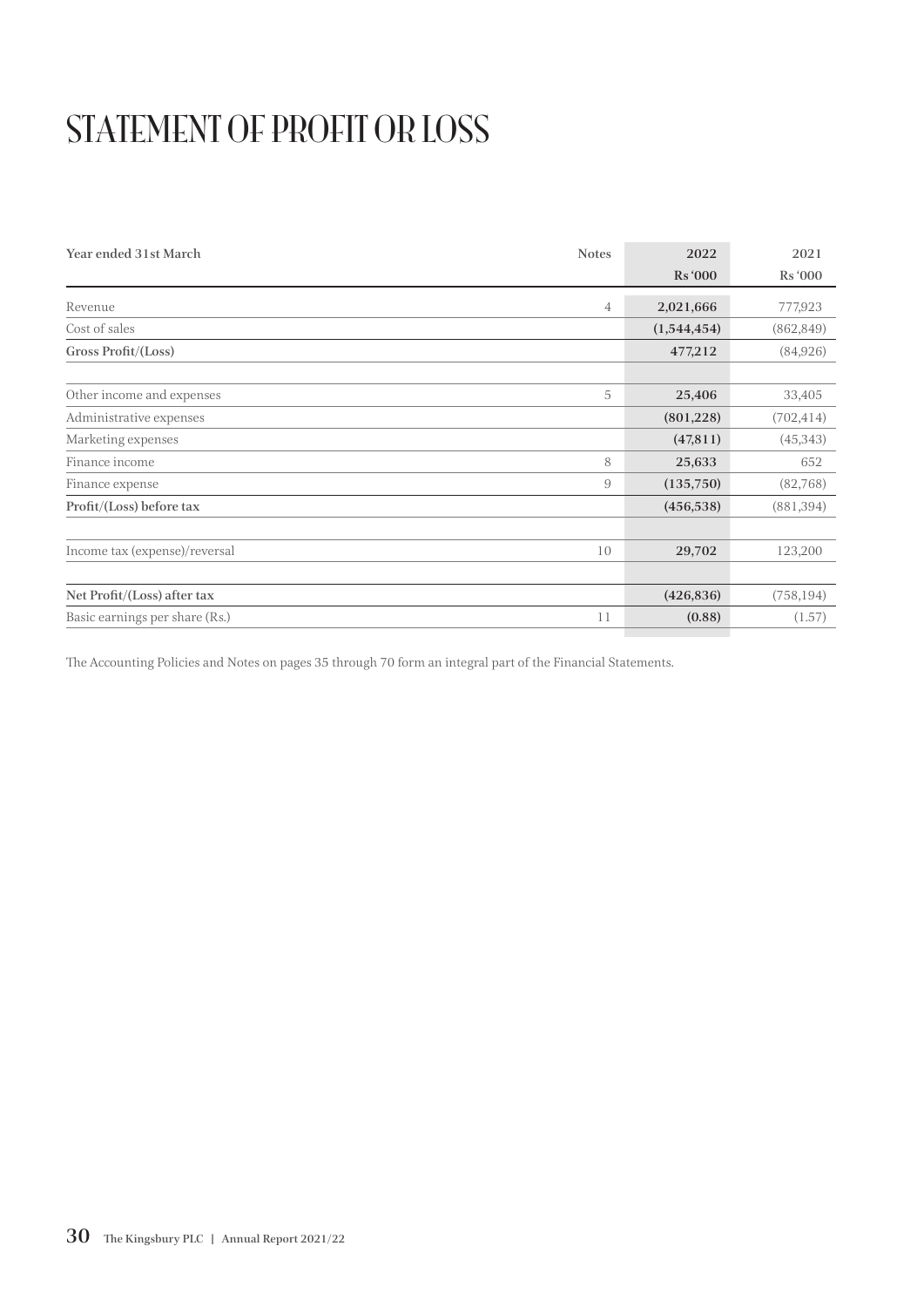# STATEMENT OF PROFIT OR LOSS

| Year ended 31st March | Notes | 2022<br>Rs '000 | 2021<br>Rs '000 |
|---|---|---|---|
| Revenue | 4 | **2,021,666** | 777,923 |
| Cost of sales | | **(1,544,454)** | (862,849) |
| **Gross Profit/(Loss)** | | **477,212** | (84,926) |
| Other income and expenses | 5 | **25,406** | 33,405 |
| Administrative expenses | | **(801,228)** | (702,414) |
| Marketing expenses | | **(47,811)** | (45,343) |
| Finance income | 8 | **25,633** | 652 |
| Finance expense | 9 | **(135,750)** | (82,768) |
| **Profit/(Loss) before tax** | | **(456,538)** | (881,394) |
| Income tax (expense)/reversal | 10 | **29,702** | 123,200 |
| **Net Profit/(Loss) after tax** | | **(426,836)** | (758,194) |
| Basic earnings per share (Rs.) | 11 | **(0.88)** | (1.57) |

The Accounting Policies and Notes on pages 35 through 70 form an integral part of the Financial Statements.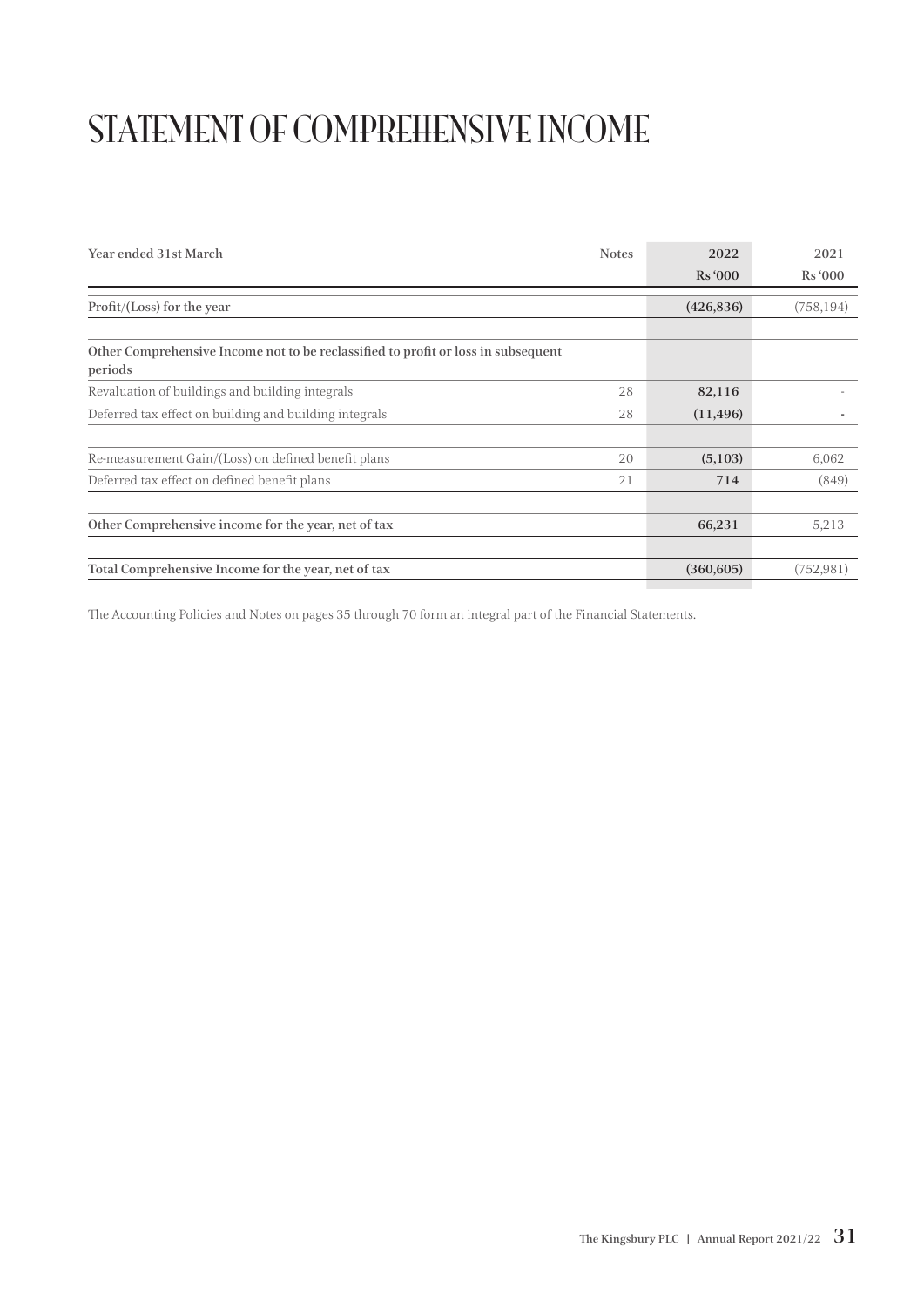# STATEMENT OF COMPREHENSIVE INCOME

| Year ended 31st March | Notes | 2022<br>Rs '000 | 2021<br>Rs '000 |
|---|---|---|---|
| **Profit/(Loss) for the year** | | **(426,836)** | (758,194) |
| | | | |
| **Other Comprehensive Income not to be reclassified to profit or loss in subsequent periods** | | | |
| Revaluation of buildings and building integrals | 28 | **82,116** | - |
| Deferred tax effect on building and building integrals | 28 | **(11,496)** | - |
| | | | |
| Re-measurement Gain/(Loss) on defined benefit plans | 20 | **(5,103)** | 6,062 |
| Deferred tax effect on defined benefit plans | 21 | **714** | (849) |
| | | | |
| **Other Comprehensive income for the year, net of tax** | | **66,231** | 5,213 |
| | | | |
| **Total Comprehensive Income for the year, net of tax** | | **(360,605)** | (752,981) |

The Accounting Policies and Notes on pages 35 through 70 form an integral part of the Financial Statements.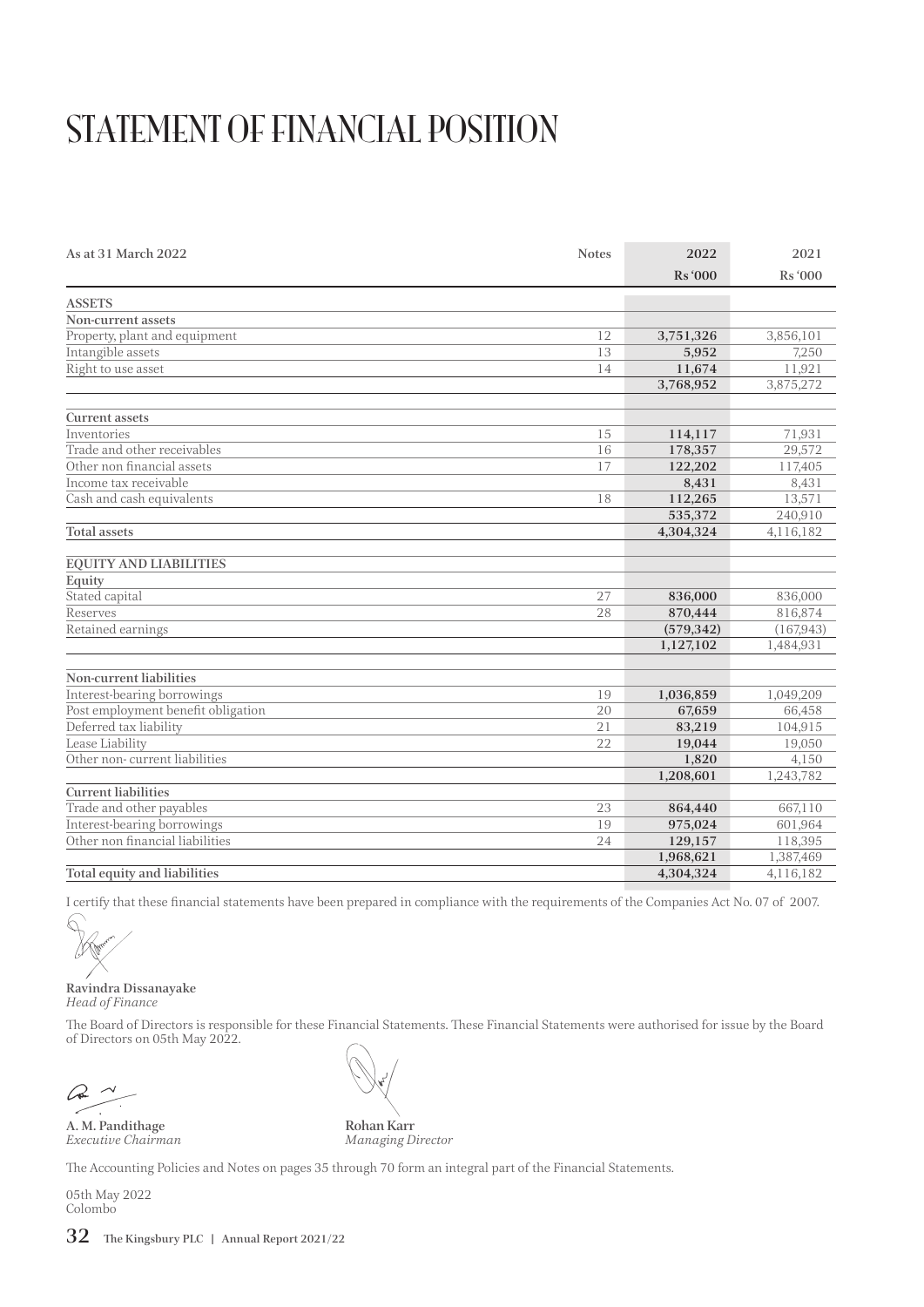# STATEMENT OF FINANCIAL POSITION

| As at 31 March 2022 | Notes | 2022 | 2021 |
|---|---|---|---|
| | | Rs '000 | Rs '000 |
| **ASSETS** | | | |
| **Non-current assets** | | | |
| Property, plant and equipment | 12 | **3,751,326** | 3,856,101 |
| Intangible assets | 13 | **5,952** | 7,250 |
| Right to use asset | 14 | **11,674** | 11,921 |
| | | **3,768,952** | 3,875,272 |
| **Current assets** | | | |
| Inventories | 15 | **114,117** | 71,931 |
| Trade and other receivables | 16 | **178,357** | 29,572 |
| Other non financial assets | 17 | **122,202** | 117,405 |
| Income tax receivable | | **8,431** | 8,431 |
| Cash and cash equivalents | 18 | **112,265** | 13,571 |
| | | **535,372** | 240,910 |
| **Total assets** | | **4,304,324** | 4,116,182 |
| **EQUITY AND LIABILITIES** | | | |
| **Equity** | | | |
| Stated capital | 27 | **836,000** | 836,000 |
| Reserves | 28 | **870,444** | 816,874 |
| Retained earnings | | **(579,342)** | (167,943) |
| | | **1,127,102** | 1,484,931 |
| **Non-current liabilities** | | | |
| Interest-bearing borrowings | 19 | **1,036,859** | 1,049,209 |
| Post employment benefit obligation | 20 | **67,659** | 66,458 |
| Deferred tax liability | 21 | **83,219** | 104,915 |
| Lease Liability | 22 | **19,044** | 19,050 |
| Other non- current liabilities | | **1,820** | 4,150 |
| | | **1,208,601** | 1,243,782 |
| **Current liabilities** | | | |
| Trade and other payables | 23 | **864,440** | 667,110 |
| Interest-bearing borrowings | 19 | **975,024** | 601,964 |
| Other non financial liabilities | 24 | **129,157** | 118,395 |
| | | **1,968,621** | 1,387,469 |
| **Total equity and liabilities** | | **4,304,324** | 4,116,182 |

I certify that these financial statements have been prepared in compliance with the requirements of the Companies Act No. 07 of 2007.

**Ravindra Dissanayake**
*Head of Finance*

The Board of Directors is responsible for these Financial Statements. These Financial Statements were authorised for issue by the Board of Directors on 05th May 2022.

**A. M. Pandithage**
*Executive Chairman*

**Rohan Karr**
*Managing Director*

The Accounting Policies and Notes on pages 35 through 70 form an integral part of the Financial Statements.

05th May 2022
Colombo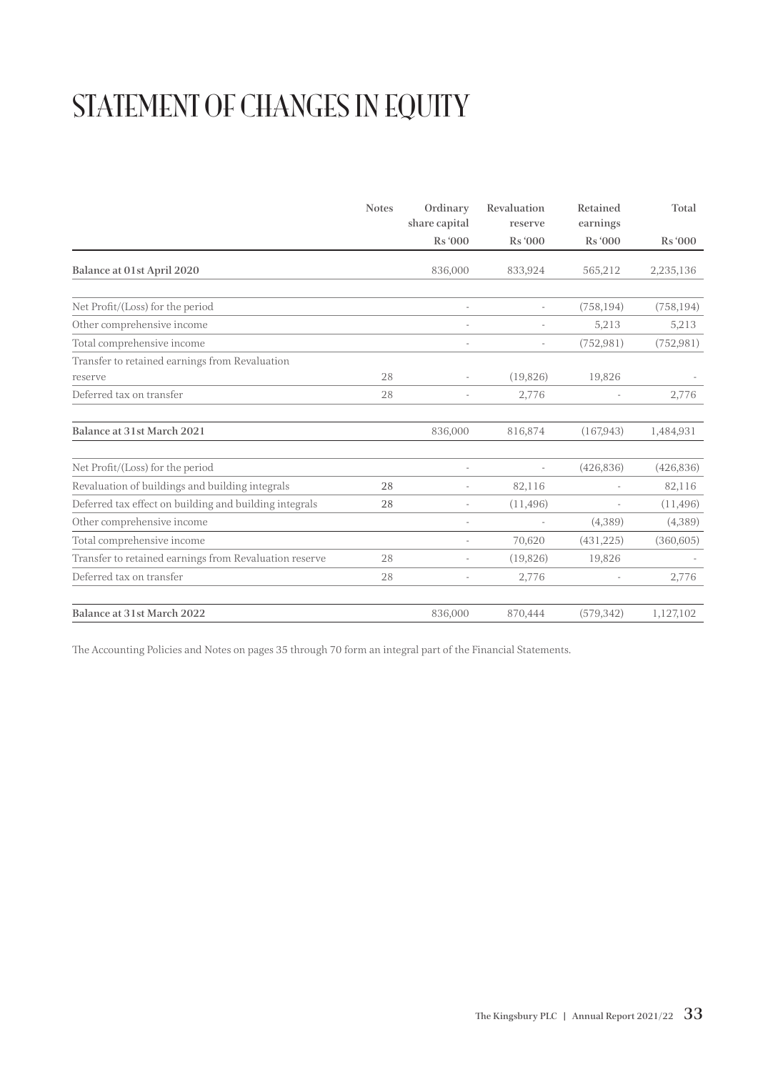# STATEMENT OF CHANGES IN EQUITY

| | Notes | Ordinary share capital | Revaluation reserve | Retained earnings | Total |
|---|---|---|---|---|---|
| | | Rs '000 | Rs '000 | Rs '000 | Rs '000 |
| **Balance at 01st April 2020** | | 836,000 | 833,924 | 565,212 | 2,235,136 |
| Net Profit/(Loss) for the period | | - | - | (758,194) | (758,194) |
| Other comprehensive income | | - | - | 5,213 | 5,213 |
| Total comprehensive income | | - | - | (752,981) | (752,981) |
| Transfer to retained earnings from Revaluation reserve | 28 | - | (19,826) | 19,826 | - |
| Deferred tax on transfer | 28 | - | 2,776 | - | 2,776 |
| **Balance at 31st March 2021** | | 836,000 | 816,874 | (167,943) | 1,484,931 |
| Net Profit/(Loss) for the period | | - | - | (426,836) | (426,836) |
| Revaluation of buildings and building integrals | 28 | - | 82,116 | - | 82,116 |
| Deferred tax effect on building and building integrals | 28 | - | (11,496) | - | (11,496) |
| Other comprehensive income | | - | - | (4,389) | (4,389) |
| Total comprehensive income | | - | 70,620 | (431,225) | (360,605) |
| Transfer to retained earnings from Revaluation reserve | 28 | - | (19,826) | 19,826 | - |
| Deferred tax on transfer | 28 | - | 2,776 | - | 2,776 |
| **Balance at 31st March 2022** | | 836,000 | 870,444 | (579,342) | 1,127,102 |

The Accounting Policies and Notes on pages 35 through 70 form an integral part of the Financial Statements.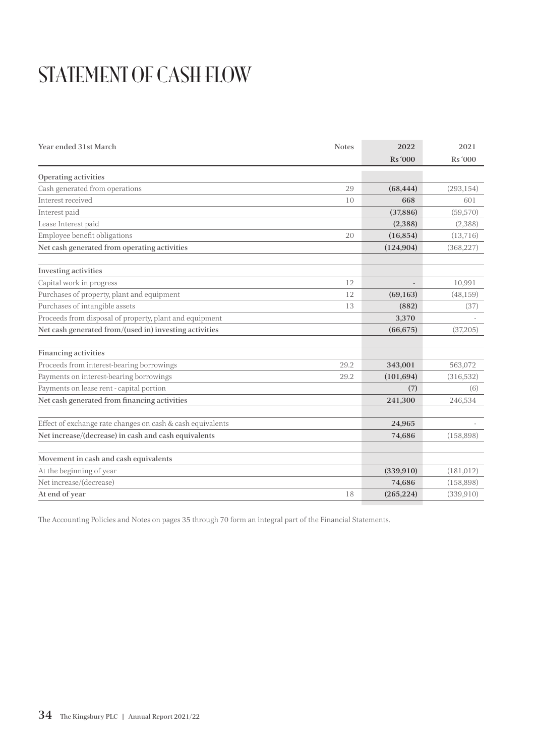# STATEMENT OF CASH FLOW

| Year ended 31st March | Notes | 2022<br>Rs '000 | 2021<br>Rs '000 |
|---|---|---|---|
| **Operating activities** | | | |
| Cash generated from operations | 29 | **(68,444)** | (293,154) |
| Interest received | 10 | **668** | 601 |
| Interest paid | | **(37,886)** | (59,570) |
| Lease Interest paid | | **(2,388)** | (2,388) |
| Employee benefit obligations | 20 | **(16,854)** | (13,716) |
| **Net cash generated from operating activities** | | **(124,904)** | (368,227) |
| | | | |
| **Investing activities** | | | |
| Capital work in progress | 12 | **-** | 10,991 |
| Purchases of property, plant and equipment | 12 | **(69,163)** | (48,159) |
| Purchases of intangible assets | 13 | **(882)** | (37) |
| Proceeds from disposal of property, plant and equipment | | **3,370** | - |
| **Net cash generated from/(used in) investing activities** | | **(66,675)** | (37,205) |
| | | | |
| **Financing activities** | | | |
| Proceeds from interest-bearing borrowings | 29.2 | **343,001** | 563,072 |
| Payments on interest-bearing borrowings | 29.2 | **(101,694)** | (316,532) |
| Payments on lease rent - capital portion | | **(7)** | (6) |
| **Net cash generated from financing activities** | | **241,300** | 246,534 |
| | | | |
| Effect of exchange rate changes on cash & cash equivalents | | **24,965** | - |
| **Net increase/(decrease) in cash and cash equivalents** | | **74,686** | (158,898) |
| | | | |
| **Movement in cash and cash equivalents** | | | |
| At the beginning of year | | **(339,910)** | (181,012) |
| Net increase/(decrease) | | **74,686** | (158,898) |
| **At end of year** | 18 | **(265,224)** | (339,910) |

The Accounting Policies and Notes on pages 35 through 70 form an integral part of the Financial Statements.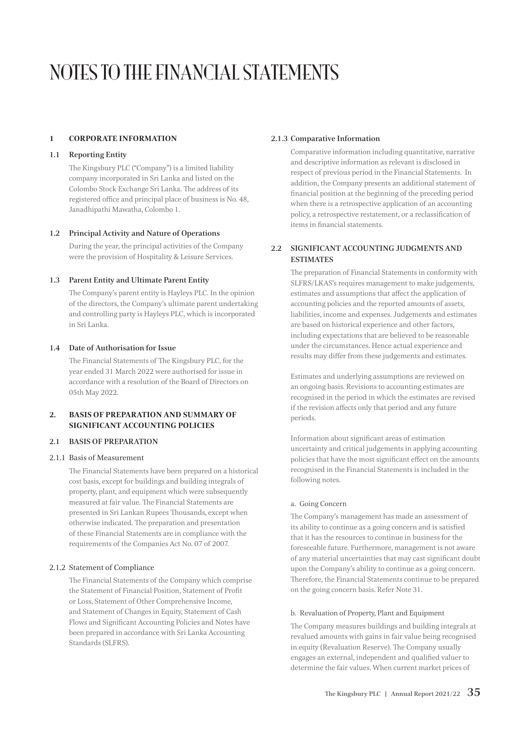# NOTES TO THE FINANCIAL STATEMENTS

## 1 CORPORATE INFORMATION

### 1.1 Reporting Entity

The Kingsbury PLC ("Company") is a limited liability company incorporated in Sri Lanka and listed on the Colombo Stock Exchange Sri Lanka. The address of its registered office and principal place of business is No. 48, Janadhipathi Mawatha, Colombo 1.

### 1.2 Principal Activity and Nature of Operations

During the year, the principal activities of the Company were the provision of Hospitality & Leisure Services.

### 1.3 Parent Entity and Ultimate Parent Entity

The Company's parent entity is Hayleys PLC. In the opinion of the directors, the Company's ultimate parent undertaking and controlling party is Hayleys PLC, which is incorporated in Sri Lanka.

### 1.4 Date of Authorisation for Issue

The Financial Statements of The Kingsbury PLC, for the year ended 31 March 2022 were authorised for issue in accordance with a resolution of the Board of Directors on 05th May 2022.

## 2. BASIS OF PREPARATION AND SUMMARY OF SIGNIFICANT ACCOUNTING POLICIES

### 2.1 BASIS OF PREPARATION

#### 2.1.1 Basis of Measurement

The Financial Statements have been prepared on a historical cost basis, except for buildings and building integrals of property, plant, and equipment which were subsequently measured at fair value. The Financial Statements are presented in Sri Lankan Rupees Thousands, except when otherwise indicated. The preparation and presentation of these Financial Statements are in compliance with the requirements of the Companies Act No. 07 of 2007.

#### 2.1.2 Statement of Compliance

The Financial Statements of the Company which comprise the Statement of Financial Position, Statement of Profit or Loss, Statement of Other Comprehensive Income, and Statement of Changes in Equity, Statement of Cash Flows and Significant Accounting Policies and Notes have been prepared in accordance with Sri Lanka Accounting Standards (SLFRS).

#### 2.1.3 Comparative Information

Comparative information including quantitative, narrative and descriptive information as relevant is disclosed in respect of previous period in the Financial Statements. In addition, the Company presents an additional statement of financial position at the beginning of the preceding period when there is a retrospective application of an accounting policy, a retrospective restatement, or a reclassification of items in financial statements.

### 2.2 SIGNIFICANT ACCOUNTING JUDGMENTS AND ESTIMATES

The preparation of Financial Statements in conformity with SLFRS/LKAS's requires management to make judgements, estimates and assumptions that affect the application of accounting policies and the reported amounts of assets, liabilities, income and expenses. Judgements and estimates are based on historical experience and other factors, including expectations that are believed to be reasonable under the circumstances. Hence actual experience and results may differ from these judgements and estimates.

Estimates and underlying assumptions are reviewed on an ongoing basis. Revisions to accounting estimates are recognised in the period in which the estimates are revised if the revision affects only that period and any future periods.

Information about significant areas of estimation uncertainty and critical judgements in applying accounting policies that have the most significant effect on the amounts recognised in the Financial Statements is included in the following notes.

#### a. Going Concern

The Company's management has made an assessment of its ability to continue as a going concern and is satisfied that it has the resources to continue in business for the foreseeable future. Furthermore, management is not aware of any material uncertainties that may cast significant doubt upon the Company's ability to continue as a going concern. Therefore, the Financial Statements continue to be prepared on the going concern basis. Refer Note 31.

#### b. Revaluation of Property, Plant and Equipment

The Company measures buildings and building integrals at revalued amounts with gains in fair value being recognised in equity (Revaluation Reserve). The Company usually engages an external, independent and qualified valuer to determine the fair values. When current market prices of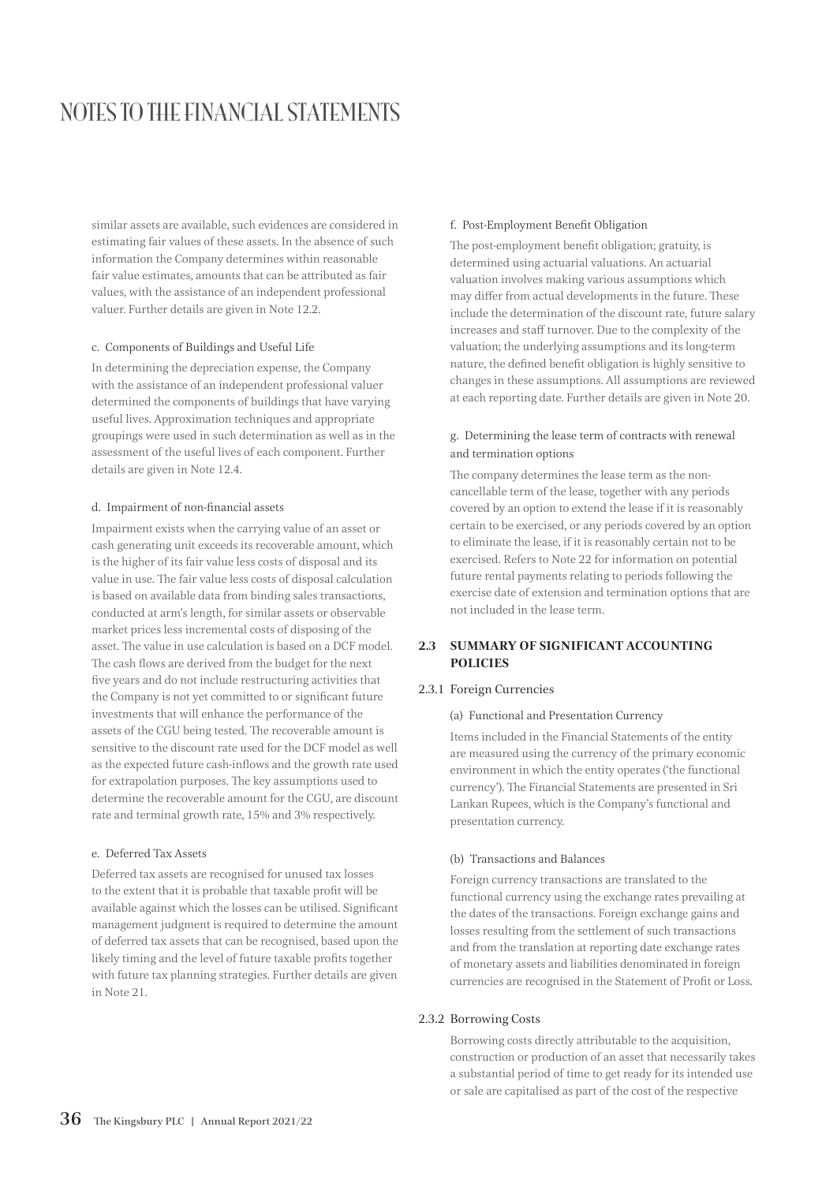# NOTES TO THE FINANCIAL STATEMENTS

similar assets are available, such evidences are considered in estimating fair values of these assets. In the absence of such information the Company determines within reasonable fair value estimates, amounts that can be attributed as fair values, with the assistance of an independent professional valuer. Further details are given in Note 12.2.

c. Components of Buildings and Useful Life

In determining the depreciation expense, the Company with the assistance of an independent professional valuer determined the components of buildings that have varying useful lives. Approximation techniques and appropriate groupings were used in such determination as well as in the assessment of the useful lives of each component. Further details are given in Note 12.4.

d. Impairment of non-financial assets

Impairment exists when the carrying value of an asset or cash generating unit exceeds its recoverable amount, which is the higher of its fair value less costs of disposal and its value in use. The fair value less costs of disposal calculation is based on available data from binding sales transactions, conducted at arm's length, for similar assets or observable market prices less incremental costs of disposing of the asset. The value in use calculation is based on a DCF model. The cash flows are derived from the budget for the next five years and do not include restructuring activities that the Company is not yet committed to or significant future investments that will enhance the performance of the assets of the CGU being tested. The recoverable amount is sensitive to the discount rate used for the DCF model as well as the expected future cash-inflows and the growth rate used for extrapolation purposes. The key assumptions used to determine the recoverable amount for the CGU, are discount rate and terminal growth rate, 15% and 3% respectively.

e. Deferred Tax Assets

Deferred tax assets are recognised for unused tax losses to the extent that it is probable that taxable profit will be available against which the losses can be utilised. Significant management judgment is required to determine the amount of deferred tax assets that can be recognised, based upon the likely timing and the level of future taxable profits together with future tax planning strategies. Further details are given in Note 21.

f. Post-Employment Benefit Obligation

The post-employment benefit obligation; gratuity, is determined using actuarial valuations. An actuarial valuation involves making various assumptions which may differ from actual developments in the future. These include the determination of the discount rate, future salary increases and staff turnover. Due to the complexity of the valuation; the underlying assumptions and its long-term nature, the defined benefit obligation is highly sensitive to changes in these assumptions. All assumptions are reviewed at each reporting date. Further details are given in Note 20.

g. Determining the lease term of contracts with renewal and termination options

The company determines the lease term as the non-cancellable term of the lease, together with any periods covered by an option to extend the lease if it is reasonably certain to be exercised, or any periods covered by an option to eliminate the lease, if it is reasonably certain not to be exercised. Refers to Note 22 for information on potential future rental payments relating to periods following the exercise date of extension and termination options that are not included in the lease term.

## 2.3 SUMMARY OF SIGNIFICANT ACCOUNTING POLICIES

### 2.3.1 Foreign Currencies

(a) Functional and Presentation Currency

Items included in the Financial Statements of the entity are measured using the currency of the primary economic environment in which the entity operates ('the functional currency'). The Financial Statements are presented in Sri Lankan Rupees, which is the Company's functional and presentation currency.

(b) Transactions and Balances

Foreign currency transactions are translated to the functional currency using the exchange rates prevailing at the dates of the transactions. Foreign exchange gains and losses resulting from the settlement of such transactions and from the translation at reporting date exchange rates of monetary assets and liabilities denominated in foreign currencies are recognised in the Statement of Profit or Loss.

### 2.3.2 Borrowing Costs

Borrowing costs directly attributable to the acquisition, construction or production of an asset that necessarily takes a substantial period of time to get ready for its intended use or sale are capitalised as part of the cost of the respective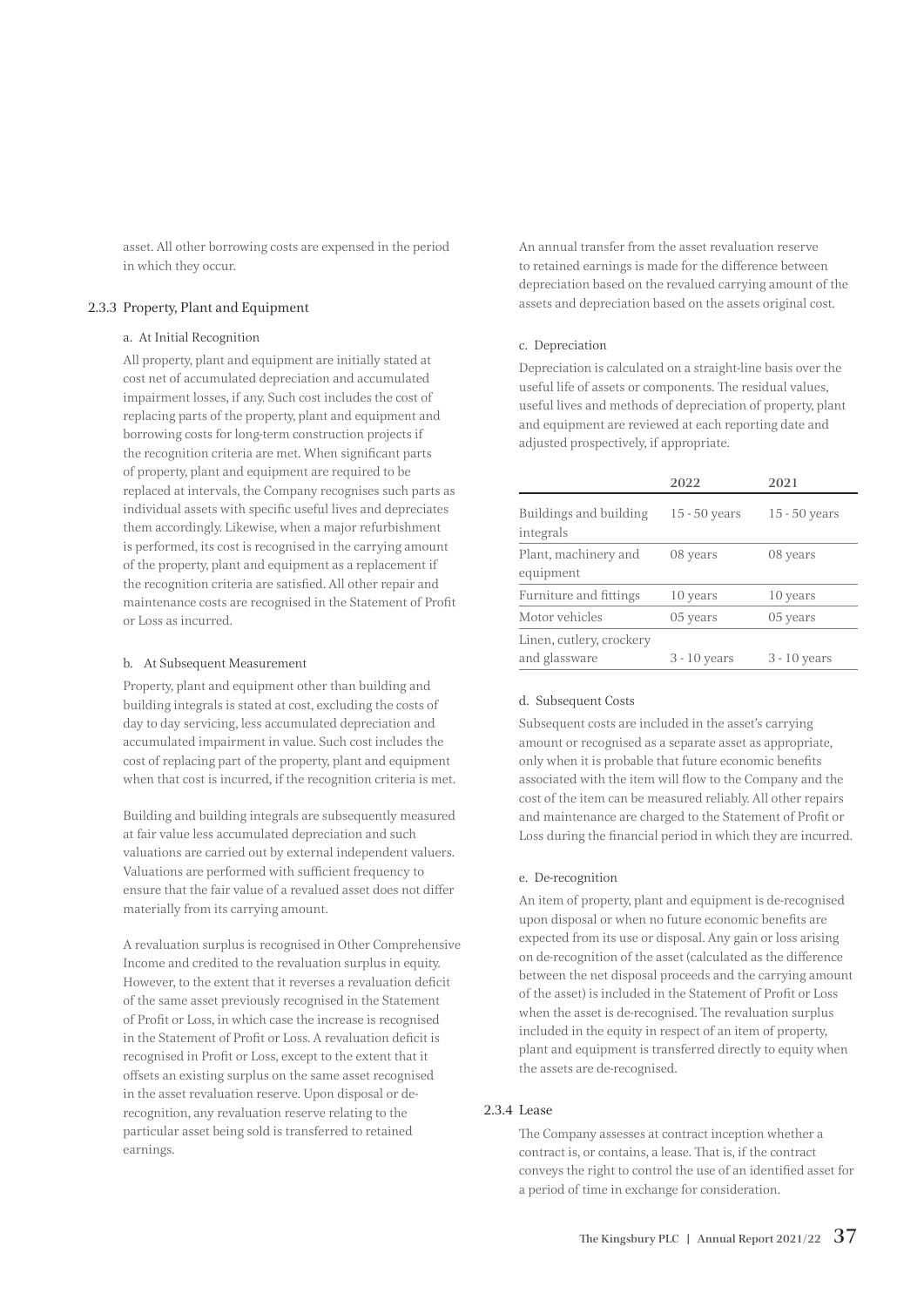asset. All other borrowing costs are expensed in the period in which they occur.

### 2.3.3 Property, Plant and Equipment

#### a. At Initial Recognition

All property, plant and equipment are initially stated at cost net of accumulated depreciation and accumulated impairment losses, if any. Such cost includes the cost of replacing parts of the property, plant and equipment and borrowing costs for long-term construction projects if the recognition criteria are met. When significant parts of property, plant and equipment are required to be replaced at intervals, the Company recognises such parts as individual assets with specific useful lives and depreciates them accordingly. Likewise, when a major refurbishment is performed, its cost is recognised in the carrying amount of the property, plant and equipment as a replacement if the recognition criteria are satisfied. All other repair and maintenance costs are recognised in the Statement of Profit or Loss as incurred.

#### b. At Subsequent Measurement

Property, plant and equipment other than building and building integrals is stated at cost, excluding the costs of day to day servicing, less accumulated depreciation and accumulated impairment in value. Such cost includes the cost of replacing part of the property, plant and equipment when that cost is incurred, if the recognition criteria is met.

Building and building integrals are subsequently measured at fair value less accumulated depreciation and such valuations are carried out by external independent valuers. Valuations are performed with sufficient frequency to ensure that the fair value of a revalued asset does not differ materially from its carrying amount.

A revaluation surplus is recognised in Other Comprehensive Income and credited to the revaluation surplus in equity. However, to the extent that it reverses a revaluation deficit of the same asset previously recognised in the Statement of Profit or Loss, in which case the increase is recognised in the Statement of Profit or Loss. A revaluation deficit is recognised in Profit or Loss, except to the extent that it offsets an existing surplus on the same asset recognised in the asset revaluation reserve. Upon disposal or de-recognition, any revaluation reserve relating to the particular asset being sold is transferred to retained earnings.

An annual transfer from the asset revaluation reserve to retained earnings is made for the difference between depreciation based on the revalued carrying amount of the assets and depreciation based on the assets original cost.

#### c. Depreciation

Depreciation is calculated on a straight-line basis over the useful life of assets or components. The residual values, useful lives and methods of depreciation of property, plant and equipment are reviewed at each reporting date and adjusted prospectively, if appropriate.

| | 2022 | 2021 |
|---|---|---|
| Buildings and building integrals | 15 - 50 years | 15 - 50 years |
| Plant, machinery and equipment | 08 years | 08 years |
| Furniture and fittings | 10 years | 10 years |
| Motor vehicles | 05 years | 05 years |
| Linen, cutlery, crockery and glassware | 3 - 10 years | 3 - 10 years |

#### d. Subsequent Costs

Subsequent costs are included in the asset's carrying amount or recognised as a separate asset as appropriate, only when it is probable that future economic benefits associated with the item will flow to the Company and the cost of the item can be measured reliably. All other repairs and maintenance are charged to the Statement of Profit or Loss during the financial period in which they are incurred.

#### e. De-recognition

An item of property, plant and equipment is de-recognised upon disposal or when no future economic benefits are expected from its use or disposal. Any gain or loss arising on de-recognition of the asset (calculated as the difference between the net disposal proceeds and the carrying amount of the asset) is included in the Statement of Profit or Loss when the asset is de-recognised. The revaluation surplus included in the equity in respect of an item of property, plant and equipment is transferred directly to equity when the assets are de-recognised.

### 2.3.4 Lease

The Company assesses at contract inception whether a contract is, or contains, a lease. That is, if the contract conveys the right to control the use of an identified asset for a period of time in exchange for consideration.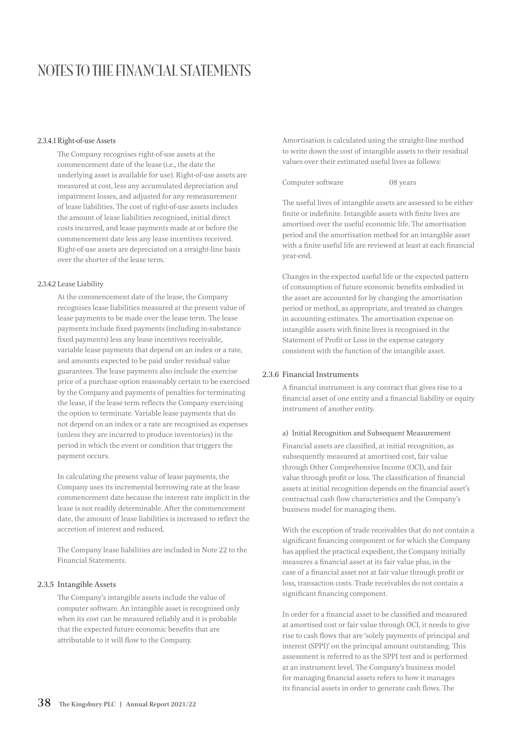# NOTES TO THE FINANCIAL STATEMENTS

#### 2.3.4.1 Right-of-use Assets

The Company recognises right-of-use assets at the commencement date of the lease (i.e., the date the underlying asset is available for use). Right-of-use assets are measured at cost, less any accumulated depreciation and impairment losses, and adjusted for any remeasurement of lease liabilities. The cost of right-of-use assets includes the amount of lease liabilities recognised, initial direct costs incurred, and lease payments made at or before the commencement date less any lease incentives received. Right-of-use assets are depreciated on a straight-line basis over the shorter of the lease term.

#### 2.3.4.2 Lease Liability

At the commencement date of the lease, the Company recognises lease liabilities measured at the present value of lease payments to be made over the lease term. The lease payments include fixed payments (including in-substance fixed payments) less any lease incentives receivable, variable lease payments that depend on an index or a rate, and amounts expected to be paid under residual value guarantees. The lease payments also include the exercise price of a purchase option reasonably certain to be exercised by the Company and payments of penalties for terminating the lease, if the lease term reflects the Company exercising the option to terminate. Variable lease payments that do not depend on an index or a rate are recognised as expenses (unless they are incurred to produce inventories) in the period in which the event or condition that triggers the payment occurs.

In calculating the present value of lease payments, the Company uses its incremental borrowing rate at the lease commencement date because the interest rate implicit in the lease is not readily determinable. After the commencement date, the amount of lease liabilities is increased to reflect the accretion of interest and reduced.

The Company lease liabilities are included in Note 22 to the Financial Statements.

### 2.3.5 Intangible Assets

The Company's intangible assets include the value of computer software. An intangible asset is recognised only when its cost can be measured reliably and it is probable that the expected future economic benefits that are attributable to it will flow to the Company.

Amortisation is calculated using the straight-line method to write down the cost of intangible assets to their residual values over their estimated useful lives as follows:

| | |
|---|---|
| Computer software | 08 years |

The useful lives of intangible assets are assessed to be either finite or indefinite. Intangible assets with finite lives are amortised over the useful economic life. The amortisation period and the amortisation method for an intangible asset with a finite useful life are reviewed at least at each financial year-end.

Changes in the expected useful life or the expected pattern of consumption of future economic benefits embodied in the asset are accounted for by changing the amortisation period or method, as appropriate, and treated as changes in accounting estimates. The amortisation expense on intangible assets with finite lives is recognised in the Statement of Profit or Loss in the expense category consistent with the function of the intangible asset.

### 2.3.6 Financial Instruments

A financial instrument is any contract that gives rise to a financial asset of one entity and a financial liability or equity instrument of another entity.

#### a) Initial Recognition and Subsequent Measurement

Financial assets are classified, at initial recognition, as subsequently measured at amortised cost, fair value through Other Comprehensive Income (OCI), and fair value through profit or loss. The classification of financial assets at initial recognition depends on the financial asset's contractual cash flow characteristics and the Company's business model for managing them.

With the exception of trade receivables that do not contain a significant financing component or for which the Company has applied the practical expedient, the Company initially measures a financial asset at its fair value plus, in the case of a financial asset not at fair value through profit or loss, transaction costs. Trade receivables do not contain a significant financing component.

In order for a financial asset to be classified and measured at amortised cost or fair value through OCI, it needs to give rise to cash flows that are 'solely payments of principal and interest (SPPI)' on the principal amount outstanding. This assessment is referred to as the SPPI test and is performed at an instrument level. The Company's business model for managing financial assets refers to how it manages its financial assets in order to generate cash flows. The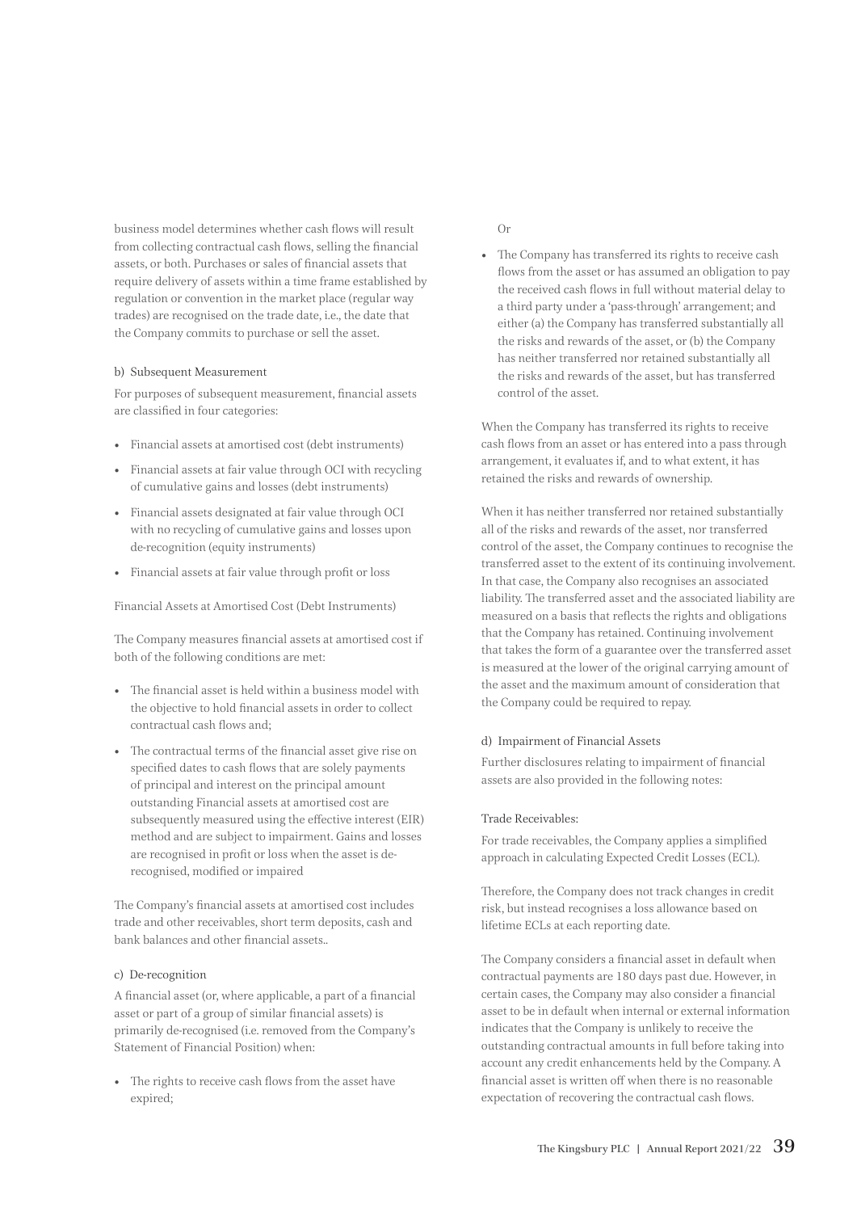business model determines whether cash flows will result from collecting contractual cash flows, selling the financial assets, or both. Purchases or sales of financial assets that require delivery of assets within a time frame established by regulation or convention in the market place (regular way trades) are recognised on the trade date, i.e., the date that the Company commits to purchase or sell the asset.

b) Subsequent Measurement

For purposes of subsequent measurement, financial assets are classified in four categories:

- Financial assets at amortised cost (debt instruments)
- Financial assets at fair value through OCI with recycling of cumulative gains and losses (debt instruments)
- Financial assets designated at fair value through OCI with no recycling of cumulative gains and losses upon de-recognition (equity instruments)
- Financial assets at fair value through profit or loss

Financial Assets at Amortised Cost (Debt Instruments)

The Company measures financial assets at amortised cost if both of the following conditions are met:

- The financial asset is held within a business model with the objective to hold financial assets in order to collect contractual cash flows and;
- The contractual terms of the financial asset give rise on specified dates to cash flows that are solely payments of principal and interest on the principal amount outstanding Financial assets at amortised cost are subsequently measured using the effective interest (EIR) method and are subject to impairment. Gains and losses are recognised in profit or loss when the asset is de-recognised, modified or impaired

The Company's financial assets at amortised cost includes trade and other receivables, short term deposits, cash and bank balances and other financial assets..

c) De-recognition

A financial asset (or, where applicable, a part of a financial asset or part of a group of similar financial assets) is primarily de-recognised (i.e. removed from the Company's Statement of Financial Position) when:

- The rights to receive cash flows from the asset have expired;

Or

- The Company has transferred its rights to receive cash flows from the asset or has assumed an obligation to pay the received cash flows in full without material delay to a third party under a 'pass-through' arrangement; and either (a) the Company has transferred substantially all the risks and rewards of the asset, or (b) the Company has neither transferred nor retained substantially all the risks and rewards of the asset, but has transferred control of the asset.

When the Company has transferred its rights to receive cash flows from an asset or has entered into a pass through arrangement, it evaluates if, and to what extent, it has retained the risks and rewards of ownership.

When it has neither transferred nor retained substantially all of the risks and rewards of the asset, nor transferred control of the asset, the Company continues to recognise the transferred asset to the extent of its continuing involvement. In that case, the Company also recognises an associated liability. The transferred asset and the associated liability are measured on a basis that reflects the rights and obligations that the Company has retained. Continuing involvement that takes the form of a guarantee over the transferred asset is measured at the lower of the original carrying amount of the asset and the maximum amount of consideration that the Company could be required to repay.

d) Impairment of Financial Assets

Further disclosures relating to impairment of financial assets are also provided in the following notes:

Trade Receivables:

For trade receivables, the Company applies a simplified approach in calculating Expected Credit Losses (ECL).

Therefore, the Company does not track changes in credit risk, but instead recognises a loss allowance based on lifetime ECLs at each reporting date.

The Company considers a financial asset in default when contractual payments are 180 days past due. However, in certain cases, the Company may also consider a financial asset to be in default when internal or external information indicates that the Company is unlikely to receive the outstanding contractual amounts in full before taking into account any credit enhancements held by the Company. A financial asset is written off when there is no reasonable expectation of recovering the contractual cash flows.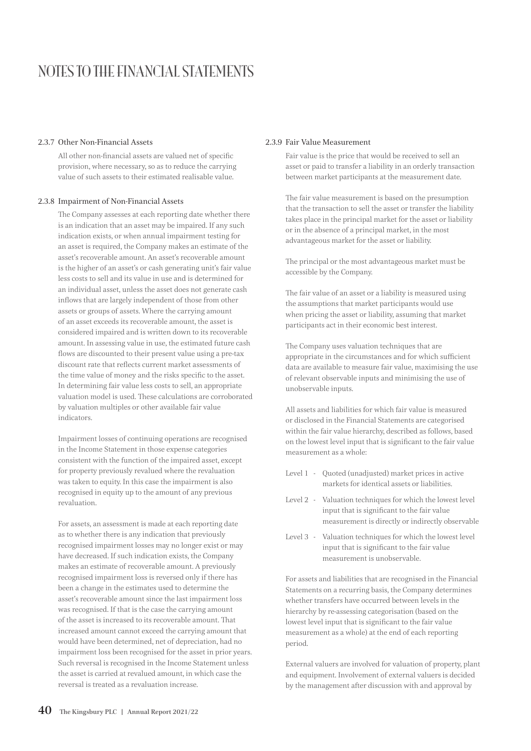# NOTES TO THE FINANCIAL STATEMENTS

### 2.3.7 Other Non-Financial Assets

All other non-financial assets are valued net of specific provision, where necessary, so as to reduce the carrying value of such assets to their estimated realisable value.

### 2.3.8 Impairment of Non-Financial Assets

The Company assesses at each reporting date whether there is an indication that an asset may be impaired. If any such indication exists, or when annual impairment testing for an asset is required, the Company makes an estimate of the asset's recoverable amount. An asset's recoverable amount is the higher of an asset's or cash generating unit's fair value less costs to sell and its value in use and is determined for an individual asset, unless the asset does not generate cash inflows that are largely independent of those from other assets or groups of assets. Where the carrying amount of an asset exceeds its recoverable amount, the asset is considered impaired and is written down to its recoverable amount. In assessing value in use, the estimated future cash flows are discounted to their present value using a pre-tax discount rate that reflects current market assessments of the time value of money and the risks specific to the asset. In determining fair value less costs to sell, an appropriate valuation model is used. These calculations are corroborated by valuation multiples or other available fair value indicators.

Impairment losses of continuing operations are recognised in the Income Statement in those expense categories consistent with the function of the impaired asset, except for property previously revalued where the revaluation was taken to equity. In this case the impairment is also recognised in equity up to the amount of any previous revaluation.

For assets, an assessment is made at each reporting date as to whether there is any indication that previously recognised impairment losses may no longer exist or may have decreased. If such indication exists, the Company makes an estimate of recoverable amount. A previously recognised impairment loss is reversed only if there has been a change in the estimates used to determine the asset's recoverable amount since the last impairment loss was recognised. If that is the case the carrying amount of the asset is increased to its recoverable amount. That increased amount cannot exceed the carrying amount that would have been determined, net of depreciation, had no impairment loss been recognised for the asset in prior years. Such reversal is recognised in the Income Statement unless the asset is carried at revalued amount, in which case the reversal is treated as a revaluation increase.

### 2.3.9 Fair Value Measurement

Fair value is the price that would be received to sell an asset or paid to transfer a liability in an orderly transaction between market participants at the measurement date.

The fair value measurement is based on the presumption that the transaction to sell the asset or transfer the liability takes place in the principal market for the asset or liability or in the absence of a principal market, in the most advantageous market for the asset or liability.

The principal or the most advantageous market must be accessible by the Company.

The fair value of an asset or a liability is measured using the assumptions that market participants would use when pricing the asset or liability, assuming that market participants act in their economic best interest.

The Company uses valuation techniques that are appropriate in the circumstances and for which sufficient data are available to measure fair value, maximising the use of relevant observable inputs and minimising the use of unobservable inputs.

All assets and liabilities for which fair value is measured or disclosed in the Financial Statements are categorised within the fair value hierarchy, described as follows, based on the lowest level input that is significant to the fair value measurement as a whole:

- Level 1 - Quoted (unadjusted) market prices in active markets for identical assets or liabilities.
- Level 2 - Valuation techniques for which the lowest level input that is significant to the fair value measurement is directly or indirectly observable
- Level 3 - Valuation techniques for which the lowest level input that is significant to the fair value measurement is unobservable.

For assets and liabilities that are recognised in the Financial Statements on a recurring basis, the Company determines whether transfers have occurred between levels in the hierarchy by re-assessing categorisation (based on the lowest level input that is significant to the fair value measurement as a whole) at the end of each reporting period.

External valuers are involved for valuation of property, plant and equipment. Involvement of external valuers is decided by the management after discussion with and approval by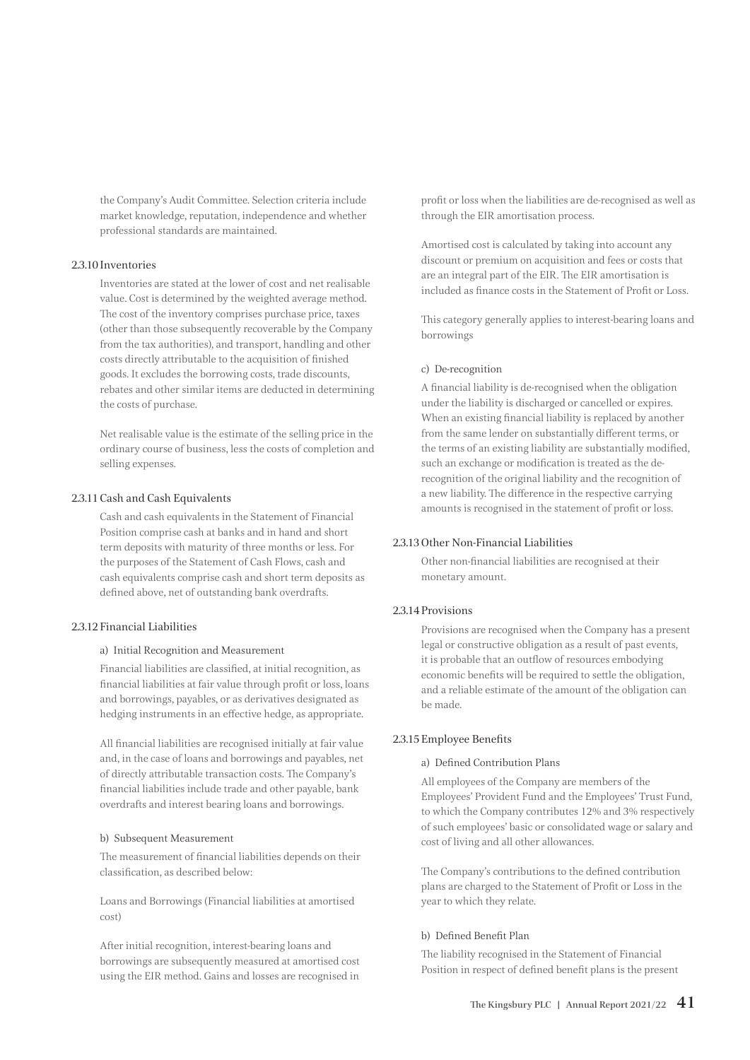the Company's Audit Committee. Selection criteria include market knowledge, reputation, independence and whether professional standards are maintained.

### 2.3.10 Inventories

Inventories are stated at the lower of cost and net realisable value. Cost is determined by the weighted average method. The cost of the inventory comprises purchase price, taxes (other than those subsequently recoverable by the Company from the tax authorities), and transport, handling and other costs directly attributable to the acquisition of finished goods. It excludes the borrowing costs, trade discounts, rebates and other similar items are deducted in determining the costs of purchase.

Net realisable value is the estimate of the selling price in the ordinary course of business, less the costs of completion and selling expenses.

### 2.3.11 Cash and Cash Equivalents

Cash and cash equivalents in the Statement of Financial Position comprise cash at banks and in hand and short term deposits with maturity of three months or less. For the purposes of the Statement of Cash Flows, cash and cash equivalents comprise cash and short term deposits as defined above, net of outstanding bank overdrafts.

### 2.3.12 Financial Liabilities

#### a) Initial Recognition and Measurement

Financial liabilities are classified, at initial recognition, as financial liabilities at fair value through profit or loss, loans and borrowings, payables, or as derivatives designated as hedging instruments in an effective hedge, as appropriate.

All financial liabilities are recognised initially at fair value and, in the case of loans and borrowings and payables, net of directly attributable transaction costs. The Company's financial liabilities include trade and other payable, bank overdrafts and interest bearing loans and borrowings.

#### b) Subsequent Measurement

The measurement of financial liabilities depends on their classification, as described below:

Loans and Borrowings (Financial liabilities at amortised cost)

After initial recognition, interest-bearing loans and borrowings are subsequently measured at amortised cost using the EIR method. Gains and losses are recognised in profit or loss when the liabilities are de-recognised as well as through the EIR amortisation process.

Amortised cost is calculated by taking into account any discount or premium on acquisition and fees or costs that are an integral part of the EIR. The EIR amortisation is included as finance costs in the Statement of Profit or Loss.

This category generally applies to interest-bearing loans and borrowings

#### c) De-recognition

A financial liability is de-recognised when the obligation under the liability is discharged or cancelled or expires. When an existing financial liability is replaced by another from the same lender on substantially different terms, or the terms of an existing liability are substantially modified, such an exchange or modification is treated as the de-recognition of the original liability and the recognition of a new liability. The difference in the respective carrying amounts is recognised in the statement of profit or loss.

### 2.3.13 Other Non-Financial Liabilities

Other non-financial liabilities are recognised at their monetary amount.

### 2.3.14 Provisions

Provisions are recognised when the Company has a present legal or constructive obligation as a result of past events, it is probable that an outflow of resources embodying economic benefits will be required to settle the obligation, and a reliable estimate of the amount of the obligation can be made.

### 2.3.15 Employee Benefits

#### a) Defined Contribution Plans

All employees of the Company are members of the Employees' Provident Fund and the Employees' Trust Fund, to which the Company contributes 12% and 3% respectively of such employees' basic or consolidated wage or salary and cost of living and all other allowances.

The Company's contributions to the defined contribution plans are charged to the Statement of Profit or Loss in the year to which they relate.

#### b) Defined Benefit Plan

The liability recognised in the Statement of Financial Position in respect of defined benefit plans is the present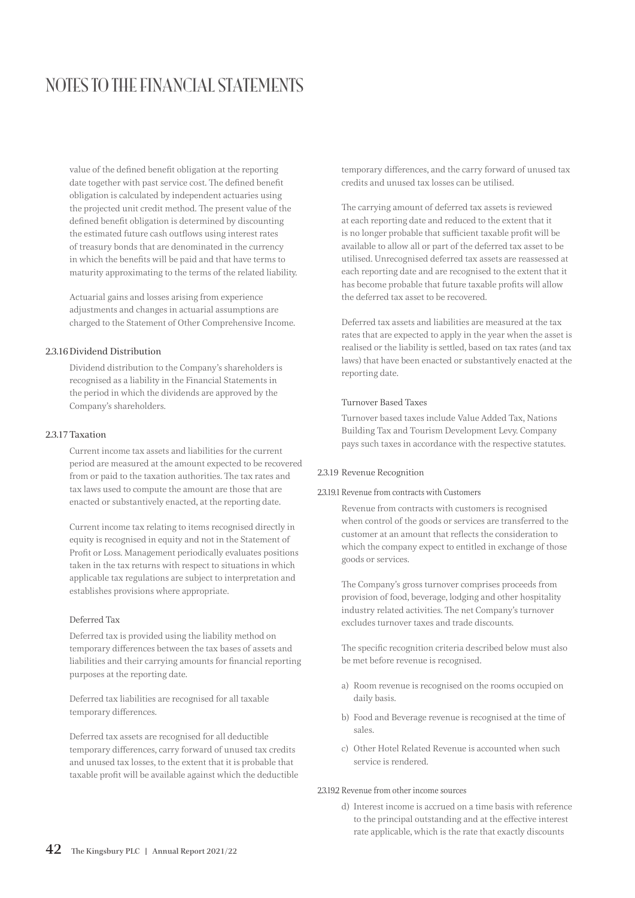value of the defined benefit obligation at the reporting date together with past service cost. The defined benefit obligation is calculated by independent actuaries using the projected unit credit method. The present value of the defined benefit obligation is determined by discounting the estimated future cash outflows using interest rates of treasury bonds that are denominated in the currency in which the benefits will be paid and that have terms to maturity approximating to the terms of the related liability.

Actuarial gains and losses arising from experience adjustments and changes in actuarial assumptions are charged to the Statement of Other Comprehensive Income.

### 2.3.16 Dividend Distribution

Dividend distribution to the Company's shareholders is recognised as a liability in the Financial Statements in the period in which the dividends are approved by the Company's shareholders.

### 2.3.17 Taxation

Current income tax assets and liabilities for the current period are measured at the amount expected to be recovered from or paid to the taxation authorities. The tax rates and tax laws used to compute the amount are those that are enacted or substantively enacted, at the reporting date.

Current income tax relating to items recognised directly in equity is recognised in equity and not in the Statement of Profit or Loss. Management periodically evaluates positions taken in the tax returns with respect to situations in which applicable tax regulations are subject to interpretation and establishes provisions where appropriate.

#### Deferred Tax

Deferred tax is provided using the liability method on temporary differences between the tax bases of assets and liabilities and their carrying amounts for financial reporting purposes at the reporting date.

Deferred tax liabilities are recognised for all taxable temporary differences.

Deferred tax assets are recognised for all deductible temporary differences, carry forward of unused tax credits and unused tax losses, to the extent that it is probable that taxable profit will be available against which the deductible temporary differences, and the carry forward of unused tax credits and unused tax losses can be utilised.

The carrying amount of deferred tax assets is reviewed at each reporting date and reduced to the extent that it is no longer probable that sufficient taxable profit will be available to allow all or part of the deferred tax asset to be utilised. Unrecognised deferred tax assets are reassessed at each reporting date and are recognised to the extent that it has become probable that future taxable profits will allow the deferred tax asset to be recovered.

Deferred tax assets and liabilities are measured at the tax rates that are expected to apply in the year when the asset is realised or the liability is settled, based on tax rates (and tax laws) that have been enacted or substantively enacted at the reporting date.

#### Turnover Based Taxes

Turnover based taxes include Value Added Tax, Nations Building Tax and Tourism Development Levy. Company pays such taxes in accordance with the respective statutes.

### 2.3.19 Revenue Recognition

#### 2.3.19.1 Revenue from contracts with Customers

Revenue from contracts with customers is recognised when control of the goods or services are transferred to the customer at an amount that reflects the consideration to which the company expect to entitled in exchange of those goods or services.

The Company's gross turnover comprises proceeds from provision of food, beverage, lodging and other hospitality industry related activities. The net Company's turnover excludes turnover taxes and trade discounts.

The specific recognition criteria described below must also be met before revenue is recognised.

a) Room revenue is recognised on the rooms occupied on daily basis.

b) Food and Beverage revenue is recognised at the time of sales.

c) Other Hotel Related Revenue is accounted when such service is rendered.

#### 2.3.19.2 Revenue from other income sources

d) Interest income is accrued on a time basis with reference to the principal outstanding and at the effective interest rate applicable, which is the rate that exactly discounts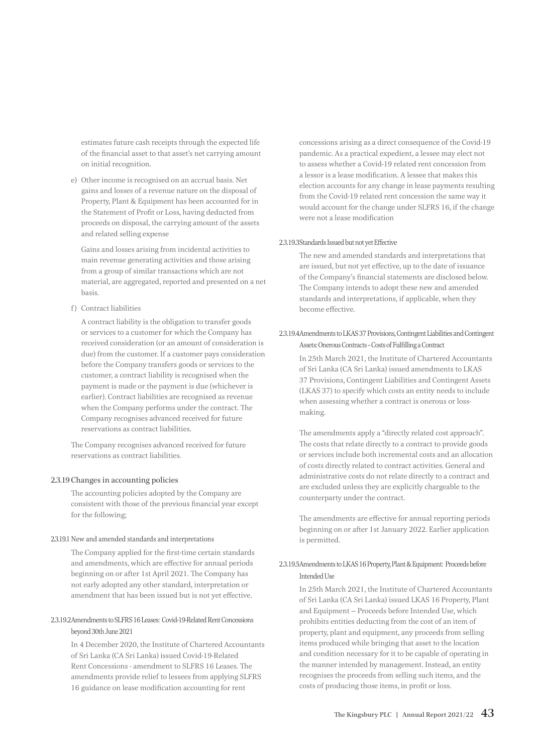estimates future cash receipts through the expected life of the financial asset to that asset's net carrying amount on initial recognition.

e) Other income is recognised on an accrual basis. Net gains and losses of a revenue nature on the disposal of Property, Plant & Equipment has been accounted for in the Statement of Profit or Loss, having deducted from proceeds on disposal, the carrying amount of the assets and related selling expense

   Gains and losses arising from incidental activities to main revenue generating activities and those arising from a group of similar transactions which are not material, are aggregated, reported and presented on a net basis.

f) Contract liabilities

   A contract liability is the obligation to transfer goods or services to a customer for which the Company has received consideration (or an amount of consideration is due) from the customer. If a customer pays consideration before the Company transfers goods or services to the customer, a contract liability is recognised when the payment is made or the payment is due (whichever is earlier). Contract liabilities are recognised as revenue when the Company performs under the contract. The Company recognises advanced received for future reservations as contract liabilities.

The Company recognises advanced received for future reservations as contract liabilities.

### 2.3.19 Changes in accounting policies

The accounting policies adopted by the Company are consistent with those of the previous financial year except for the following;

#### 2.3.19.1 New and amended standards and interpretations

The Company applied for the first-time certain standards and amendments, which are effective for annual periods beginning on or after 1st April 2021. The Company has not early adopted any other standard, interpretation or amendment that has been issued but is not yet effective.

#### 2.3.19.2 Amendments to SLFRS 16 Leases: Covid-19-Related Rent Concessions beyond 30th June 2021

In 4 December 2020, the Institute of Chartered Accountants of Sri Lanka (CA Sri Lanka) issued Covid-19-Related Rent Concessions - amendment to SLFRS 16 Leases. The amendments provide relief to lessees from applying SLFRS 16 guidance on lease modification accounting for rent concessions arising as a direct consequence of the Covid-19 pandemic. As a practical expedient, a lessee may elect not to assess whether a Covid-19 related rent concession from a lessor is a lease modification. A lessee that makes this election accounts for any change in lease payments resulting from the Covid-19 related rent concession the same way it would account for the change under SLFRS 16, if the change were not a lease modification

#### 2.3.19.3 Standards Issued but not yet Effective

The new and amended standards and interpretations that are issued, but not yet effective, up to the date of issuance of the Company's financial statements are disclosed below. The Company intends to adopt these new and amended standards and interpretations, if applicable, when they become effective.

#### 2.3.19.4 Amendments to LKAS 37 Provisions, Contingent Liabilities and Contingent Assets: Onerous Contracts – Costs of Fulfilling a Contract

In 25th March 2021, the Institute of Chartered Accountants of Sri Lanka (CA Sri Lanka) issued amendments to LKAS 37 Provisions, Contingent Liabilities and Contingent Assets (LKAS 37) to specify which costs an entity needs to include when assessing whether a contract is onerous or loss-making.

The amendments apply a "directly related cost approach". The costs that relate directly to a contract to provide goods or services include both incremental costs and an allocation of costs directly related to contract activities. General and administrative costs do not relate directly to a contract and are excluded unless they are explicitly chargeable to the counterparty under the contract.

The amendments are effective for annual reporting periods beginning on or after 1st January 2022. Earlier application is permitted.

#### 2.3.19.5 Amendments to LKAS 16 Property, Plant & Equipment: Proceeds before Intended Use

In 25th March 2021, the Institute of Chartered Accountants of Sri Lanka (CA Sri Lanka) issued LKAS 16 Property, Plant and Equipment – Proceeds before Intended Use, which prohibits entities deducting from the cost of an item of property, plant and equipment, any proceeds from selling items produced while bringing that asset to the location and condition necessary for it to be capable of operating in the manner intended by management. Instead, an entity recognises the proceeds from selling such items, and the costs of producing those items, in profit or loss.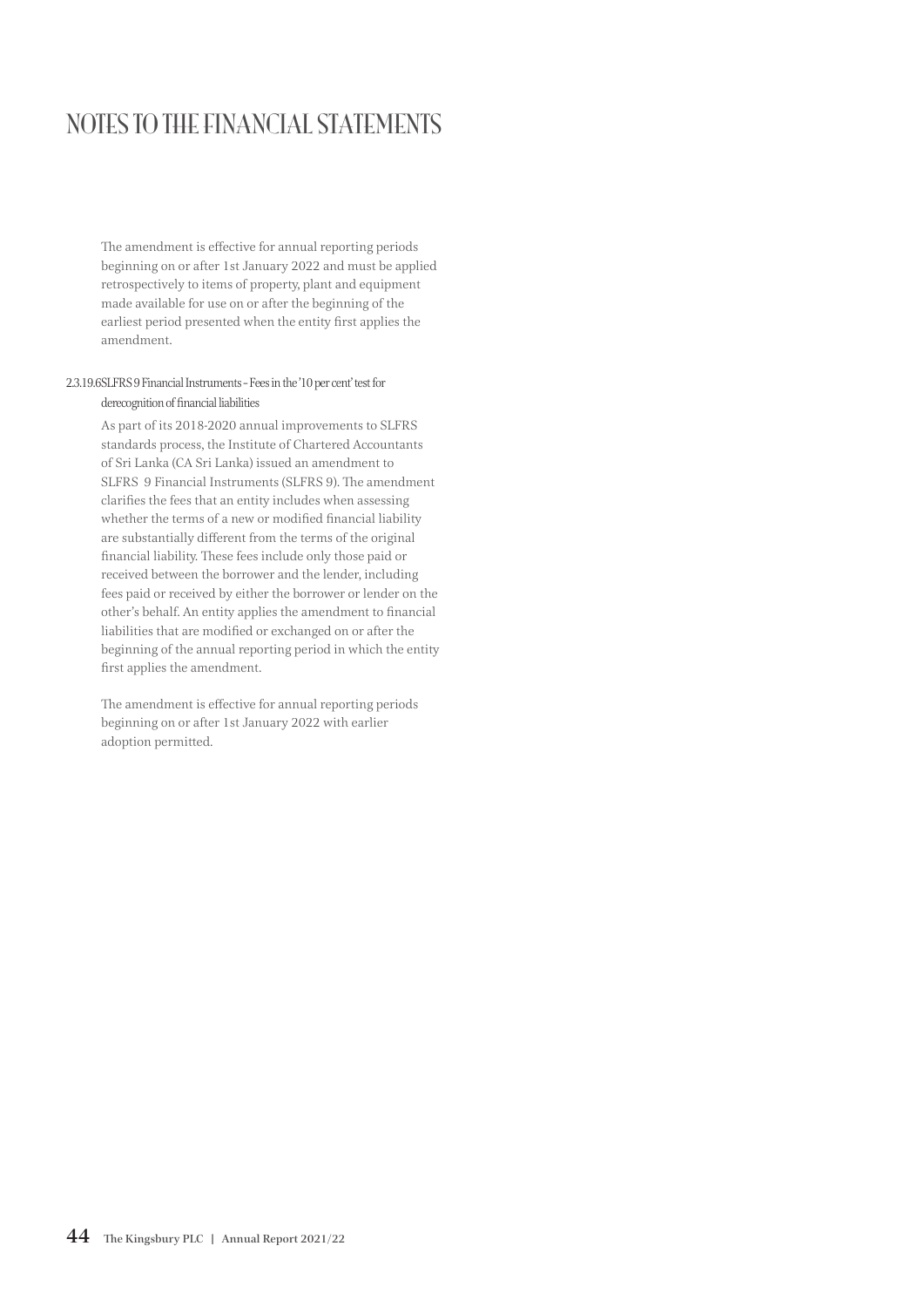# NOTES TO THE FINANCIAL STATEMENTS

The amendment is effective for annual reporting periods beginning on or after 1st January 2022 and must be applied retrospectively to items of property, plant and equipment made available for use on or after the beginning of the earliest period presented when the entity first applies the amendment.

#### 2.3.19.6 SLFRS 9 Financial Instruments – Fees in the '10 per cent' test for derecognition of financial liabilities

As part of its 2018-2020 annual improvements to SLFRS standards process, the Institute of Chartered Accountants of Sri Lanka (CA Sri Lanka) issued an amendment to SLFRS 9 Financial Instruments (SLFRS 9). The amendment clarifies the fees that an entity includes when assessing whether the terms of a new or modified financial liability are substantially different from the terms of the original financial liability. These fees include only those paid or received between the borrower and the lender, including fees paid or received by either the borrower or lender on the other's behalf. An entity applies the amendment to financial liabilities that are modified or exchanged on or after the beginning of the annual reporting period in which the entity first applies the amendment.

The amendment is effective for annual reporting periods beginning on or after 1st January 2022 with earlier adoption permitted.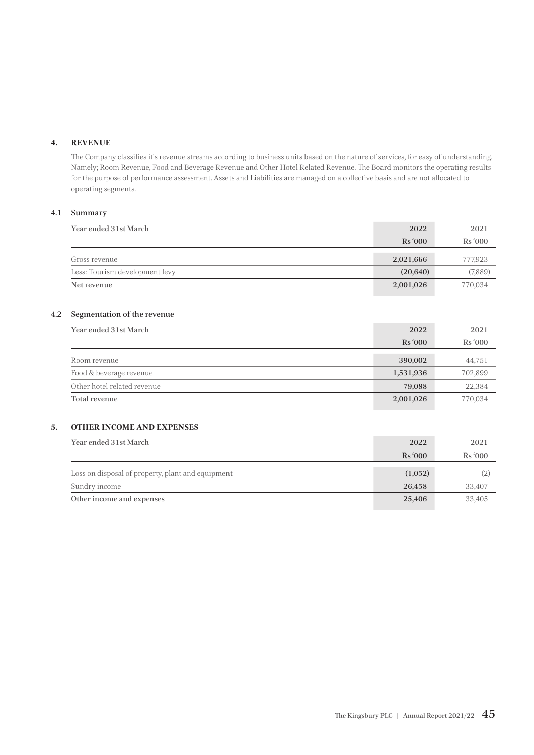## 4. REVENUE

The Company classifies it's revenue streams according to business units based on the nature of services, for easy of understanding. Namely; Room Revenue, Food and Beverage Revenue and Other Hotel Related Revenue. The Board monitors the operating results for the purpose of performance assessment. Assets and Liabilities are managed on a collective basis and are not allocated to operating segments.

### 4.1 Summary

| Year ended 31st March | 2022<br>Rs '000 | 2021<br>Rs '000 |
|---|---|---|
| Gross revenue | **2,021,666** | 777,923 |
| Less: Tourism development levy | **(20,640)** | (7,889) |
| **Net revenue** | **2,001,026** | 770,034 |

### 4.2 Segmentation of the revenue

| Year ended 31st March | 2022<br>Rs '000 | 2021<br>Rs '000 |
|---|---|---|
| Room revenue | **390,002** | 44,751 |
| Food & beverage revenue | **1,531,936** | 702,899 |
| Other hotel related revenue | **79,088** | 22,384 |
| **Total revenue** | **2,001,026** | 770,034 |

## 5. OTHER INCOME AND EXPENSES

| Year ended 31st March | 2022<br>Rs '000 | 2021<br>Rs '000 |
|---|---|---|
| Loss on disposal of property, plant and equipment | **(1,052)** | (2) |
| Sundry income | **26,458** | 33,407 |
| **Other income and expenses** | **25,406** | 33,405 |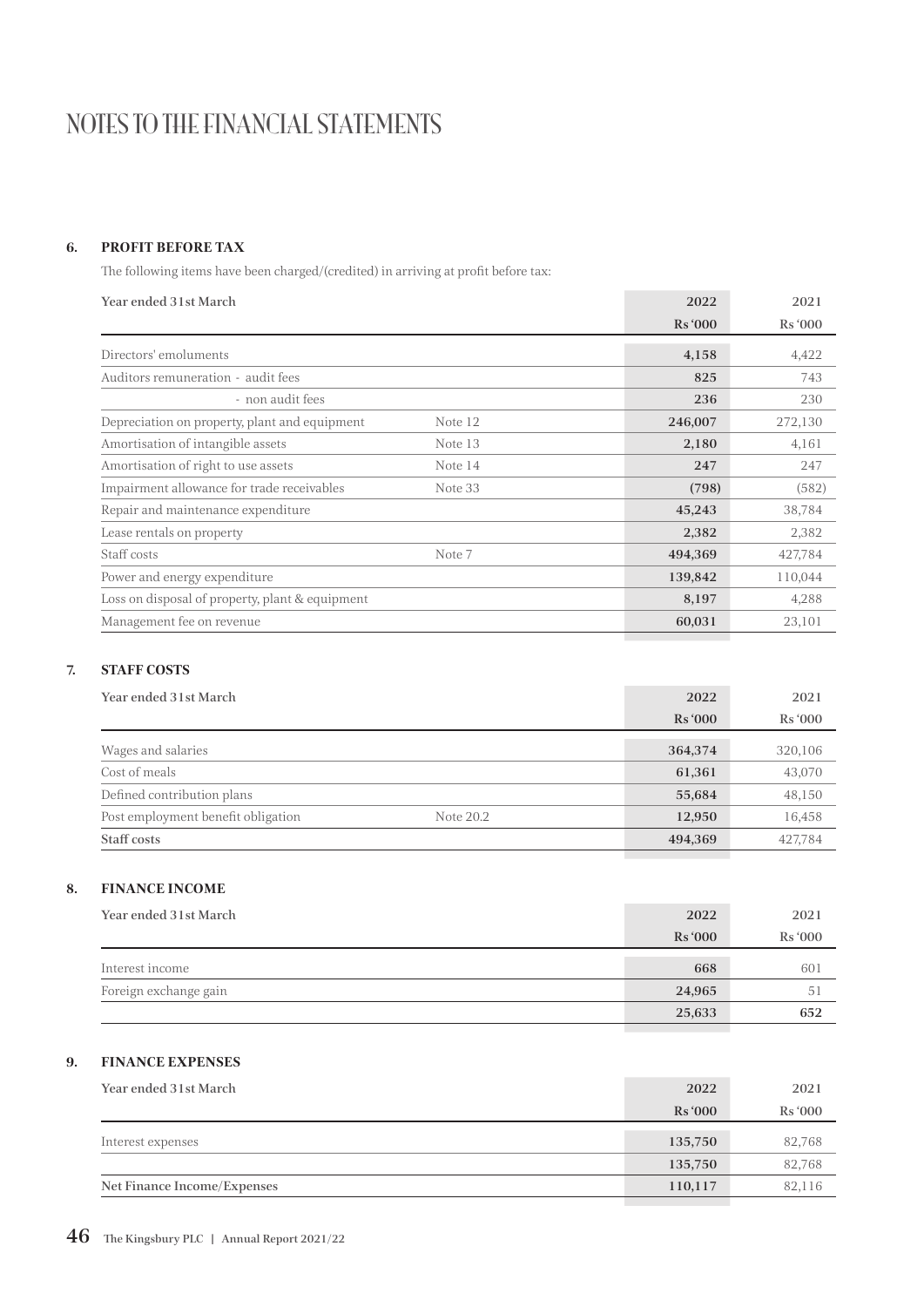# NOTES TO THE FINANCIAL STATEMENTS

## 6. PROFIT BEFORE TAX

The following items have been charged/(credited) in arriving at profit before tax:

| Year ended 31st March | | 2022 | 2021 |
|---|---|---|---|
| | | Rs '000 | Rs '000 |
| Directors' emoluments | | **4,158** | 4,422 |
| Auditors remuneration - audit fees | | **825** | 743 |
| - non audit fees | | **236** | 230 |
| Depreciation on property, plant and equipment | Note 12 | **246,007** | 272,130 |
| Amortisation of intangible assets | Note 13 | **2,180** | 4,161 |
| Amortisation of right to use assets | Note 14 | **247** | 247 |
| Impairment allowance for trade receivables | Note 33 | **(798)** | (582) |
| Repair and maintenance expenditure | | **45,243** | 38,784 |
| Lease rentals on property | | **2,382** | 2,382 |
| Staff costs | Note 7 | **494,369** | 427,784 |
| Power and energy expenditure | | **139,842** | 110,044 |
| Loss on disposal of property, plant & equipment | | **8,197** | 4,288 |
| Management fee on revenue | | **60,031** | 23,101 |

## 7. STAFF COSTS

| Year ended 31st March | | 2022 | 2021 |
|---|---|---|---|
| | | Rs '000 | Rs '000 |
| Wages and salaries | | **364,374** | 320,106 |
| Cost of meals | | **61,361** | 43,070 |
| Defined contribution plans | | **55,684** | 48,150 |
| Post employment benefit obligation | Note 20.2 | **12,950** | 16,458 |
| **Staff costs** | | **494,369** | 427,784 |

## 8. FINANCE INCOME

| Year ended 31st March | 2022 | 2021 |
|---|---|---|
| | Rs '000 | Rs '000 |
| Interest income | **668** | 601 |
| Foreign exchange gain | **24,965** | 51 |
| | **25,633** | **652** |

## 9. FINANCE EXPENSES

| Year ended 31st March | 2022 | 2021 |
|---|---|---|
| | Rs '000 | Rs '000 |
| Interest expenses | **135,750** | 82,768 |
| | **135,750** | 82,768 |
| **Net Finance Income/Expenses** | **110,117** | 82,116 |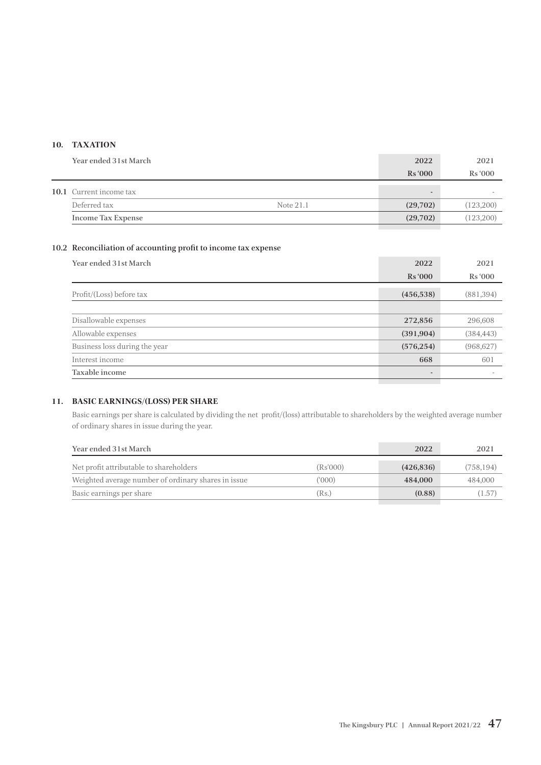## 10. TAXATION

| Year ended 31st March | | 2022 | 2021 |
|---|---|---|---|
| | | Rs '000 | Rs '000 |
| **10.1** Current income tax | | - | - |
| Deferred tax | Note 21.1 | **(29,702)** | (123,200) |
| **Income Tax Expense** | | **(29,702)** | (123,200) |

### 10.2 Reconciliation of accounting profit to income tax expense

| Year ended 31st March | 2022 | 2021 |
|---|---|---|
| | Rs '000 | Rs '000 |
| Profit/(Loss) before tax | **(456,538)** | (881,394) |
| | | |
| Disallowable expenses | **272,856** | 296,608 |
| Allowable expenses | **(391,904)** | (384,443) |
| Business loss during the year | **(576,254)** | (968,627) |
| Interest income | **668** | 601 |
| **Taxable income** | - | - |

## 11. BASIC EARNINGS/(LOSS) PER SHARE

Basic earnings per share is calculated by dividing the net profit/(loss) attributable to shareholders by the weighted average number of ordinary shares in issue during the year.

| Year ended 31st March | | 2022 | 2021 |
|---|---|---|---|
| Net profit attributable to shareholders | (Rs'000) | **(426,836)** | (758,194) |
| Weighted average number of ordinary shares in issue | ('000) | **484,000** | 484,000 |
| Basic earnings per share | (Rs.) | **(0.88)** | (1.57) |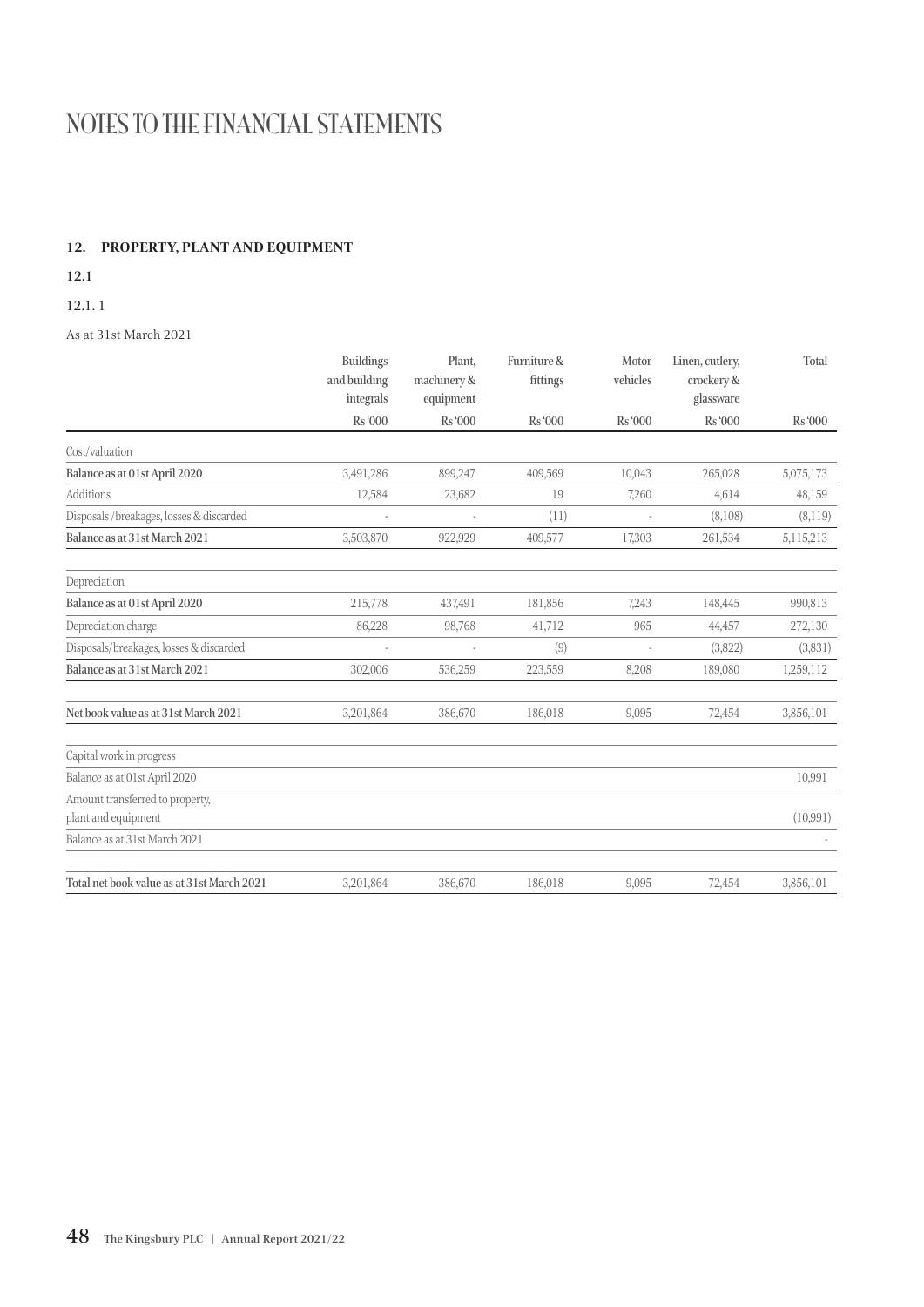# NOTES TO THE FINANCIAL STATEMENTS

## 12. PROPERTY, PLANT AND EQUIPMENT

**12.1**

12.1. 1

As at 31st March 2021

| | Buildings and building integrals | Plant, machinery & equipment | Furniture & fittings | Motor vehicles | Linen, cutlery, crockery & glassware | Total |
|---|---|---|---|---|---|---|
| | Rs '000 | Rs '000 | Rs '000 | Rs '000 | Rs '000 | Rs '000 |
| Cost/valuation | | | | | | |
| **Balance as at 01st April 2020** | 3,491,286 | 899,247 | 409,569 | 10,043 | 265,028 | 5,075,173 |
| Additions | 12,584 | 23,682 | 19 | 7,260 | 4,614 | 48,159 |
| Disposals /breakages, losses & discarded | - | - | (11) | - | (8,108) | (8,119) |
| **Balance as at 31st March 2021** | 3,503,870 | 922,929 | 409,577 | 17,303 | 261,534 | 5,115,213 |
| Depreciation | | | | | | |
| **Balance as at 01st April 2020** | 215,778 | 437,491 | 181,856 | 7,243 | 148,445 | 990,813 |
| Depreciation charge | 86,228 | 98,768 | 41,712 | 965 | 44,457 | 272,130 |
| Disposals/breakages, losses & discarded | - | - | (9) | - | (3,822) | (3,831) |
| **Balance as at 31st March 2021** | 302,006 | 536,259 | 223,559 | 8,208 | 189,080 | 1,259,112 |
| **Net book value as at 31st March 2021** | 3,201,864 | 386,670 | 186,018 | 9,095 | 72,454 | 3,856,101 |
| Capital work in progress | | | | | | |
| Balance as at 01st April 2020 | | | | | | 10,991 |
| Amount transferred to property, plant and equipment | | | | | | (10,991) |
| Balance as at 31st March 2021 | | | | | | - |
| **Total net book value as at 31st March 2021** | 3,201,864 | 386,670 | 186,018 | 9,095 | 72,454 | 3,856,101 |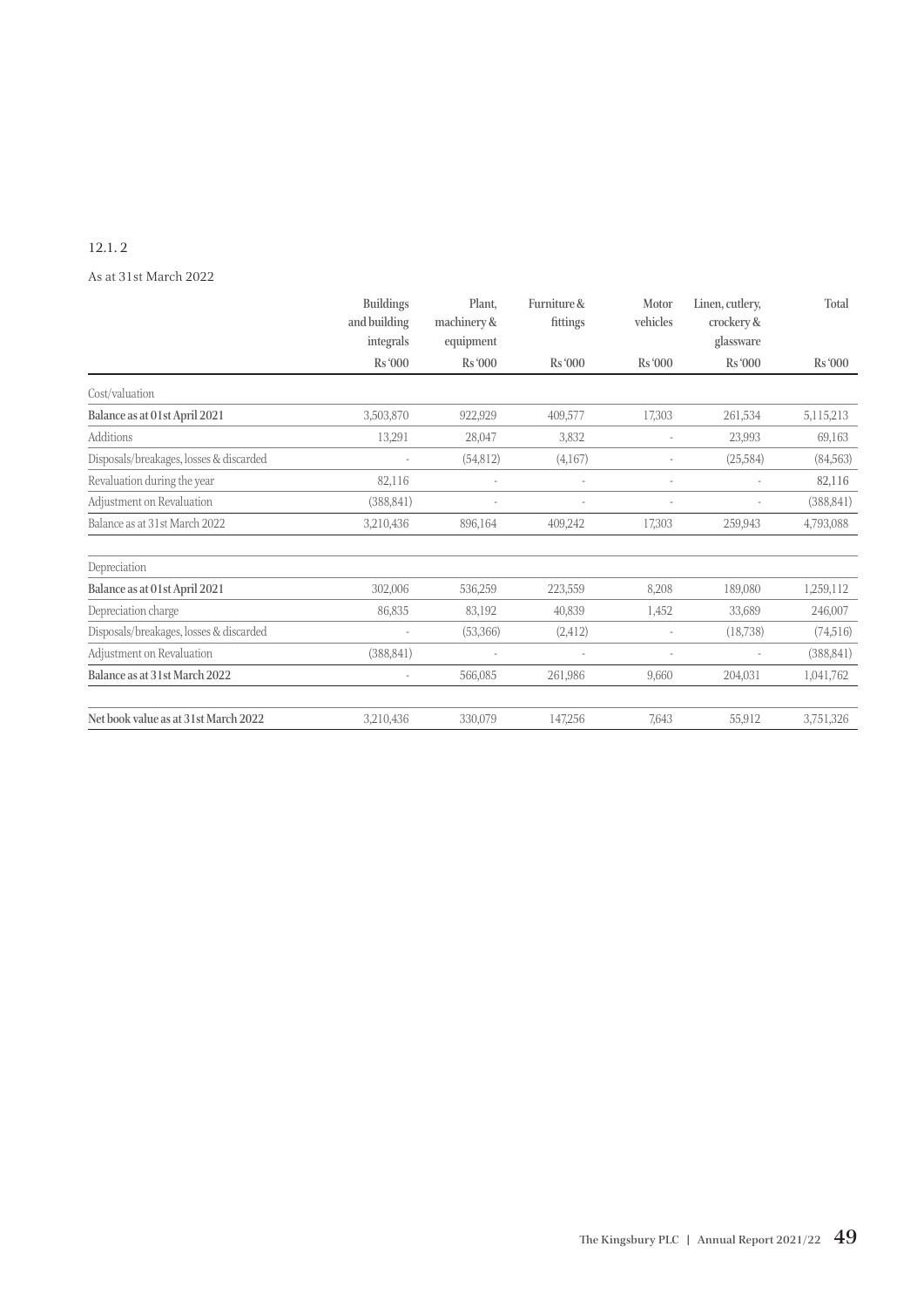12.1. 2

As at 31st March 2022

| | Buildings and building integrals | Plant, machinery & equipment | Furniture & fittings | Motor vehicles | Linen, cutlery, crockery & glassware | Total |
|---|---|---|---|---|---|---|
| | Rs '000 | Rs '000 | Rs '000 | Rs '000 | Rs '000 | Rs '000 |
| Cost/valuation | | | | | | |
| **Balance as at 01st April 2021** | 3,503,870 | 922,929 | 409,577 | 17,303 | 261,534 | 5,115,213 |
| Additions | 13,291 | 28,047 | 3,832 | - | 23,993 | 69,163 |
| Disposals/breakages, losses & discarded | - | (54,812) | (4,167) | - | (25,584) | (84,563) |
| Revaluation during the year | 82,116 | - | - | - | - | 82,116 |
| Adjustment on Revaluation | (388,841) | - | - | - | - | (388,841) |
| Balance as at 31st March 2022 | 3,210,436 | 896,164 | 409,242 | 17,303 | 259,943 | 4,793,088 |
| | | | | | | |
| Depreciation | | | | | | |
| **Balance as at 01st April 2021** | 302,006 | 536,259 | 223,559 | 8,208 | 189,080 | 1,259,112 |
| Depreciation charge | 86,835 | 83,192 | 40,839 | 1,452 | 33,689 | 246,007 |
| Disposals/breakages, losses & discarded | - | (53,366) | (2,412) | - | (18,738) | (74,516) |
| Adjustment on Revaluation | (388,841) | - | - | - | - | (388,841) |
| **Balance as at 31st March 2022** | - | 566,085 | 261,986 | 9,660 | 204,031 | 1,041,762 |
| | | | | | | |
| **Net book value as at 31st March 2022** | 3,210,436 | 330,079 | 147,256 | 7,643 | 55,912 | 3,751,326 |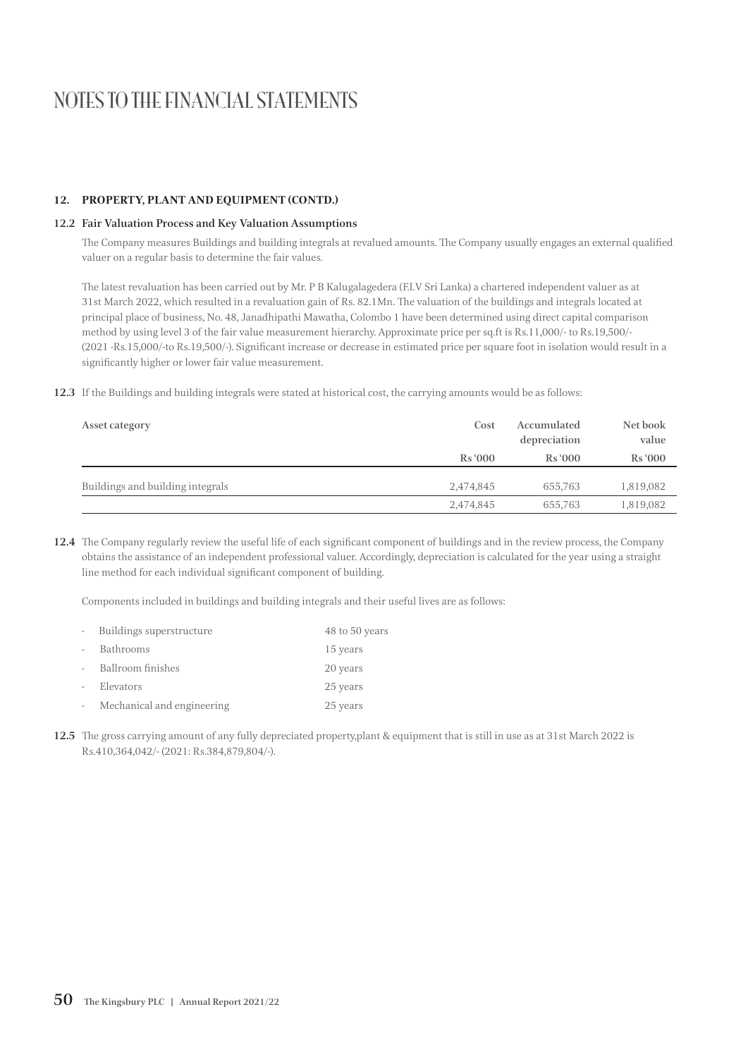# NOTES TO THE FINANCIAL STATEMENTS

## 12. PROPERTY, PLANT AND EQUIPMENT (CONTD.)

### 12.2 Fair Valuation Process and Key Valuation Assumptions

The Company measures Buildings and building integrals at revalued amounts. The Company usually engages an external qualified valuer on a regular basis to determine the fair values.

The latest revaluation has been carried out by Mr. P B Kalugalagedera (F.I.V Sri Lanka) a chartered independent valuer as at 31st March 2022, which resulted in a revaluation gain of Rs. 82.1Mn. The valuation of the buildings and integrals located at principal place of business, No. 48, Janadhipathi Mawatha, Colombo 1 have been determined using direct capital comparison method by using level 3 of the fair value measurement hierarchy. Approximate price per sq.ft is Rs.11,000/- to Rs.19,500/- (2021 -Rs.15,000/-to Rs.19,500/-). Significant increase or decrease in estimated price per square foot in isolation would result in a significantly higher or lower fair value measurement.

**12.3** If the Buildings and building integrals were stated at historical cost, the carrying amounts would be as follows:

| Asset category | Cost | Accumulated depreciation | Net book value |
|---|---|---|---|
| | Rs '000 | Rs '000 | Rs '000 |
| Buildings and building integrals | 2,474,845 | 655,763 | 1,819,082 |
| | 2,474,845 | 655,763 | 1,819,082 |

**12.4** The Company regularly review the useful life of each significant component of buildings and in the review process, the Company obtains the assistance of an independent professional valuer. Accordingly, depreciation is calculated for the year using a straight line method for each individual significant component of building.

Components included in buildings and building integrals and their useful lives are as follows:

| | |
|---|---|
| - Buildings superstructure | 48 to 50 years |
| - Bathrooms | 15 years |
| - Ballroom finishes | 20 years |
| - Elevators | 25 years |
| - Mechanical and engineering | 25 years |

**12.5** The gross carrying amount of any fully depreciated property,plant & equipment that is still in use as at 31st March 2022 is Rs.410,364,042/- (2021: Rs.384,879,804/-).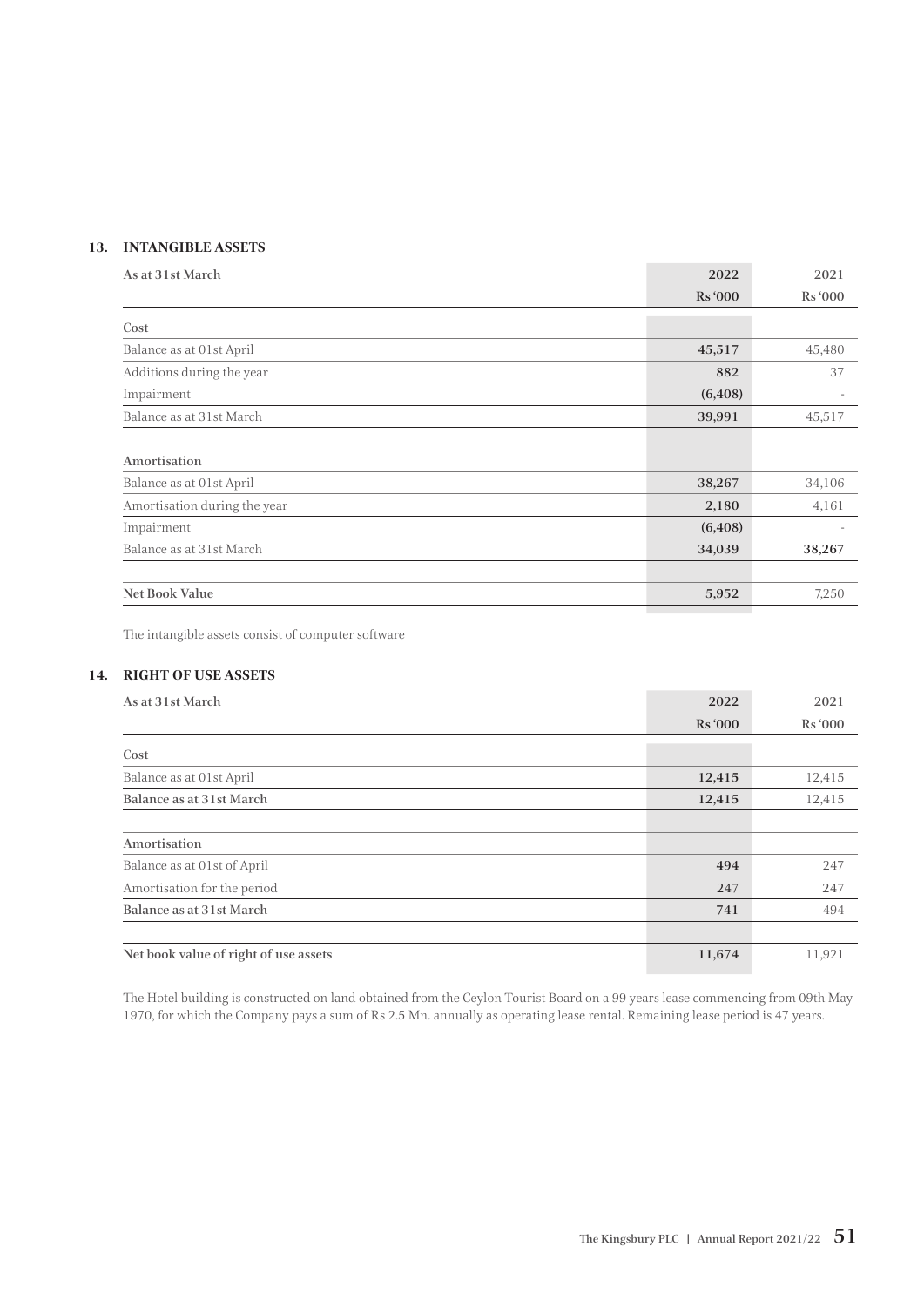## 13. INTANGIBLE ASSETS

| As at 31st March | 2022 | 2021 |
|---|---|---|
| | Rs '000 | Rs '000 |
| **Cost** | | |
| Balance as at 01st April | **45,517** | 45,480 |
| Additions during the year | **882** | 37 |
| Impairment | **(6,408)** | - |
| Balance as at 31st March | **39,991** | 45,517 |
| | | |
| **Amortisation** | | |
| Balance as at 01st April | **38,267** | 34,106 |
| Amortisation during the year | **2,180** | 4,161 |
| Impairment | **(6,408)** | - |
| Balance as at 31st March | **34,039** | **38,267** |
| | | |
| **Net Book Value** | **5,952** | 7,250 |

The intangible assets consist of computer software

## 14. RIGHT OF USE ASSETS

| As at 31st March | 2022 | 2021 |
|---|---|---|
| | Rs '000 | Rs '000 |
| **Cost** | | |
| Balance as at 01st April | **12,415** | 12,415 |
| **Balance as at 31st March** | **12,415** | 12,415 |
| | | |
| **Amortisation** | | |
| Balance as at 01st of April | **494** | 247 |
| Amortisation for the period | **247** | 247 |
| **Balance as at 31st March** | **741** | 494 |
| | | |
| **Net book value of right of use assets** | **11,674** | 11,921 |

The Hotel building is constructed on land obtained from the Ceylon Tourist Board on a 99 years lease commencing from 09th May 1970, for which the Company pays a sum of Rs 2.5 Mn. annually as operating lease rental. Remaining lease period is 47 years.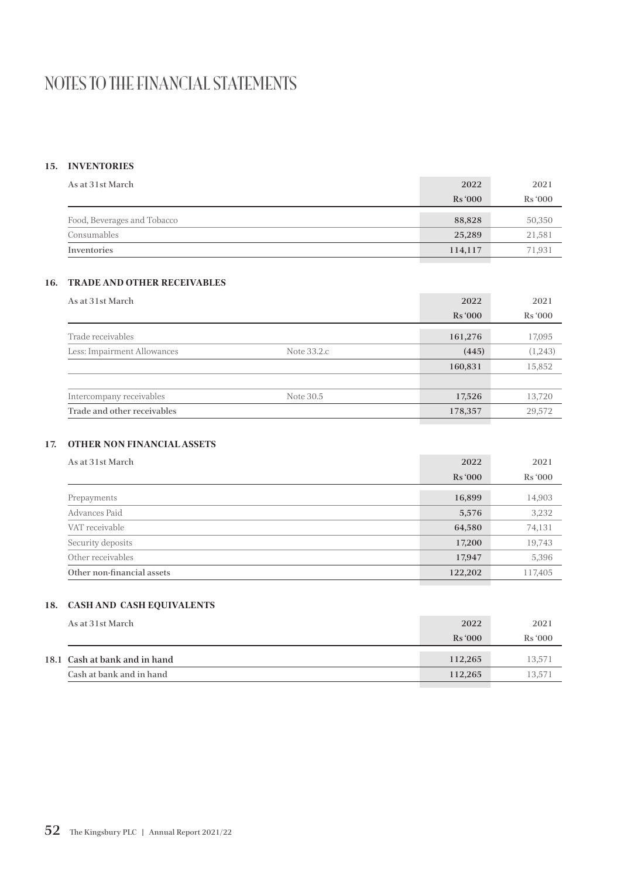# NOTES TO THE FINANCIAL STATEMENTS

## 15. INVENTORIES

| As at 31st March | 2022<br>Rs '000 | 2021<br>Rs '000 |
|---|---|---|
| Food, Beverages and Tobacco | **88,828** | 50,350 |
| Consumables | **25,289** | 21,581 |
| **Inventories** | **114,117** | 71,931 |

## 16. TRADE AND OTHER RECEIVABLES

| As at 31st March | | 2022<br>Rs '000 | 2021<br>Rs '000 |
|---|---|---|---|
| Trade receivables | | **161,276** | 17,095 |
| Less: Impairment Allowances | Note 33.2.c | **(445)** | (1,243) |
| | | **160,831** | 15,852 |
| | | | |
| Intercompany receivables | Note 30.5 | **17,526** | 13,720 |
| **Trade and other receivables** | | **178,357** | 29,572 |

## 17. OTHER NON FINANCIAL ASSETS

| As at 31st March | 2022<br>Rs '000 | 2021<br>Rs '000 |
|---|---|---|
| Prepayments | **16,899** | 14,903 |
| Advances Paid | **5,576** | 3,232 |
| VAT receivable | **64,580** | 74,131 |
| Security deposits | **17,200** | 19,743 |
| Other receivables | **17,947** | 5,396 |
| **Other non-financial assets** | **122,202** | 117,405 |

## 18. CASH AND CASH EQUIVALENTS

| As at 31st March | 2022<br>Rs '000 | 2021<br>Rs '000 |
|---|---|---|
| **18.1 Cash at bank and in hand** | **112,265** | 13,571 |
| **Cash at bank and in hand** | **112,265** | 13,571 |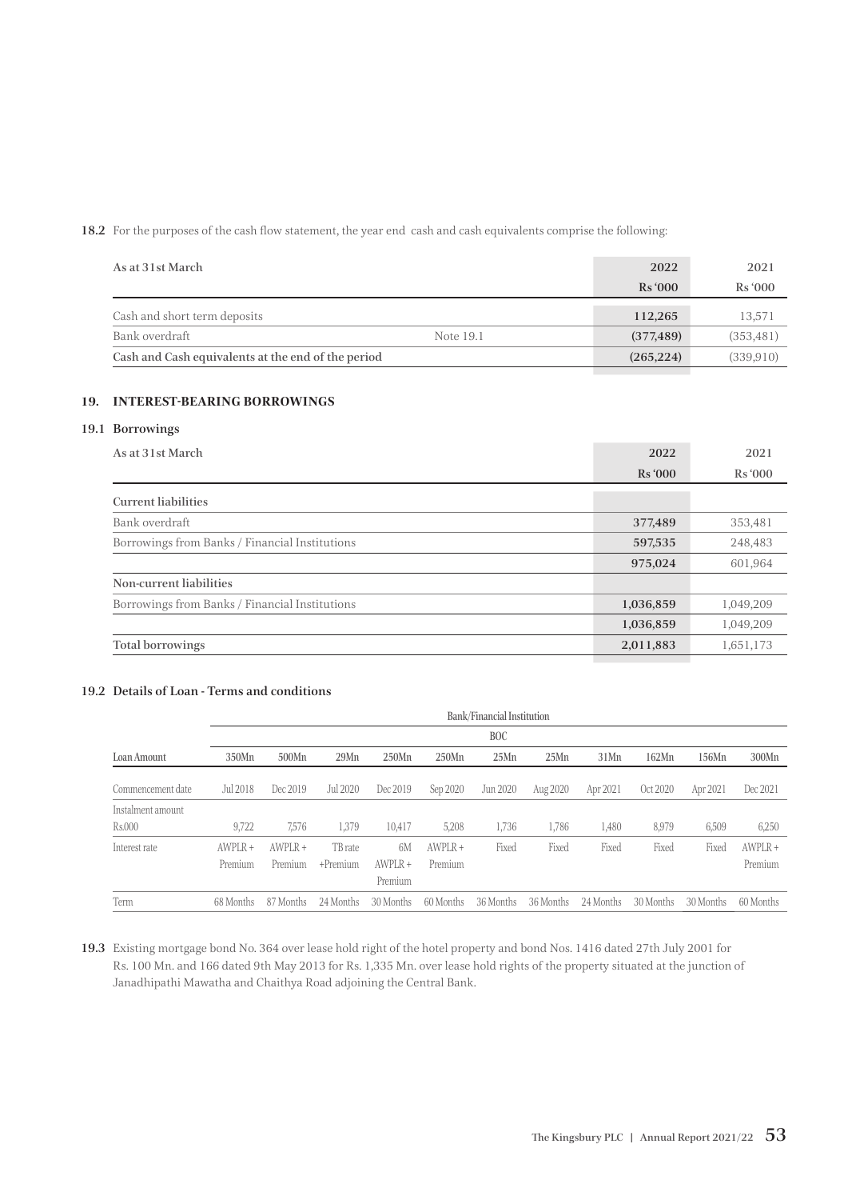**18.2** For the purposes of the cash flow statement, the year end cash and cash equivalents comprise the following:

| As at 31st March | | 2022 Rs '000 | 2021 Rs '000 |
|---|---|---|---|
| Cash and short term deposits | | 112,265 | 13,571 |
| Bank overdraft | Note 19.1 | (377,489) | (353,481) |
| **Cash and Cash equivalents at the end of the period** | | **(265,224)** | (339,910) |

## 19. INTEREST-BEARING BORROWINGS

### 19.1 Borrowings

| As at 31st March | 2022 Rs '000 | 2021 Rs '000 |
|---|---|---|
| **Current liabilities** | | |
| Bank overdraft | 377,489 | 353,481 |
| Borrowings from Banks / Financial Institutions | 597,535 | 248,483 |
| | 975,024 | 601,964 |
| **Non-current liabilities** | | |
| Borrowings from Banks / Financial Institutions | 1,036,859 | 1,049,209 |
| | 1,036,859 | 1,049,209 |
| **Total borrowings** | 2,011,883 | 1,651,173 |

### 19.2 Details of Loan - Terms and conditions

| | Bank/Financial Institution | | | | | | | | | | |
|---|---|---|---|---|---|---|---|---|---|---|---|
| | BOC | | | | | | | | | | |
| Loan Amount | 350Mn | 500Mn | 29Mn | 250Mn | 250Mn | 25Mn | 25Mn | 31Mn | 162Mn | 156Mn | 300Mn |
| Commencement date | Jul 2018 | Dec 2019 | Jul 2020 | Dec 2019 | Sep 2020 | Jun 2020 | Aug 2020 | Apr 2021 | Oct 2020 | Apr 2021 | Dec 2021 |
| Instalment amount Rs.000 | 9,722 | 7,576 | 1,379 | 10,417 | 5,208 | 1,736 | 1,786 | 1,480 | 8,979 | 6,509 | 6,250 |
| Interest rate | AWPLR + Premium | AWPLR + Premium | TB rate +Premium | 6M AWPLR + Premium | AWPLR + Premium | Fixed | Fixed | Fixed | Fixed | Fixed | AWPLR + Premium |
| Term | 68 Months | 87 Months | 24 Months | 30 Months | 60 Months | 36 Months | 36 Months | 24 Months | 30 Months | 30 Months | 60 Months |

**19.3** Existing mortgage bond No. 364 over lease hold right of the hotel property and bond Nos. 1416 dated 27th July 2001 for Rs. 100 Mn. and 166 dated 9th May 2013 for Rs. 1,335 Mn. over lease hold rights of the property situated at the junction of Janadhipathi Mawatha and Chaithya Road adjoining the Central Bank.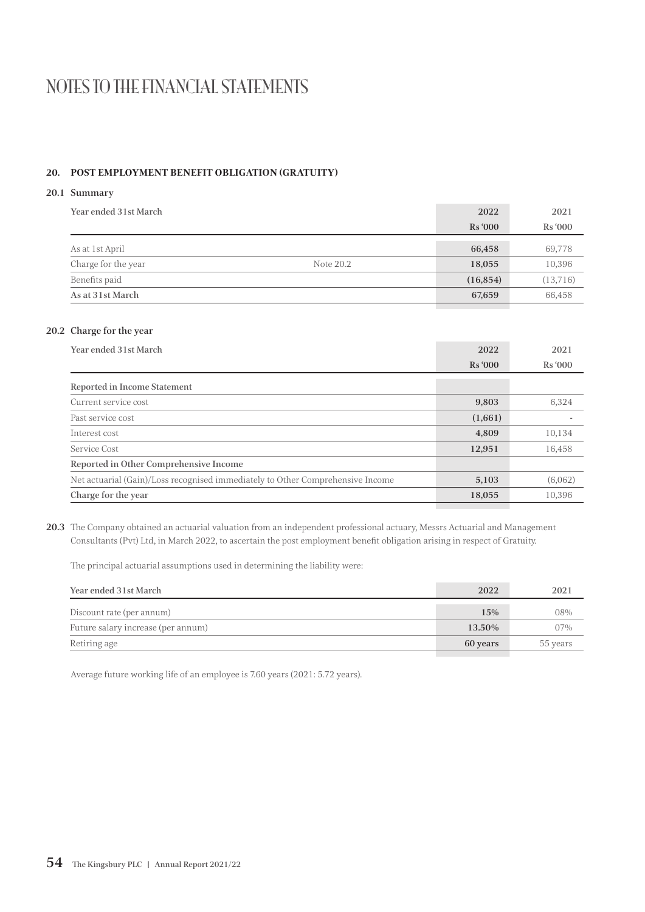# NOTES TO THE FINANCIAL STATEMENTS

## 20. POST EMPLOYMENT BENEFIT OBLIGATION (GRATUITY)

### 20.1 Summary

| Year ended 31st March | | 2022<br>Rs '000 | 2021<br>Rs '000 |
|---|---|---|---|
| As at 1st April | | **66,458** | 69,778 |
| Charge for the year | Note 20.2 | **18,055** | 10,396 |
| Benefits paid | | **(16,854)** | (13,716) |
| **As at 31st March** | | **67,659** | 66,458 |

### 20.2 Charge for the year

| Year ended 31st March | 2022<br>Rs '000 | 2021<br>Rs '000 |
|---|---|---|
| **Reported in Income Statement** | | |
| Current service cost | **9,803** | 6,324 |
| Past service cost | **(1,661)** | - |
| Interest cost | **4,809** | 10,134 |
| Service Cost | **12,951** | 16,458 |
| **Reported in Other Comprehensive Income** | | |
| Net actuarial (Gain)/Loss recognised immediately to Other Comprehensive Income | **5,103** | (6,062) |
| **Charge for the year** | **18,055** | 10,396 |

**20.3** The Company obtained an actuarial valuation from an independent professional actuary, Messrs Actuarial and Management Consultants (Pvt) Ltd, in March 2022, to ascertain the post employment benefit obligation arising in respect of Gratuity.

The principal actuarial assumptions used in determining the liability were:

| Year ended 31st March | 2022 | 2021 |
|---|---|---|
| Discount rate (per annum) | **15%** | 08% |
| Future salary increase (per annum) | **13.50%** | 07% |
| Retiring age | **60 years** | 55 years |

Average future working life of an employee is 7.60 years (2021: 5.72 years).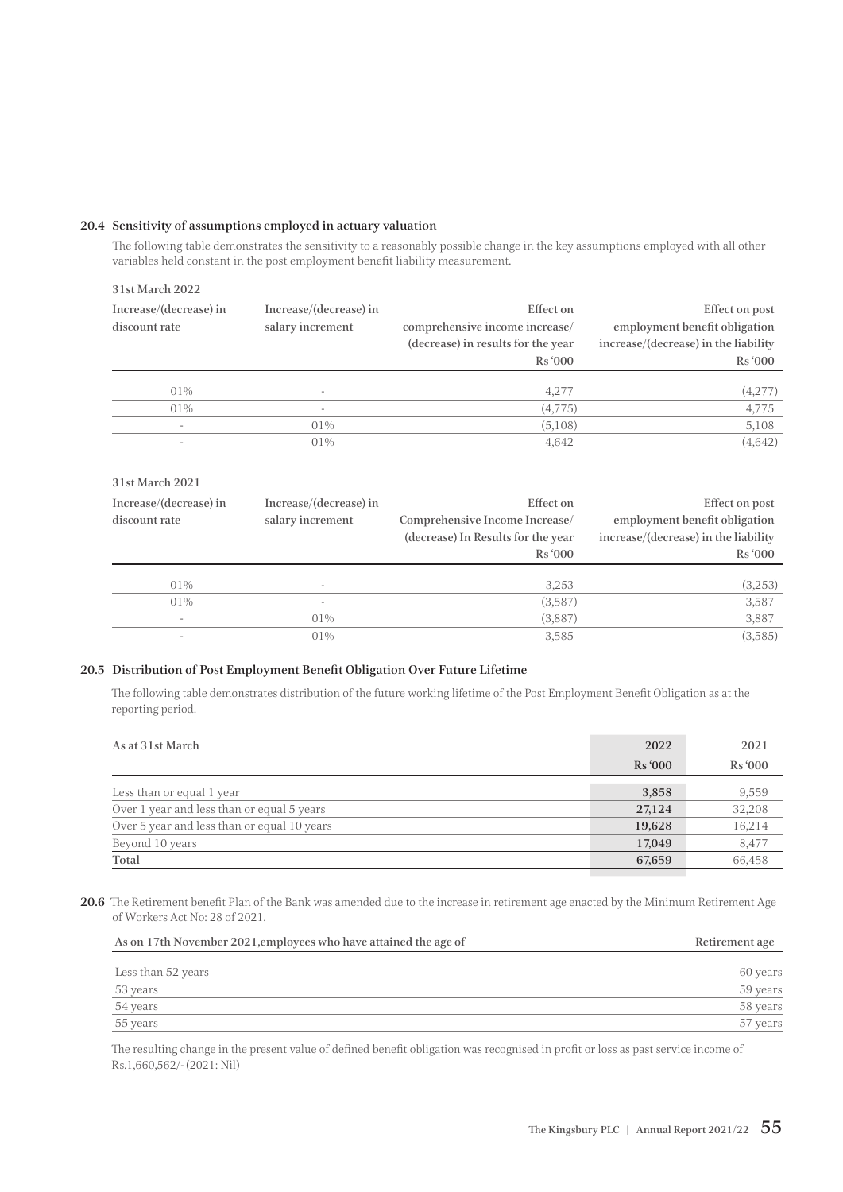### 20.4 Sensitivity of assumptions employed in actuary valuation

The following table demonstrates the sensitivity to a reasonably possible change in the key assumptions employed with all other variables held constant in the post employment benefit liability measurement.

**31st March 2022**

| Increase/(decrease) in discount rate | Increase/(decrease) in salary increment | Effect on comprehensive income increase/ (decrease) in results for the year Rs '000 | Effect on post employment benefit obligation increase/(decrease) in the liability Rs '000 |
|---|---|---|---|
| 01% | - | 4,277 | (4,277) |
| 01% | - | (4,775) | 4,775 |
| - | 01% | (5,108) | 5,108 |
| - | 01% | 4,642 | (4,642) |

**31st March 2021**

| Increase/(decrease) in discount rate | Increase/(decrease) in salary increment | Effect on Comprehensive Income Increase/ (decrease) In Results for the year Rs '000 | Effect on post employment benefit obligation increase/(decrease) in the liability Rs '000 |
|---|---|---|---|
| 01% | - | 3,253 | (3,253) |
| 01% | - | (3,587) | 3,587 |
| - | 01% | (3,887) | 3,887 |
| - | 01% | 3,585 | (3,585) |

### 20.5 Distribution of Post Employment Benefit Obligation Over Future Lifetime

The following table demonstrates distribution of the future working lifetime of the Post Employment Benefit Obligation as at the reporting period.

| As at 31st March | 2022 Rs '000 | 2021 Rs '000 |
|---|---|---|
| Less than or equal 1 year | 3,858 | 9,559 |
| Over 1 year and less than or equal 5 years | 27,124 | 32,208 |
| Over 5 year and less than or equal 10 years | 19,628 | 16,214 |
| Beyond 10 years | 17,049 | 8,477 |
| **Total** | **67,659** | 66,458 |

**20.6** The Retirement benefit Plan of the Bank was amended due to the increase in retirement age enacted by the Minimum Retirement Age of Workers Act No: 28 of 2021.

| As on 17th November 2021,employees who have attained the age of | Retirement age |
|---|---|
| Less than 52 years | 60 years |
| 53 years | 59 years |
| 54 years | 58 years |
| 55 years | 57 years |

The resulting change in the present value of defined benefit obligation was recognised in profit or loss as past service income of Rs.1,660,562/- (2021: Nil)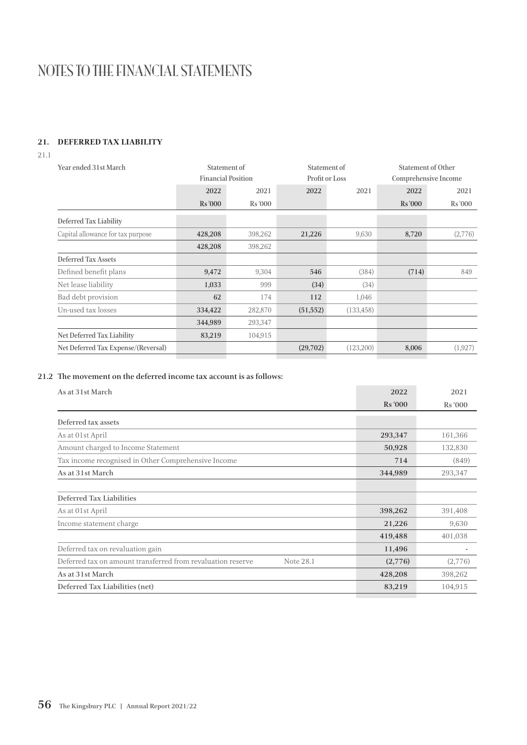# NOTES TO THE FINANCIAL STATEMENTS

## 21. DEFERRED TAX LIABILITY

21.1

| Year ended 31st March | Statement of Financial Position | | Statement of Profit or Loss | | Statement of Other Comprehensive Income | |
|---|---|---|---|---|---|---|
| | 2022 | 2021 | 2022 | 2021 | 2022 | 2021 |
| | Rs '000 | Rs '000 | | | Rs '000 | Rs '000 |
| **Deferred Tax Liability** | | | | | | |
| Capital allowance for tax purpose | **428,208** | 398,262 | **21,226** | 9,630 | **8,720** | (2,776) |
| | **428,208** | 398,262 | | | | |
| **Deferred Tax Assets** | | | | | | |
| Defined benefit plans | **9,472** | 9,304 | **546** | (384) | **(714)** | 849 |
| Net lease liability | **1,033** | 999 | **(34)** | (34) | | |
| Bad debt provision | **62** | 174 | **112** | 1,046 | | |
| Un-used tax losses | **334,422** | 282,870 | **(51,552)** | (133,458) | | |
| | **344,989** | 293,347 | | | | |
| **Net Deferred Tax Liability** | **83,219** | 104,915 | | | | |
| **Net Deferred Tax Expense/(Reversal)** | | | **(29,702)** | (123,200) | **8,006** | (1,927) |

### 21.2 The movement on the deferred income tax account is as follows:

| As at 31st March | | 2022 | 2021 |
|---|---|---|---|
| | | Rs '000 | Rs '000 |
| **Deferred tax assets** | | | |
| As at 01st April | | **293,347** | 161,366 |
| Amount charged to Income Statement | | **50,928** | 132,830 |
| Tax income recognised in Other Comprehensive Income | | **714** | (849) |
| **As at 31st March** | | **344,989** | 293,347 |
| | | | |
| **Deferred Tax Liabilities** | | | |
| As at 01st April | | **398,262** | 391,408 |
| Income statement charge | | **21,226** | 9,630 |
| | | **419,488** | 401,038 |
| Deferred tax on revaluation gain | | **11,496** | - |
| Deferred tax on amount transferred from revaluation reserve | Note 28.1 | **(2,776)** | (2,776) |
| **As at 31st March** | | **428,208** | 398,262 |
| **Deferred Tax Liabilities (net)** | | **83,219** | 104,915 |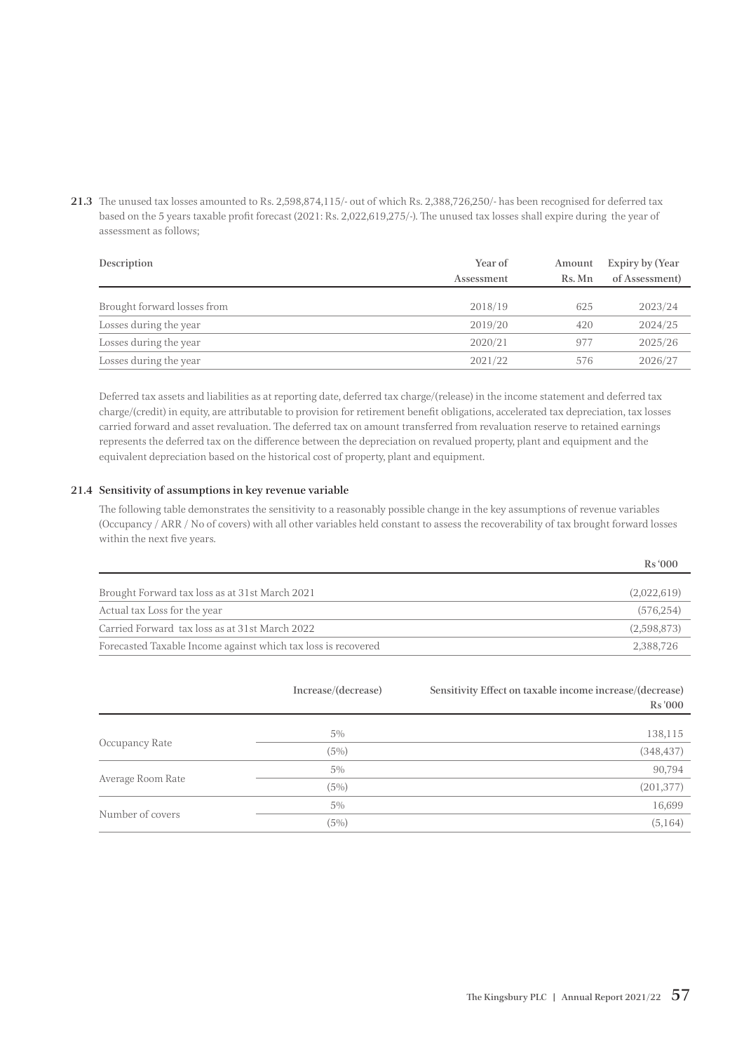**21.3** The unused tax losses amounted to Rs. 2,598,874,115/- out of which Rs. 2,388,726,250/- has been recognised for deferred tax based on the 5 years taxable profit forecast (2021: Rs. 2,022,619,275/-). The unused tax losses shall expire during the year of assessment as follows;

| Description | Year of Assessment | Amount Rs. Mn | Expiry by (Year of Assessment) |
|---|---|---|---|
| Brought forward losses from | 2018/19 | 625 | 2023/24 |
| Losses during the year | 2019/20 | 420 | 2024/25 |
| Losses during the year | 2020/21 | 977 | 2025/26 |
| Losses during the year | 2021/22 | 576 | 2026/27 |

Deferred tax assets and liabilities as at reporting date, deferred tax charge/(release) in the income statement and deferred tax charge/(credit) in equity, are attributable to provision for retirement benefit obligations, accelerated tax depreciation, tax losses carried forward and asset revaluation. The deferred tax on amount transferred from revaluation reserve to retained earnings represents the deferred tax on the difference between the depreciation on revalued property, plant and equipment and the equivalent depreciation based on the historical cost of property, plant and equipment.

**21.4 Sensitivity of assumptions in key revenue variable**

The following table demonstrates the sensitivity to a reasonably possible change in the key assumptions of revenue variables (Occupancy / ARR / No of covers) with all other variables held constant to assess the recoverability of tax brought forward losses within the next five years.

| | Rs '000 |
|---|---|
| Brought Forward tax loss as at 31st March 2021 | (2,022,619) |
| Actual tax Loss for the year | (576,254) |
| Carried Forward tax loss as at 31st March 2022 | (2,598,873) |
| Forecasted Taxable Income against which tax loss is recovered | 2,388,726 |

| | Increase/(decrease) | Sensitivity Effect on taxable income increase/(decrease) Rs '000 |
|---|---|---|
| Occupancy Rate | 5% | 138,115 |
| | (5%) | (348,437) |
| Average Room Rate | 5% | 90,794 |
| | (5%) | (201,377) |
| Number of covers | 5% | 16,699 |
| | (5%) | (5,164) |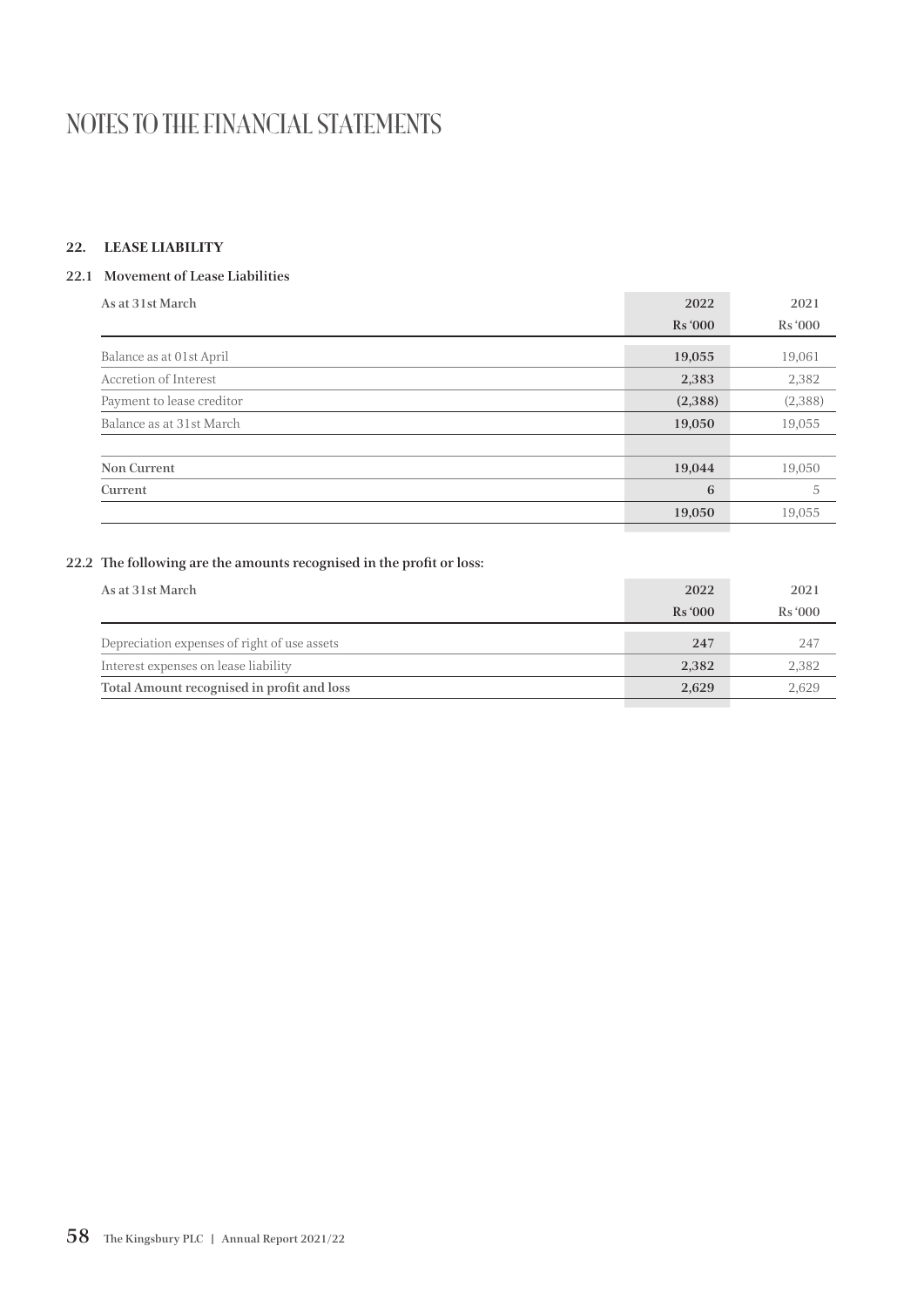# NOTES TO THE FINANCIAL STATEMENTS

## 22. LEASE LIABILITY

### 22.1 Movement of Lease Liabilities

| As at 31st March | 2022<br>Rs '000 | 2021<br>Rs '000 |
|---|---|---|
| Balance as at 01st April | **19,055** | 19,061 |
| Accretion of Interest | **2,383** | 2,382 |
| Payment to lease creditor | **(2,388)** | (2,388) |
| Balance as at 31st March | **19,050** | 19,055 |
| | | |
| **Non Current** | **19,044** | 19,050 |
| **Current** | **6** | 5 |
| | **19,050** | 19,055 |

### 22.2 The following are the amounts recognised in the profit or loss:

| As at 31st March | 2022<br>Rs '000 | 2021<br>Rs '000 |
|---|---|---|
| Depreciation expenses of right of use assets | **247** | 247 |
| Interest expenses on lease liability | **2,382** | 2,382 |
| **Total Amount recognised in profit and loss** | **2,629** | 2,629 |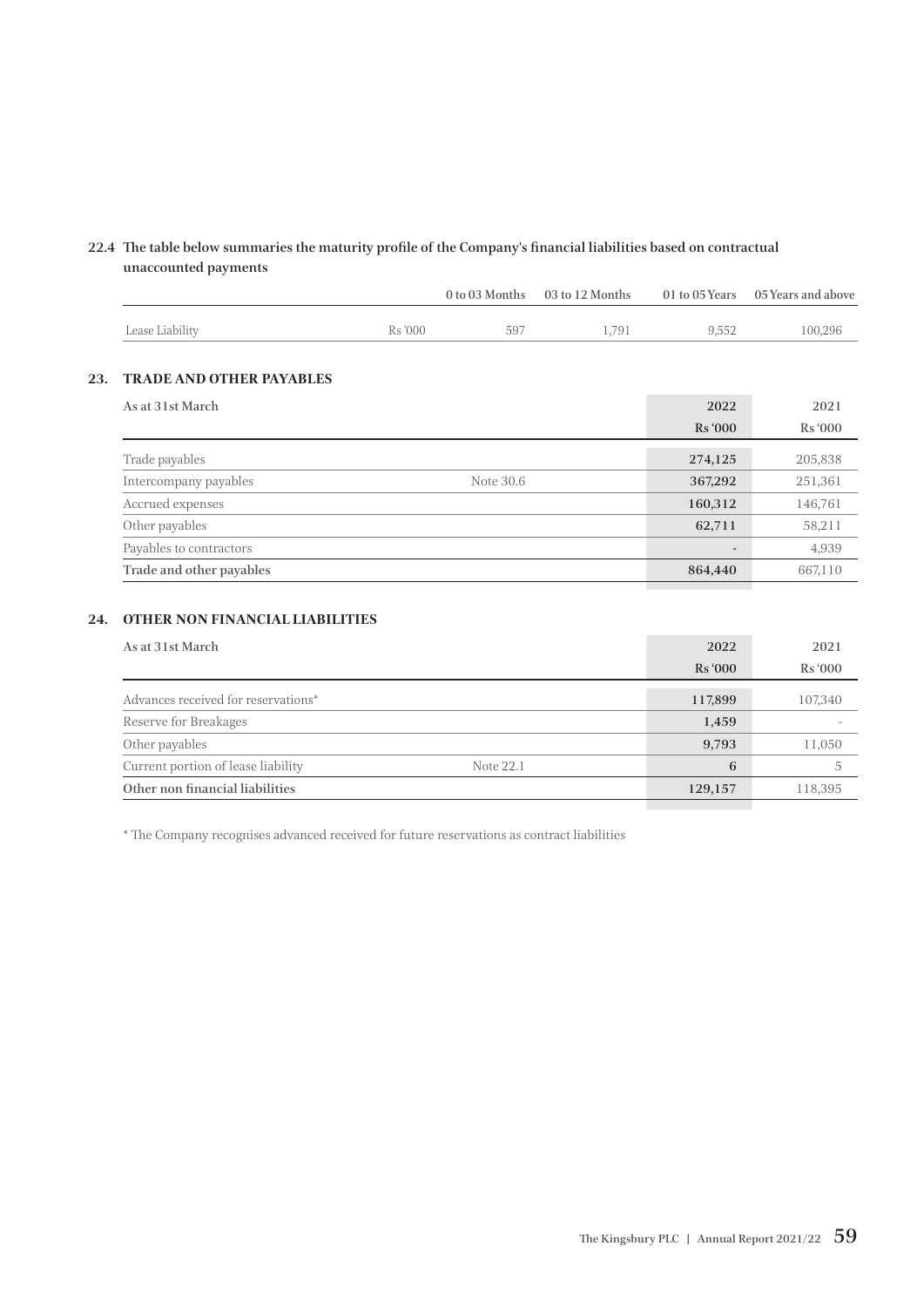### 22.4 The table below summaries the maturity profile of the Company's financial liabilities based on contractual unaccounted payments

| | | 0 to 03 Months | 03 to 12 Months | 01 to 05 Years | 05 Years and above |
|---|---|---|---|---|---|
| Lease Liability | Rs '000 | 597 | 1,791 | 9,552 | 100,296 |

## 23. TRADE AND OTHER PAYABLES

| As at 31st March | | 2022 Rs '000 | 2021 Rs '000 |
|---|---|---|---|
| Trade payables | | **274,125** | 205,838 |
| Intercompany payables | Note 30.6 | **367,292** | 251,361 |
| Accrued expenses | | **160,312** | 146,761 |
| Other payables | | **62,711** | 58,211 |
| Payables to contractors | | **-** | 4,939 |
| **Trade and other payables** | | **864,440** | 667,110 |

## 24. OTHER NON FINANCIAL LIABILITIES

| As at 31st March | | 2022 Rs '000 | 2021 Rs '000 |
|---|---|---|---|
| Advances received for reservations* | | **117,899** | 107,340 |
| Reserve for Breakages | | **1,459** | - |
| Other payables | | **9,793** | 11,050 |
| Current portion of lease liability | Note 22.1 | **6** | 5 |
| **Other non financial liabilities** | | **129,157** | 118,395 |

* The Company recognises advanced received for future reservations as contract liabilities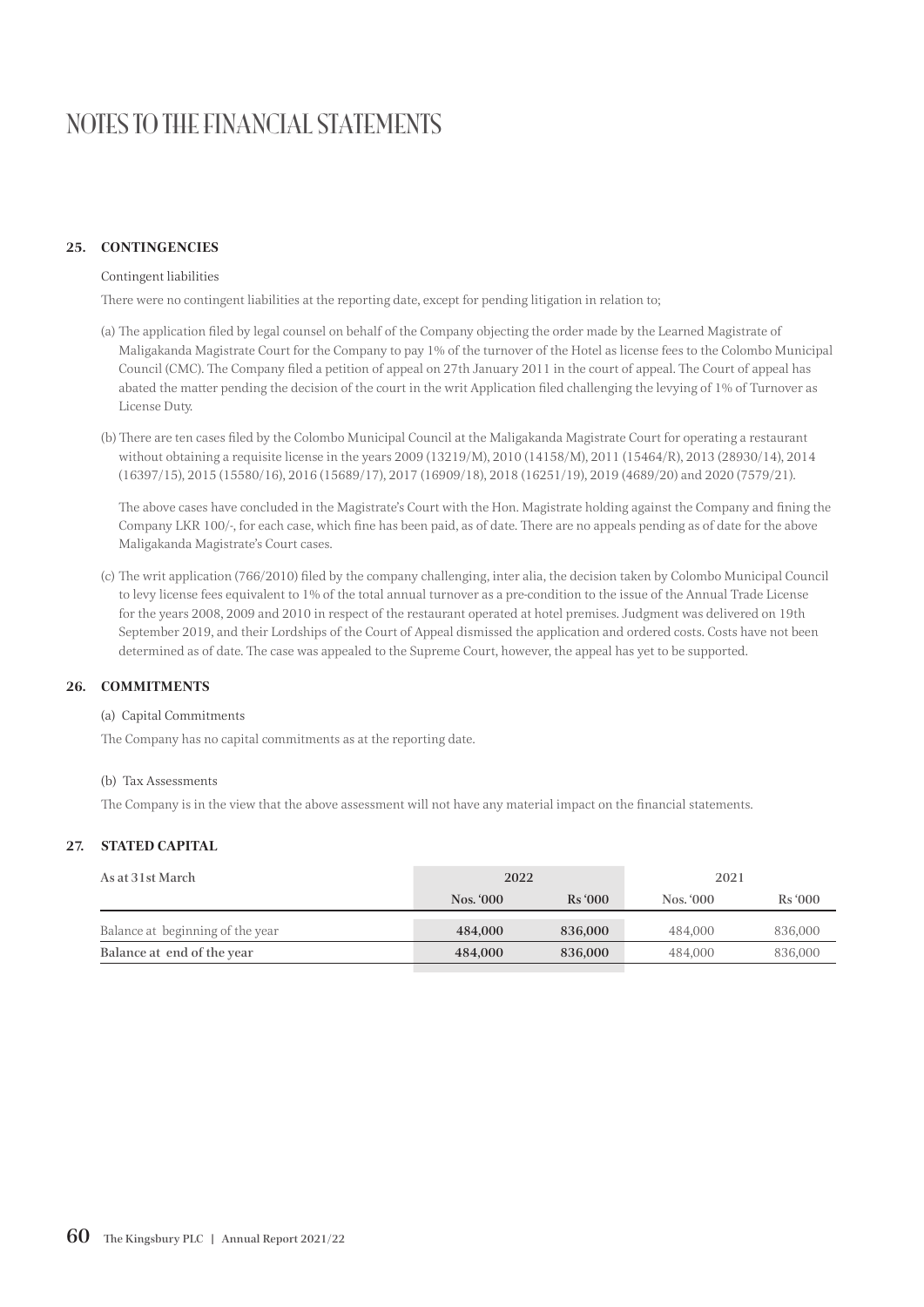# NOTES TO THE FINANCIAL STATEMENTS

## 25. CONTINGENCIES

Contingent liabilities

There were no contingent liabilities at the reporting date, except for pending litigation in relation to;

(a) The application filed by legal counsel on behalf of the Company objecting the order made by the Learned Magistrate of Maligakanda Magistrate Court for the Company to pay 1% of the turnover of the Hotel as license fees to the Colombo Municipal Council (CMC). The Company filed a petition of appeal on 27th January 2011 in the court of appeal. The Court of appeal has abated the matter pending the decision of the court in the writ Application filed challenging the levying of 1% of Turnover as License Duty.

(b) There are ten cases filed by the Colombo Municipal Council at the Maligakanda Magistrate Court for operating a restaurant without obtaining a requisite license in the years 2009 (13219/M), 2010 (14158/M), 2011 (15464/R), 2013 (28930/14), 2014 (16397/15), 2015 (15580/16), 2016 (15689/17), 2017 (16909/18), 2018 (16251/19), 2019 (4689/20) and 2020 (7579/21).

The above cases have concluded in the Magistrate's Court with the Hon. Magistrate holding against the Company and fining the Company LKR 100/-, for each case, which fine has been paid, as of date. There are no appeals pending as of date for the above Maligakanda Magistrate's Court cases.

(c) The writ application (766/2010) filed by the company challenging, inter alia, the decision taken by Colombo Municipal Council to levy license fees equivalent to 1% of the total annual turnover as a pre-condition to the issue of the Annual Trade License for the years 2008, 2009 and 2010 in respect of the restaurant operated at hotel premises. Judgment was delivered on 19th September 2019, and their Lordships of the Court of Appeal dismissed the application and ordered costs. Costs have not been determined as of date. The case was appealed to the Supreme Court, however, the appeal has yet to be supported.

## 26. COMMITMENTS

(a) Capital Commitments

The Company has no capital commitments as at the reporting date.

(b) Tax Assessments

The Company is in the view that the above assessment will not have any material impact on the financial statements.

## 27. STATED CAPITAL

| As at 31st March | 2022 | | 2021 | |
|---|---|---|---|---|
| | Nos. '000 | Rs '000 | Nos. '000 | Rs '000 |
| Balance at beginning of the year | **484,000** | **836,000** | 484,000 | 836,000 |
| **Balance at end of the year** | **484,000** | **836,000** | 484,000 | 836,000 |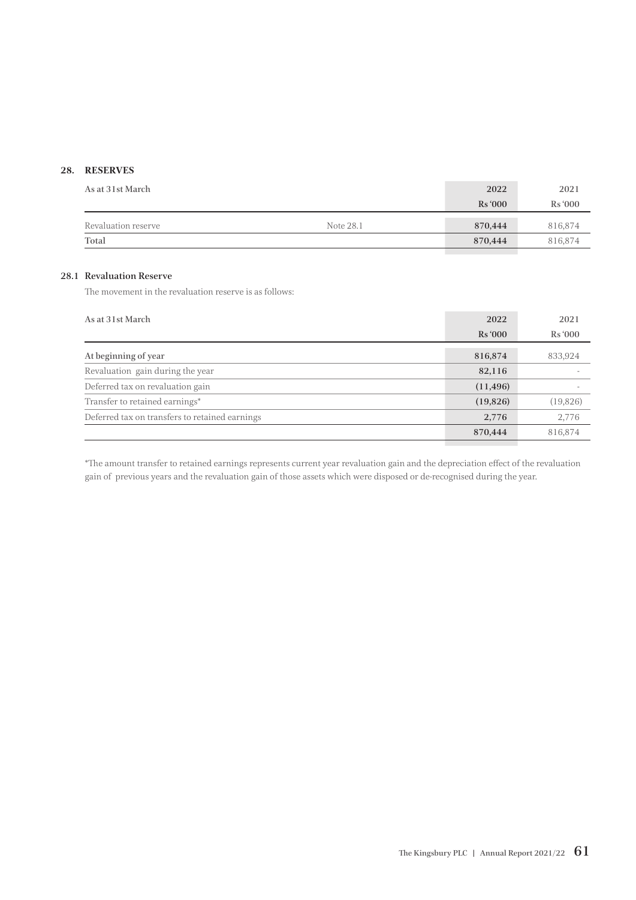## 28. RESERVES

| As at 31st March | | 2022<br>Rs '000 | 2021<br>Rs '000 |
|---|---|---|---|
| Revaluation reserve | Note 28.1 | 870,444 | 816,874 |
| Total | | 870,444 | 816,874 |

### 28.1 Revaluation Reserve

The movement in the revaluation reserve is as follows:

| As at 31st March | 2022<br>Rs '000 | 2021<br>Rs '000 |
|---|---|---|
| At beginning of year | 816,874 | 833,924 |
| Revaluation gain during the year | 82,116 | - |
| Deferred tax on revaluation gain | (11,496) | - |
| Transfer to retained earnings* | (19,826) | (19,826) |
| Deferred tax on transfers to retained earnings | 2,776 | 2,776 |
| | 870,444 | 816,874 |

*The amount transfer to retained earnings represents current year revaluation gain and the depreciation effect of the revaluation gain of previous years and the revaluation gain of those assets which were disposed or de-recognised during the year.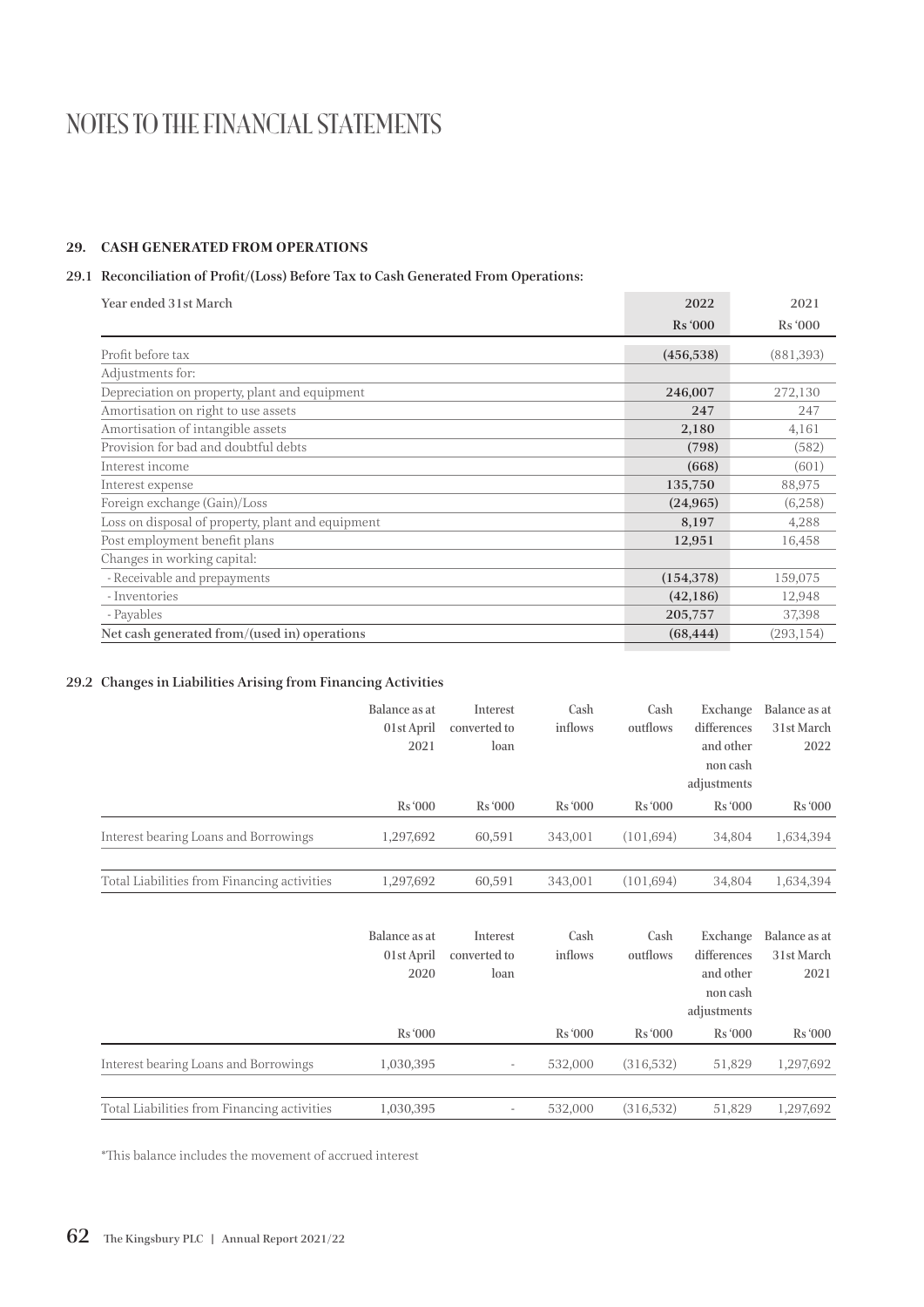# NOTES TO THE FINANCIAL STATEMENTS

## 29. CASH GENERATED FROM OPERATIONS

### 29.1 Reconciliation of Profit/(Loss) Before Tax to Cash Generated From Operations:

| Year ended 31st March | 2022 | 2021 |
|---|---|---|
| | Rs '000 | Rs '000 |
| Profit before tax | **(456,538)** | (881,393) |
| Adjustments for: | | |
| Depreciation on property, plant and equipment | **246,007** | 272,130 |
| Amortisation on right to use assets | **247** | 247 |
| Amortisation of intangible assets | **2,180** | 4,161 |
| Provision for bad and doubtful debts | **(798)** | (582) |
| Interest income | **(668)** | (601) |
| Interest expense | **135,750** | 88,975 |
| Foreign exchange (Gain)/Loss | **(24,965)** | (6,258) |
| Loss on disposal of property, plant and equipment | **8,197** | 4,288 |
| Post employment benefit plans | **12,951** | 16,458 |
| Changes in working capital: | | |
| - Receivable and prepayments | **(154,378)** | 159,075 |
| - Inventories | **(42,186)** | 12,948 |
| - Payables | **205,757** | 37,398 |
| **Net cash generated from/(used in) operations** | **(68,444)** | (293,154) |

### 29.2 Changes in Liabilities Arising from Financing Activities

| | Balance as at 01st April 2021 | Interest converted to loan | Cash inflows | Cash outflows | Exchange differences and other non cash adjustments | Balance as at 31st March 2022 |
|---|---|---|---|---|---|---|
| | Rs '000 | Rs '000 | Rs '000 | Rs '000 | Rs '000 | Rs '000 |
| Interest bearing Loans and Borrowings | 1,297,692 | 60,591 | 343,001 | (101,694) | 34,804 | 1,634,394 |
| Total Liabilities from Financing activities | 1,297,692 | 60,591 | 343,001 | (101,694) | 34,804 | 1,634,394 |

| | Balance as at 01st April 2020 | Interest converted to loan | Cash inflows | Cash outflows | Exchange differences and other non cash adjustments | Balance as at 31st March 2021 |
|---|---|---|---|---|---|---|
| | Rs '000 | | Rs '000 | Rs '000 | Rs '000 | Rs '000 |
| Interest bearing Loans and Borrowings | 1,030,395 | - | 532,000 | (316,532) | 51,829 | 1,297,692 |
| Total Liabilities from Financing activities | 1,030,395 | - | 532,000 | (316,532) | 51,829 | 1,297,692 |

*This balance includes the movement of accrued interest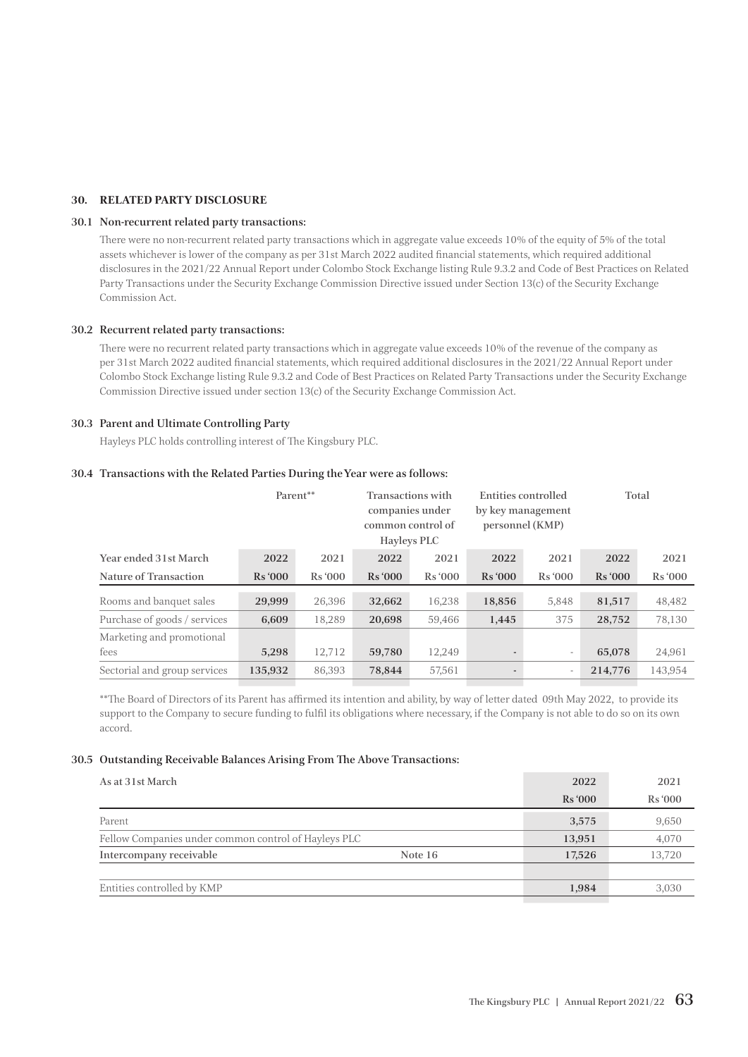## 30. RELATED PARTY DISCLOSURE

### 30.1 Non-recurrent related party transactions:

There were no non-recurrent related party transactions which in aggregate value exceeds 10% of the equity of 5% of the total assets whichever is lower of the company as per 31st March 2022 audited financial statements, which required additional disclosures in the 2021/22 Annual Report under Colombo Stock Exchange listing Rule 9.3.2 and Code of Best Practices on Related Party Transactions under the Security Exchange Commission Directive issued under Section 13(c) of the Security Exchange Commission Act.

### 30.2 Recurrent related party transactions:

There were no recurrent related party transactions which in aggregate value exceeds 10% of the revenue of the company as per 31st March 2022 audited financial statements, which required additional disclosures in the 2021/22 Annual Report under Colombo Stock Exchange listing Rule 9.3.2 and Code of Best Practices on Related Party Transactions under the Security Exchange Commission Directive issued under section 13(c) of the Security Exchange Commission Act.

### 30.3 Parent and Ultimate Controlling Party

Hayleys PLC holds controlling interest of The Kingsbury PLC.

### 30.4 Transactions with the Related Parties During the Year were as follows:

| | Parent** | | Transactions with companies under common control of Hayleys PLC | | Entities controlled by key management personnel (KMP) | | Total | |
|---|---|---|---|---|---|---|---|---|
| Year ended 31st March | **2022** | 2021 | **2022** | 2021 | **2022** | 2021 | **2022** | 2021 |
| Nature of Transaction | **Rs '000** | Rs '000 | **Rs '000** | Rs '000 | **Rs '000** | Rs '000 | **Rs '000** | Rs '000 |
| Rooms and banquet sales | **29,999** | 26,396 | **32,662** | 16,238 | **18,856** | 5,848 | **81,517** | 48,482 |
| Purchase of goods / services | **6,609** | 18,289 | **20,698** | 59,466 | **1,445** | 375 | **28,752** | 78,130 |
| Marketing and promotional fees | **5,298** | 12,712 | **59,780** | 12,249 | **-** | - | **65,078** | 24,961 |
| Sectorial and group services | **135,932** | 86,393 | **78,844** | 57,561 | **-** | - | **214,776** | 143,954 |

**The Board of Directors of its Parent has affirmed its intention and ability, by way of letter dated 09th May 2022, to provide its support to the Company to secure funding to fulfil its obligations where necessary, if the Company is not able to do so on its own accord.

### 30.5 Outstanding Receivable Balances Arising From The Above Transactions:

| As at 31st March | | **2022** | 2021 |
|---|---|---|---|
| | | **Rs '000** | Rs '000 |
| Parent | | **3,575** | 9,650 |
| Fellow Companies under common control of Hayleys PLC | | **13,951** | 4,070 |
| **Intercompany receivable** | Note 16 | **17,526** | 13,720 |
| | | | |
| Entities controlled by KMP | | **1,984** | 3,030 |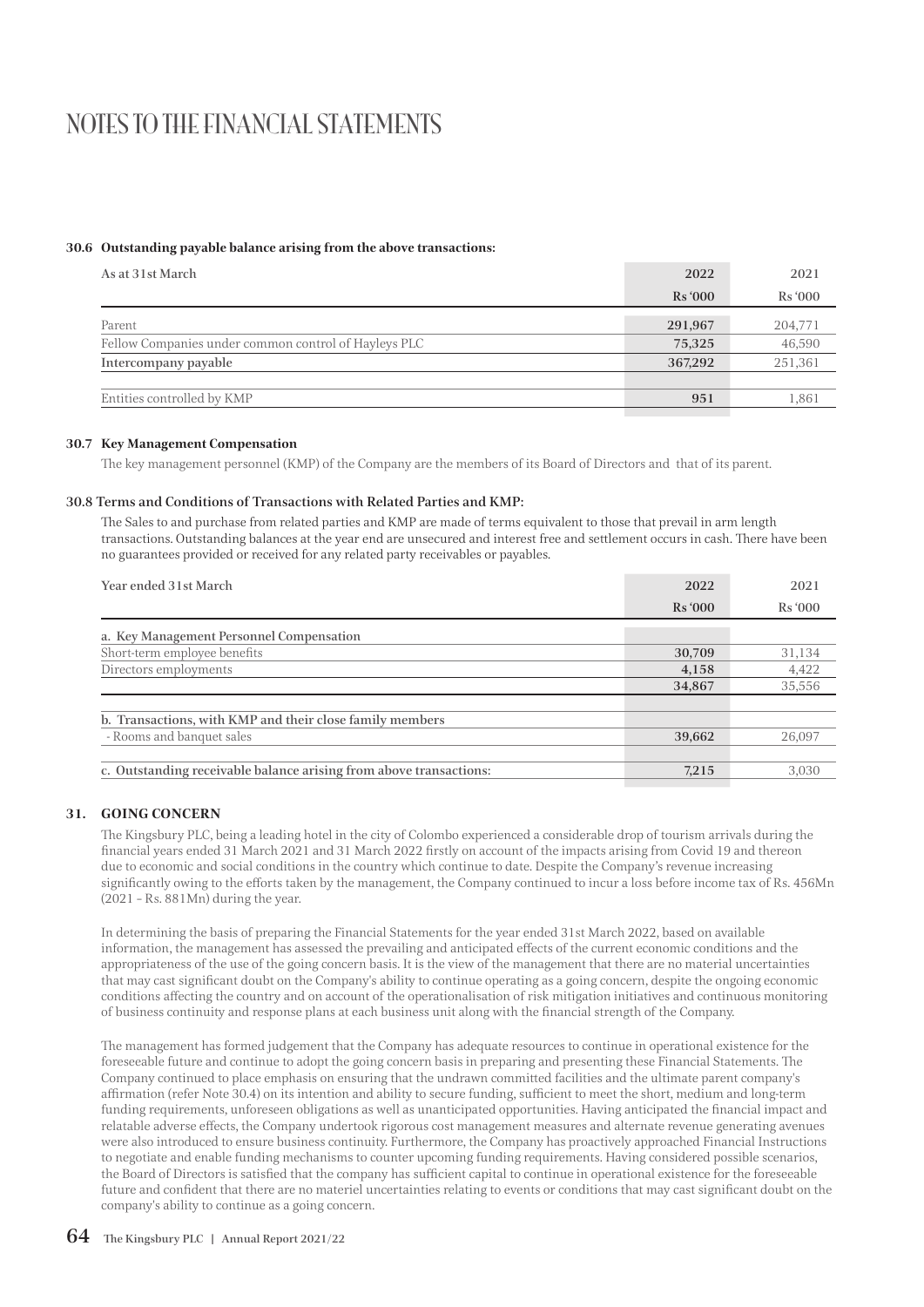# NOTES TO THE FINANCIAL STATEMENTS

**30.6 Outstanding payable balance arising from the above transactions:**

| As at 31st March | 2022 | 2021 |
|---|---|---|
| | **Rs '000** | Rs '000 |
| Parent | **291,967** | 204,771 |
| Fellow Companies under common control of Hayleys PLC | **75,325** | 46,590 |
| **Intercompany payable** | **367,292** | 251,361 |
| | | |
| Entities controlled by KMP | **951** | 1,861 |

**30.7 Key Management Compensation**

The key management personnel (KMP) of the Company are the members of its Board of Directors and that of its parent.

**30.8 Terms and Conditions of Transactions with Related Parties and KMP:**

The Sales to and purchase from related parties and KMP are made of terms equivalent to those that prevail in arm length transactions. Outstanding balances at the year end are unsecured and interest free and settlement occurs in cash. There have been no guarantees provided or received for any related party receivables or payables.

| Year ended 31st March | 2022 | 2021 |
|---|---|---|
| | **Rs '000** | Rs '000 |
| **a. Key Management Personnel Compensation** | | |
| Short-term employee benefits | **30,709** | 31,134 |
| Directors employments | **4,158** | 4,422 |
| | **34,867** | 35,556 |
| | | |
| **b. Transactions, with KMP and their close family members** | | |
| - Rooms and banquet sales | **39,662** | 26,097 |
| | | |
| **c. Outstanding receivable balance arising from above transactions:** | **7,215** | 3,030 |

**31. GOING CONCERN**

The Kingsbury PLC, being a leading hotel in the city of Colombo experienced a considerable drop of tourism arrivals during the financial years ended 31 March 2021 and 31 March 2022 firstly on account of the impacts arising from Covid 19 and thereon due to economic and social conditions in the country which continue to date. Despite the Company's revenue increasing significantly owing to the efforts taken by the management, the Company continued to incur a loss before income tax of Rs. 456Mn (2021 - Rs. 881Mn) during the year.

In determining the basis of preparing the Financial Statements for the year ended 31st March 2022, based on available information, the management has assessed the prevailing and anticipated effects of the current economic conditions and the appropriateness of the use of the going concern basis. It is the view of the management that there are no material uncertainties that may cast significant doubt on the Company's ability to continue operating as a going concern, despite the ongoing economic conditions affecting the country and on account of the operationalisation of risk mitigation initiatives and continuous monitoring of business continuity and response plans at each business unit along with the financial strength of the Company.

The management has formed judgement that the Company has adequate resources to continue in operational existence for the foreseeable future and continue to adopt the going concern basis in preparing and presenting these Financial Statements. The Company continued to place emphasis on ensuring that the undrawn committed facilities and the ultimate parent company's affirmation (refer Note 30.4) on its intention and ability to secure funding, sufficient to meet the short, medium and long-term funding requirements, unforeseen obligations as well as unanticipated opportunities. Having anticipated the financial impact and relatable adverse effects, the Company undertook rigorous cost management measures and alternate revenue generating avenues were also introduced to ensure business continuity. Furthermore, the Company has proactively approached Financial Instructions to negotiate and enable funding mechanisms to counter upcoming funding requirements. Having considered possible scenarios, the Board of Directors is satisfied that the company has sufficient capital to continue in operational existence for the foreseeable future and confident that there are no materiel uncertainties relating to events or conditions that may cast significant doubt on the company's ability to continue as a going concern.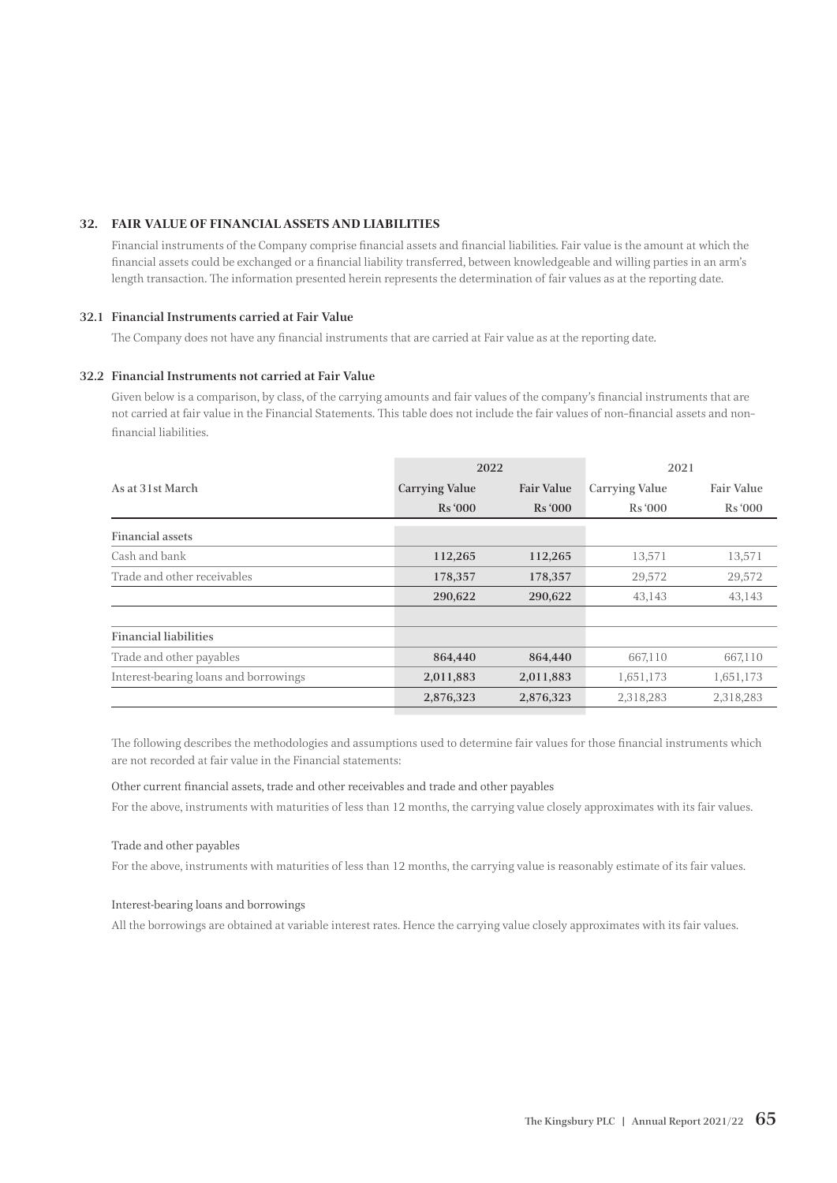## 32. FAIR VALUE OF FINANCIAL ASSETS AND LIABILITIES

Financial instruments of the Company comprise financial assets and financial liabilities. Fair value is the amount at which the financial assets could be exchanged or a financial liability transferred, between knowledgeable and willing parties in an arm's length transaction. The information presented herein represents the determination of fair values as at the reporting date.

### 32.1 Financial Instruments carried at Fair Value

The Company does not have any financial instruments that are carried at Fair value as at the reporting date.

### 32.2 Financial Instruments not carried at Fair Value

Given below is a comparison, by class, of the carrying amounts and fair values of the company's financial instruments that are not carried at fair value in the Financial Statements. This table does not include the fair values of non-financial assets and non-financial liabilities.

| | 2022 | | 2021 | |
|---|---|---|---|---|
| As at 31st March | Carrying Value<br>Rs '000 | Fair Value<br>Rs '000 | Carrying Value<br>Rs '000 | Fair Value<br>Rs '000 |
| **Financial assets** | | | | |
| Cash and bank | **112,265** | **112,265** | 13,571 | 13,571 |
| Trade and other receivables | **178,357** | **178,357** | 29,572 | 29,572 |
| | **290,622** | **290,622** | 43,143 | 43,143 |
| **Financial liabilities** | | | | |
| Trade and other payables | **864,440** | **864,440** | 667,110 | 667,110 |
| Interest-bearing loans and borrowings | **2,011,883** | **2,011,883** | 1,651,173 | 1,651,173 |
| | **2,876,323** | **2,876,323** | 2,318,283 | 2,318,283 |

The following describes the methodologies and assumptions used to determine fair values for those financial instruments which are not recorded at fair value in the Financial statements:

Other current financial assets, trade and other receivables and trade and other payables

For the above, instruments with maturities of less than 12 months, the carrying value closely approximates with its fair values.

Trade and other payables

For the above, instruments with maturities of less than 12 months, the carrying value is reasonably estimate of its fair values.

Interest-bearing loans and borrowings

All the borrowings are obtained at variable interest rates. Hence the carrying value closely approximates with its fair values.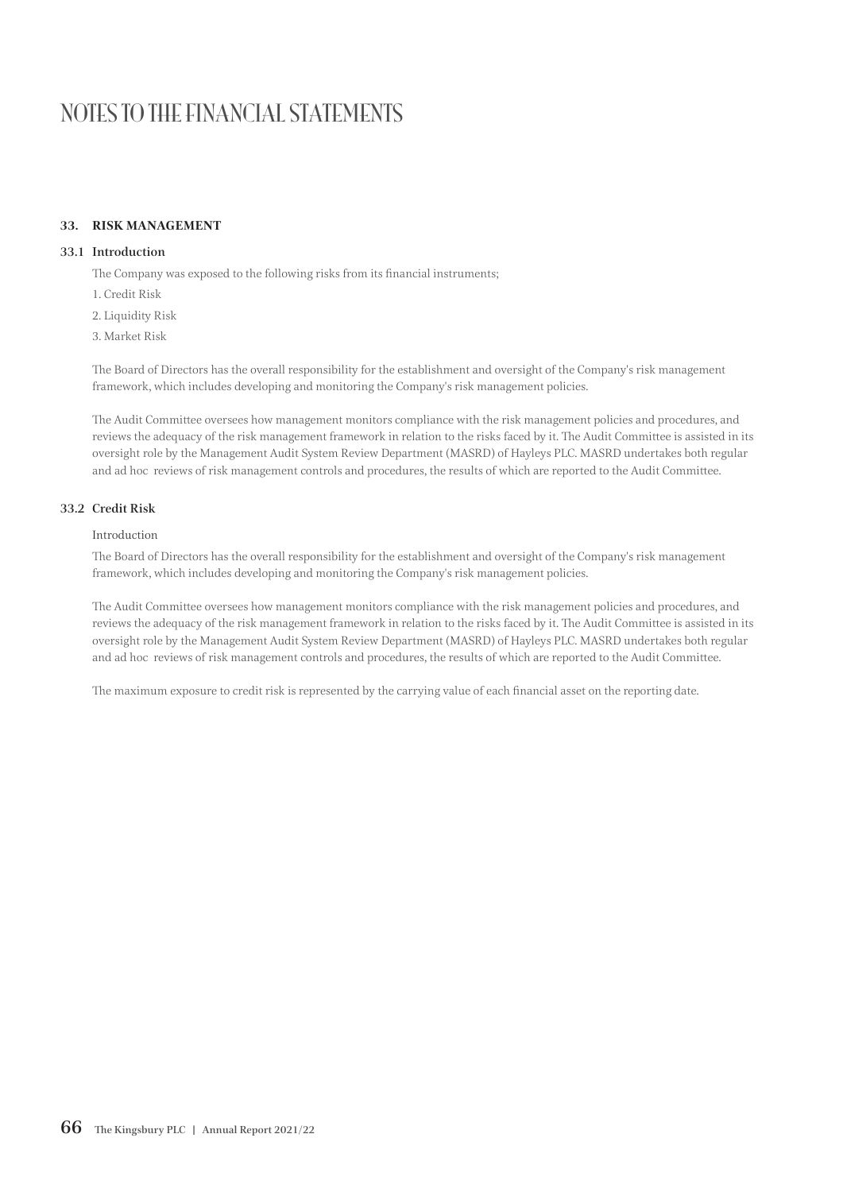# NOTES TO THE FINANCIAL STATEMENTS

## 33. RISK MANAGEMENT

### 33.1 Introduction

The Company was exposed to the following risks from its financial instruments;

1. Credit Risk
2. Liquidity Risk
3. Market Risk

The Board of Directors has the overall responsibility for the establishment and oversight of the Company's risk management framework, which includes developing and monitoring the Company's risk management policies.

The Audit Committee oversees how management monitors compliance with the risk management policies and procedures, and reviews the adequacy of the risk management framework in relation to the risks faced by it. The Audit Committee is assisted in its oversight role by the Management Audit System Review Department (MASRD) of Hayleys PLC. MASRD undertakes both regular and ad hoc reviews of risk management controls and procedures, the results of which are reported to the Audit Committee.

### 33.2 Credit Risk

Introduction

The Board of Directors has the overall responsibility for the establishment and oversight of the Company's risk management framework, which includes developing and monitoring the Company's risk management policies.

The Audit Committee oversees how management monitors compliance with the risk management policies and procedures, and reviews the adequacy of the risk management framework in relation to the risks faced by it. The Audit Committee is assisted in its oversight role by the Management Audit System Review Department (MASRD) of Hayleys PLC. MASRD undertakes both regular and ad hoc reviews of risk management controls and procedures, the results of which are reported to the Audit Committee.

The maximum exposure to credit risk is represented by the carrying value of each financial asset on the reporting date.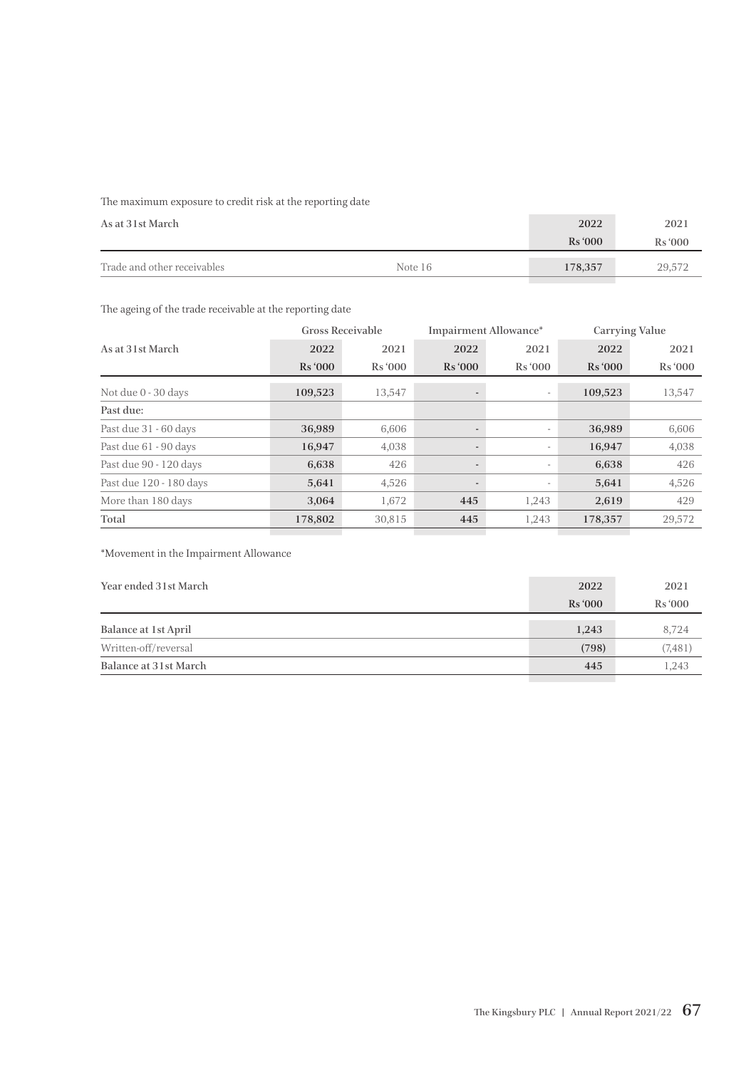The maximum exposure to credit risk at the reporting date

| As at 31st March | | 2022 Rs '000 | 2021 Rs '000 |
|---|---|---|---|
| Trade and other receivables | Note 16 | 178,357 | 29,572 |

The ageing of the trade receivable at the reporting date

| | Gross Receivable | | Impairment Allowance* | | Carrying Value | |
|---|---|---|---|---|---|---|
| As at 31st March | 2022 Rs '000 | 2021 Rs '000 | 2022 Rs '000 | 2021 Rs '000 | 2022 Rs '000 | 2021 Rs '000 |
| Not due 0 - 30 days | 109,523 | 13,547 | - | - | 109,523 | 13,547 |
| Past due: | | | | | | |
| Past due 31 - 60 days | 36,989 | 6,606 | - | - | 36,989 | 6,606 |
| Past due 61 - 90 days | 16,947 | 4,038 | - | - | 16,947 | 4,038 |
| Past due 90 - 120 days | 6,638 | 426 | - | - | 6,638 | 426 |
| Past due 120 - 180 days | 5,641 | 4,526 | - | - | 5,641 | 4,526 |
| More than 180 days | 3,064 | 1,672 | 445 | 1,243 | 2,619 | 429 |
| Total | 178,802 | 30,815 | 445 | 1,243 | 178,357 | 29,572 |

*Movement in the Impairment Allowance

| Year ended 31st March | 2022 Rs '000 | 2021 Rs '000 |
|---|---|---|
| Balance at 1st April | 1,243 | 8,724 |
| Written-off/reversal | (798) | (7,481) |
| Balance at 31st March | 445 | 1,243 |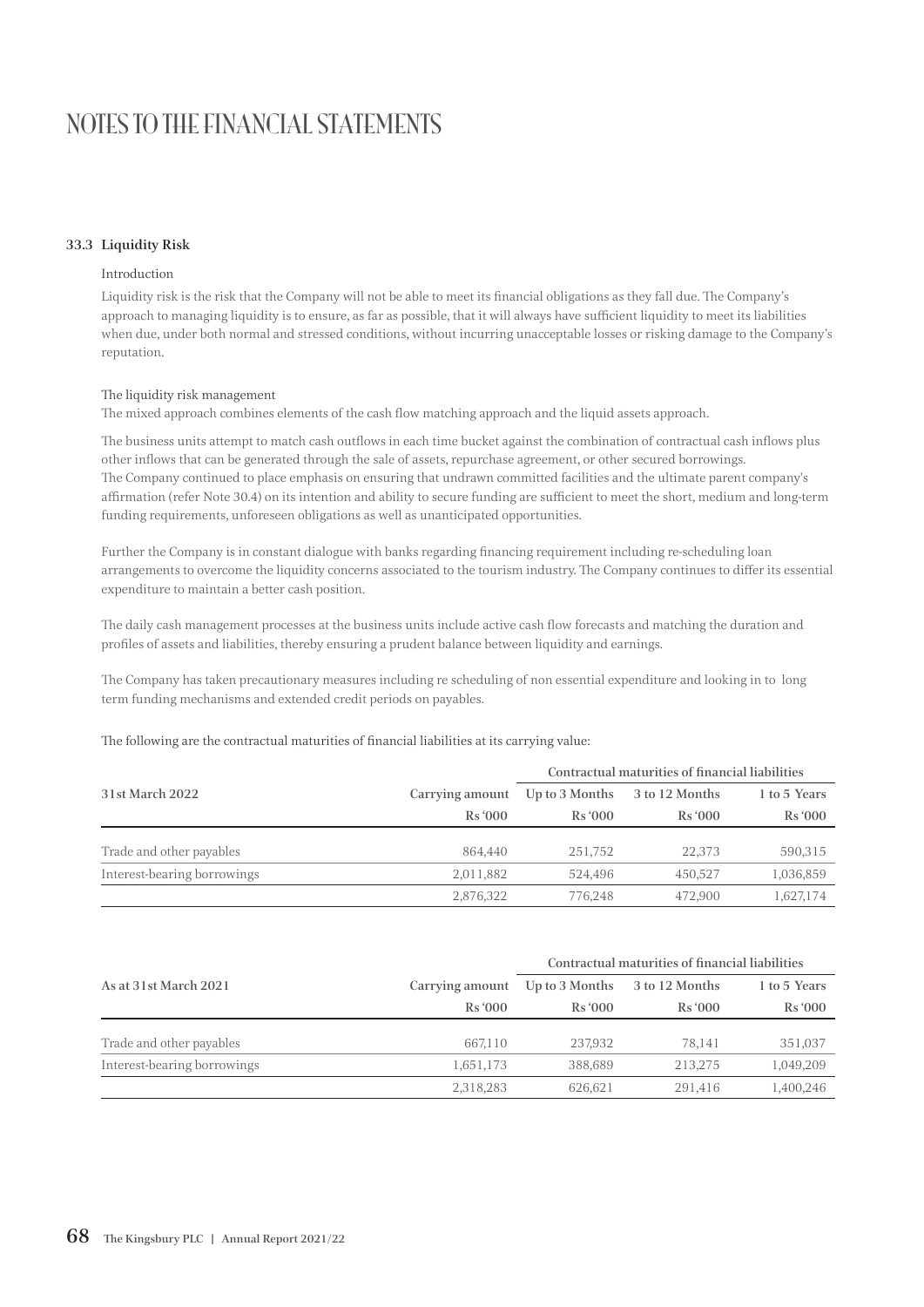# NOTES TO THE FINANCIAL STATEMENTS

### 33.3 Liquidity Risk

Introduction

Liquidity risk is the risk that the Company will not be able to meet its financial obligations as they fall due. The Company's approach to managing liquidity is to ensure, as far as possible, that it will always have sufficient liquidity to meet its liabilities when due, under both normal and stressed conditions, without incurring unacceptable losses or risking damage to the Company's reputation.

The liquidity risk management

The mixed approach combines elements of the cash flow matching approach and the liquid assets approach.

The business units attempt to match cash outflows in each time bucket against the combination of contractual cash inflows plus other inflows that can be generated through the sale of assets, repurchase agreement, or other secured borrowings. The Company continued to place emphasis on ensuring that undrawn committed facilities and the ultimate parent company's affirmation (refer Note 30.4) on its intention and ability to secure funding are sufficient to meet the short, medium and long-term funding requirements, unforeseen obligations as well as unanticipated opportunities.

Further the Company is in constant dialogue with banks regarding financing requirement including re-scheduling loan arrangements to overcome the liquidity concerns associated to the tourism industry. The Company continues to differ its essential expenditure to maintain a better cash position.

The daily cash management processes at the business units include active cash flow forecasts and matching the duration and profiles of assets and liabilities, thereby ensuring a prudent balance between liquidity and earnings.

The Company has taken precautionary measures including re scheduling of non essential expenditure and looking in to long term funding mechanisms and extended credit periods on payables.

The following are the contractual maturities of financial liabilities at its carrying value:

| | | Contractual maturities of financial liabilities | | |
|---|---|---|---|---|
| **31st March 2022** | Carrying amount | Up to 3 Months | 3 to 12 Months | 1 to 5 Years |
| | Rs '000 | Rs '000 | Rs '000 | Rs '000 |
| Trade and other payables | 864,440 | 251,752 | 22,373 | 590,315 |
| Interest-bearing borrowings | 2,011,882 | 524,496 | 450,527 | 1,036,859 |
| | 2,876,322 | 776,248 | 472,900 | 1,627,174 |

| | | Contractual maturities of financial liabilities | | |
|---|---|---|---|---|
| **As at 31st March 2021** | Carrying amount | Up to 3 Months | 3 to 12 Months | 1 to 5 Years |
| | Rs '000 | Rs '000 | Rs '000 | Rs '000 |
| Trade and other payables | 667,110 | 237,932 | 78,141 | 351,037 |
| Interest-bearing borrowings | 1,651,173 | 388,689 | 213,275 | 1,049,209 |
| | 2,318,283 | 626,621 | 291,416 | 1,400,246 |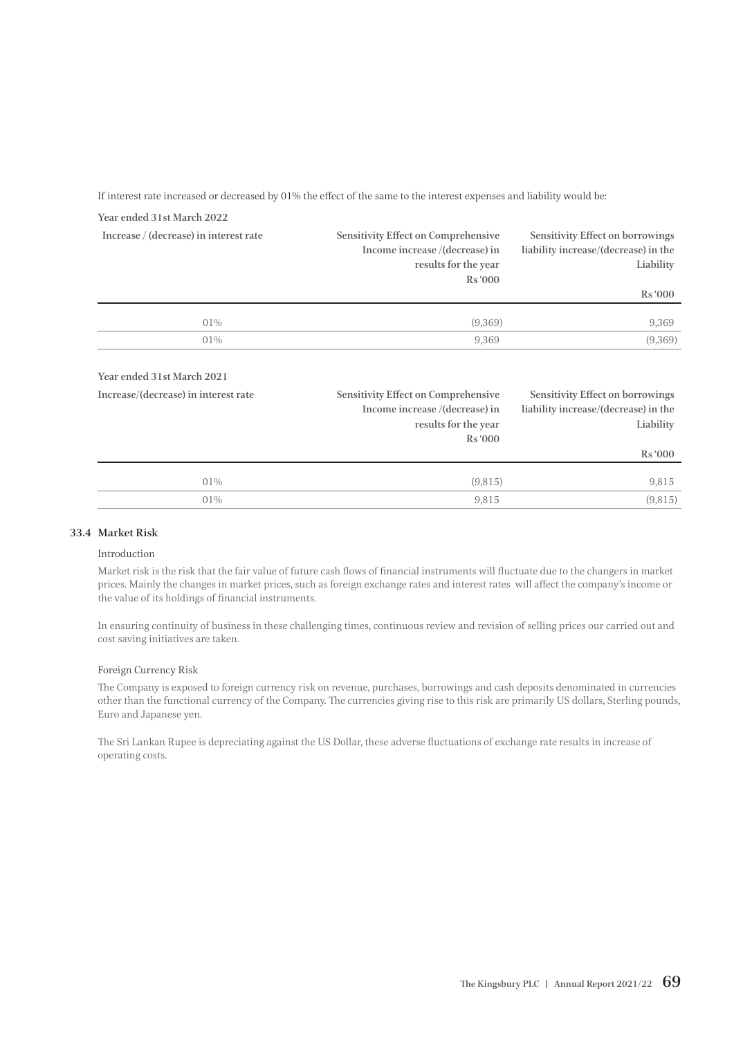If interest rate increased or decreased by 01% the effect of the same to the interest expenses and liability would be:

**Year ended 31st March 2022**

| Increase / (decrease) in interest rate | Sensitivity Effect on Comprehensive Income increase /(decrease) in results for the year Rs '000 | Sensitivity Effect on borrowings liability increase/(decrease) in the Liability Rs '000 |
|---|---|---|
| 01% | (9,369) | 9,369 |
| 01% | 9,369 | (9,369) |

**Year ended 31st March 2021**

| Increase/(decrease) in interest rate | Sensitivity Effect on Comprehensive Income increase /(decrease) in results for the year Rs '000 | Sensitivity Effect on borrowings liability increase/(decrease) in the Liability Rs '000 |
|---|---|---|
| 01% | (9,815) | 9,815 |
| 01% | 9,815 | (9,815) |

### 33.4 Market Risk

Introduction

Market risk is the risk that the fair value of future cash flows of financial instruments will fluctuate due to the changers in market prices. Mainly the changes in market prices, such as foreign exchange rates and interest rates will affect the company's income or the value of its holdings of financial instruments.

In ensuring continuity of business in these challenging times, continuous review and revision of selling prices our carried out and cost saving initiatives are taken.

Foreign Currency Risk

The Company is exposed to foreign currency risk on revenue, purchases, borrowings and cash deposits denominated in currencies other than the functional currency of the Company. The currencies giving rise to this risk are primarily US dollars, Sterling pounds, Euro and Japanese yen.

The Sri Lankan Rupee is depreciating against the US Dollar, these adverse fluctuations of exchange rate results in increase of operating costs.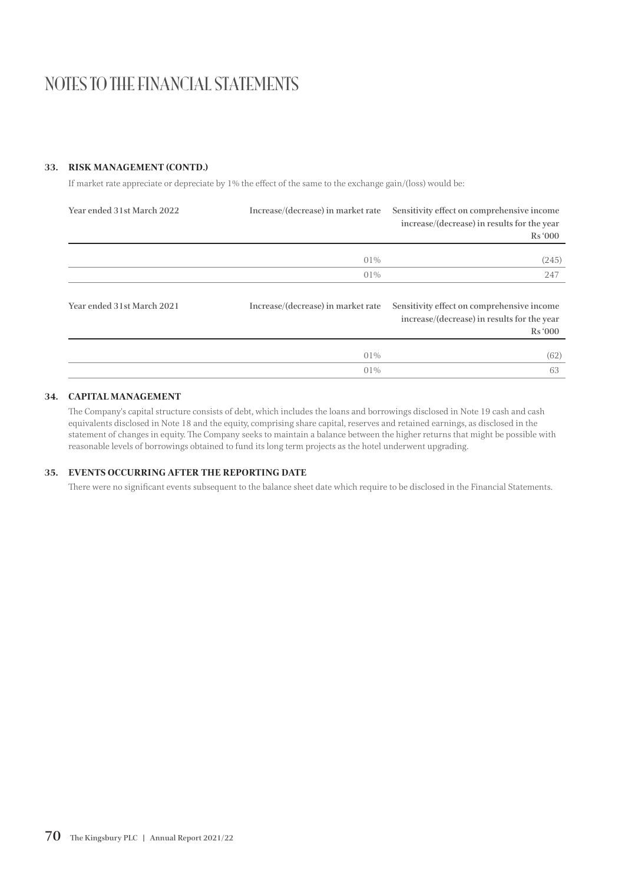# NOTES TO THE FINANCIAL STATEMENTS

## 33. RISK MANAGEMENT (CONTD.)

If market rate appreciate or depreciate by 1% the effect of the same to the exchange gain/(loss) would be:

| Year ended 31st March 2022 | Increase/(decrease) in market rate | Sensitivity effect on comprehensive income increase/(decrease) in results for the year Rs '000 |
|---|---|---|
| | 01% | (245) |
| | 01% | 247 |

| Year ended 31st March 2021 | Increase/(decrease) in market rate | Sensitivity effect on comprehensive income increase/(decrease) in results for the year Rs '000 |
|---|---|---|
| | 01% | (62) |
| | 01% | 63 |

## 34. CAPITAL MANAGEMENT

The Company's capital structure consists of debt, which includes the loans and borrowings disclosed in Note 19 cash and cash equivalents disclosed in Note 18 and the equity, comprising share capital, reserves and retained earnings, as disclosed in the statement of changes in equity. The Company seeks to maintain a balance between the higher returns that might be possible with reasonable levels of borrowings obtained to fund its long term projects as the hotel underwent upgrading.

## 35. EVENTS OCCURRING AFTER THE REPORTING DATE

There were no significant events subsequent to the balance sheet date which require to be disclosed in the Financial Statements.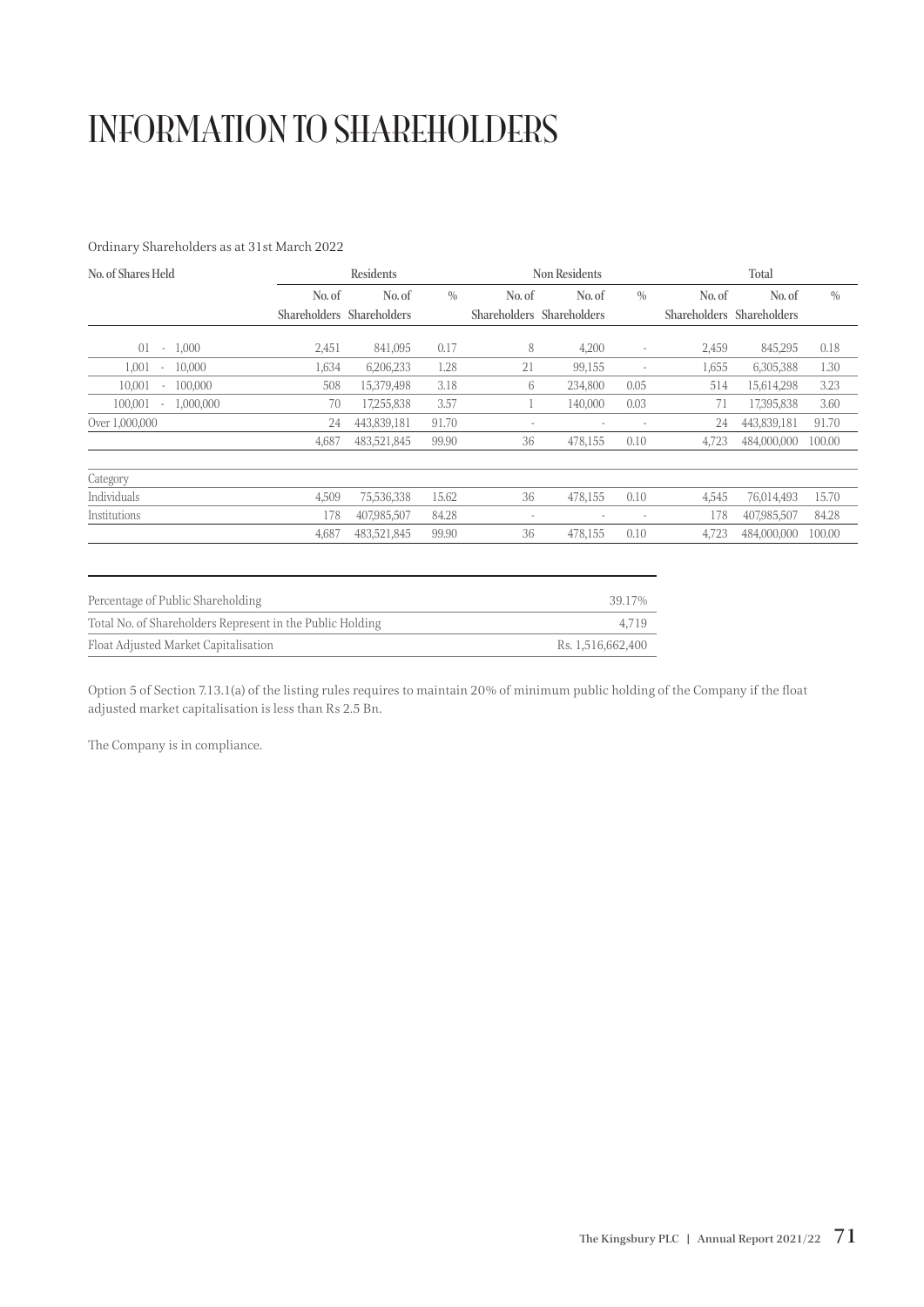# INFORMATION TO SHAREHOLDERS

Ordinary Shareholders as at 31st March 2022

| No. of Shares Held | Residents | | | Non Residents | | | Total | | |
|---|---|---|---|---|---|---|---|---|---|
| | No. of Shareholders | No. of Shareholders | % | No. of Shareholders | No. of Shareholders | % | No. of Shareholders | No. of Shareholders | % |
| 01 - 1,000 | 2,451 | 841,095 | 0.17 | 8 | 4,200 | - | 2,459 | 845,295 | 0.18 |
| 1,001 - 10,000 | 1,634 | 6,206,233 | 1.28 | 21 | 99,155 | - | 1,655 | 6,305,388 | 1.30 |
| 10,001 - 100,000 | 508 | 15,379,498 | 3.18 | 6 | 234,800 | 0.05 | 514 | 15,614,298 | 3.23 |
| 100,001 - 1,000,000 | 70 | 17,255,838 | 3.57 | 1 | 140,000 | 0.03 | 71 | 17,395,838 | 3.60 |
| Over 1,000,000 | 24 | 443,839,181 | 91.70 | - | - | - | 24 | 443,839,181 | 91.70 |
| | 4,687 | 483,521,845 | 99.90 | 36 | 478,155 | 0.10 | 4,723 | 484,000,000 | 100.00 |
| Category | | | | | | | | | |
| Individuals | 4,509 | 75,536,338 | 15.62 | 36 | 478,155 | 0.10 | 4,545 | 76,014,493 | 15.70 |
| Institutions | 178 | 407,985,507 | 84.28 | - | - | - | 178 | 407,985,507 | 84.28 |
| | 4,687 | 483,521,845 | 99.90 | 36 | 478,155 | 0.10 | 4,723 | 484,000,000 | 100.00 |

| | |
|---|---|
| Percentage of Public Shareholding | 39.17% |
| Total No. of Shareholders Represent in the Public Holding | 4,719 |
| Float Adjusted Market Capitalisation | Rs. 1,516,662,400 |

Option 5 of Section 7.13.1(a) of the listing rules requires to maintain 20% of minimum public holding of the Company if the float adjusted market capitalisation is less than Rs 2.5 Bn.

The Company is in compliance.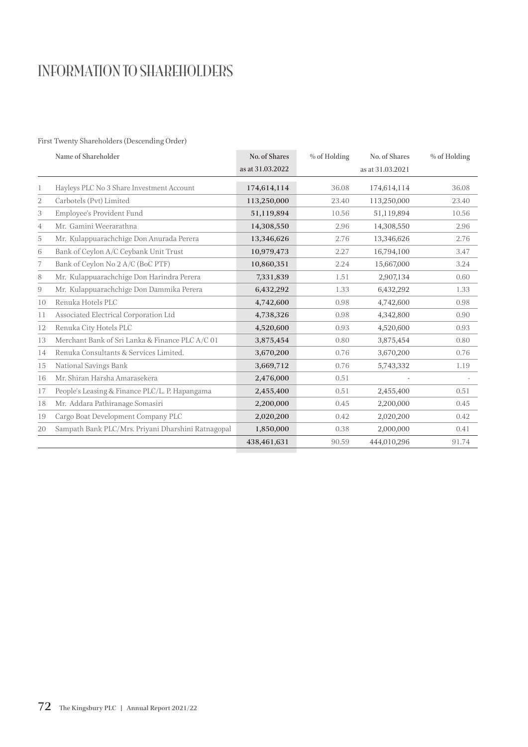# INFORMATION TO SHAREHOLDERS

First Twenty Shareholders (Descending Order)

| | Name of Shareholder | No. of Shares as at 31.03.2022 | % of Holding | No. of Shares as at 31.03.2021 | % of Holding |
|---|---|---|---|---|---|
| 1 | Hayleys PLC No 3 Share Investment Account | **174,614,114** | 36.08 | 174,614,114 | 36.08 |
| 2 | Carbotels (Pvt) Limited | **113,250,000** | 23.40 | 113,250,000 | 23.40 |
| 3 | Employee's Provident Fund | **51,119,894** | 10.56 | 51,119,894 | 10.56 |
| 4 | Mr. Gamini Weerarathna | **14,308,550** | 2.96 | 14,308,550 | 2.96 |
| 5 | Mr. Kulappuarachchige Don Anurada Perera | **13,346,626** | 2.76 | 13,346,626 | 2.76 |
| 6 | Bank of Ceylon A/C Ceybank Unit Trust | **10,979,473** | 2.27 | 16,794,100 | 3.47 |
| 7 | Bank of Ceylon No 2 A/C (BoC PTF) | **10,860,351** | 2.24 | 15,667,000 | 3.24 |
| 8 | Mr. Kulappuarachchige Don Harindra Perera | **7,331,839** | 1.51 | 2,907,134 | 0.60 |
| 9 | Mr. Kulappuarachchige Don Dammika Perera | **6,432,292** | 1.33 | 6,432,292 | 1.33 |
| 10 | Renuka Hotels PLC | **4,742,600** | 0.98 | 4,742,600 | 0.98 |
| 11 | Associated Electrical Corporation Ltd | **4,738,326** | 0.98 | 4,342,800 | 0.90 |
| 12 | Renuka City Hotels PLC | **4,520,600** | 0.93 | 4,520,600 | 0.93 |
| 13 | Merchant Bank of Sri Lanka & Finance PLC A/C 01 | **3,875,454** | 0.80 | 3,875,454 | 0.80 |
| 14 | Renuka Consultants & Services Limited. | **3,670,200** | 0.76 | 3,670,200 | 0.76 |
| 15 | National Savings Bank | **3,669,712** | 0.76 | 5,743,332 | 1.19 |
| 16 | Mr. Shiran Harsha Amarasekera | **2,476,000** | 0.51 | - | - |
| 17 | People's Leasing & Finance PLC/L. P. Hapangama | **2,455,400** | 0.51 | 2,455,400 | 0.51 |
| 18 | Mr. Addara Pathiranage Somasiri | **2,200,000** | 0.45 | 2,200,000 | 0.45 |
| 19 | Cargo Boat Development Company PLC | **2,020,200** | 0.42 | 2,020,200 | 0.42 |
| 20 | Sampath Bank PLC/Mrs. Priyani Dharshini Ratnagopal | **1,850,000** | 0.38 | 2,000,000 | 0.41 |
| | | **438,461,631** | 90.59 | 444,010,296 | 91.74 |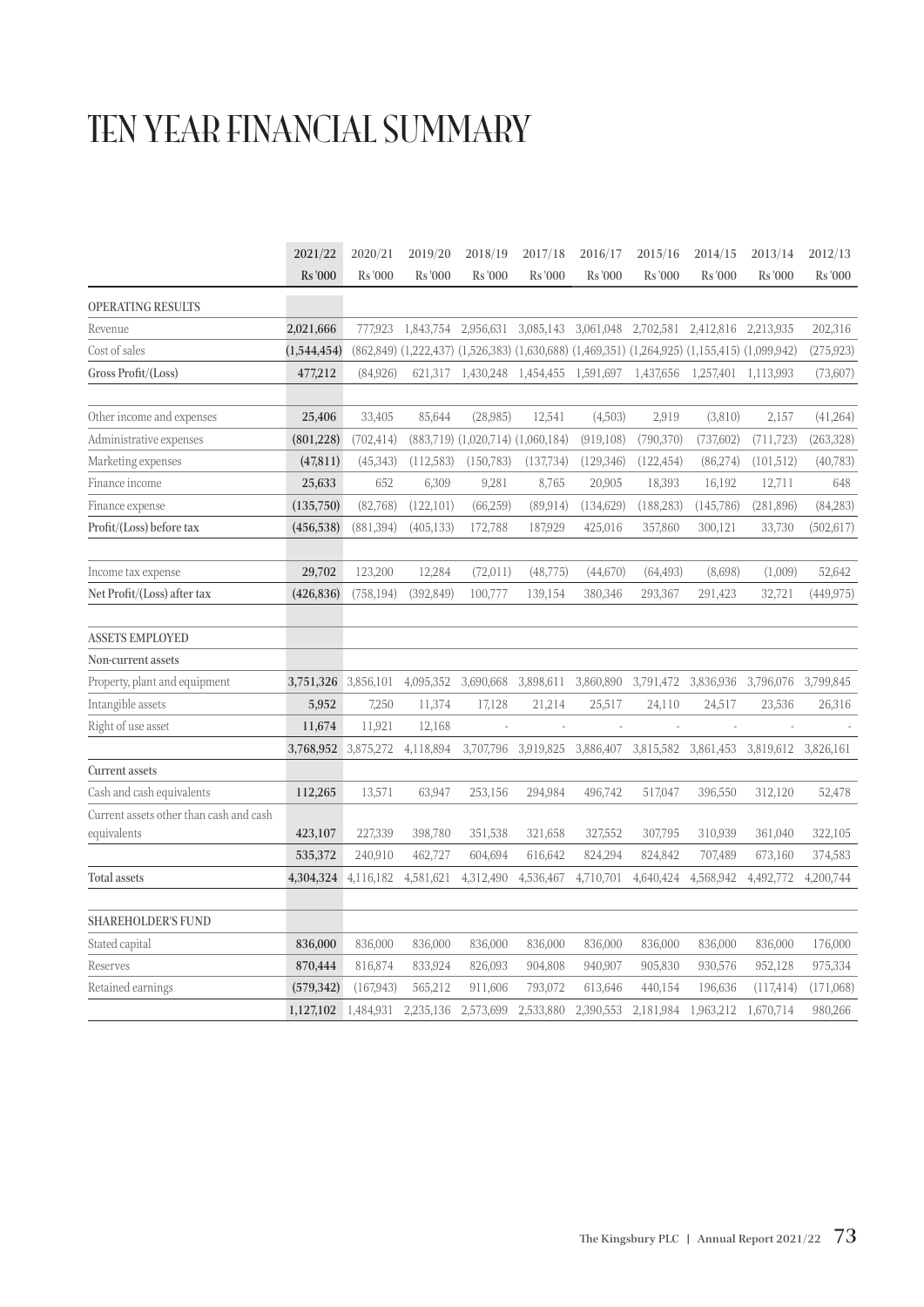# TEN YEAR FINANCIAL SUMMARY

| | 2021/22 | 2020/21 | 2019/20 | 2018/19 | 2017/18 | 2016/17 | 2015/16 | 2014/15 | 2013/14 | 2012/13 |
|---|---|---|---|---|---|---|---|---|---|---|
| | Rs '000 | Rs '000 | Rs '000 | Rs '000 | Rs '000 | Rs '000 | Rs '000 | Rs '000 | Rs '000 | Rs '000 |
| OPERATING RESULTS | | | | | | | | | | |
| Revenue | **2,021,666** | 777,923 | 1,843,754 | 2,956,631 | 3,085,143 | 3,061,048 | 2,702,581 | 2,412,816 | 2,213,935 | 202,316 |
| Cost of sales | **(1,544,454)** | (862,849) | (1,222,437) | (1,526,383) | (1,630,688) | (1,469,351) | (1,264,925) | (1,155,415) | (1,099,942) | (275,923) |
| Gross Profit/(Loss) | **477,212** | (84,926) | 621,317 | 1,430,248 | 1,454,455 | 1,591,697 | 1,437,656 | 1,257,401 | 1,113,993 | (73,607) |
| Other income and expenses | **25,406** | 33,405 | 85,644 | (28,985) | 12,541 | (4,503) | 2,919 | (3,810) | 2,157 | (41,264) |
| Administrative expenses | **(801,228)** | (702,414) | (883,719) | (1,020,714) | (1,060,184) | (919,108) | (790,370) | (737,602) | (711,723) | (263,328) |
| Marketing expenses | **(47,811)** | (45,343) | (112,583) | (150,783) | (137,734) | (129,346) | (122,454) | (86,274) | (101,512) | (40,783) |
| Finance income | **25,633** | 652 | 6,309 | 9,281 | 8,765 | 20,905 | 18,393 | 16,192 | 12,711 | 648 |
| Finance expense | **(135,750)** | (82,768) | (122,101) | (66,259) | (89,914) | (134,629) | (188,283) | (145,786) | (281,896) | (84,283) |
| Profit/(Loss) before tax | **(456,538)** | (881,394) | (405,133) | 172,788 | 187,929 | 425,016 | 357,860 | 300,121 | 33,730 | (502,617) |
| Income tax expense | **29,702** | 123,200 | 12,284 | (72,011) | (48,775) | (44,670) | (64,493) | (8,698) | (1,009) | 52,642 |
| Net Profit/(Loss) after tax | **(426,836)** | (758,194) | (392,849) | 100,777 | 139,154 | 380,346 | 293,367 | 291,423 | 32,721 | (449,975) |
| ASSETS EMPLOYED | | | | | | | | | | |
| Non-current assets | | | | | | | | | | |
| Property, plant and equipment | **3,751,326** | 3,856,101 | 4,095,352 | 3,690,668 | 3,898,611 | 3,860,890 | 3,791,472 | 3,836,936 | 3,796,076 | 3,799,845 |
| Intangible assets | **5,952** | 7,250 | 11,374 | 17,128 | 21,214 | 25,517 | 24,110 | 24,517 | 23,536 | 26,316 |
| Right of use asset | **11,674** | 11,921 | 12,168 | - | - | - | - | - | - | - |
| | **3,768,952** | 3,875,272 | 4,118,894 | 3,707,796 | 3,919,825 | 3,886,407 | 3,815,582 | 3,861,453 | 3,819,612 | 3,826,161 |
| Current assets | | | | | | | | | | |
| Cash and cash equivalents | **112,265** | 13,571 | 63,947 | 253,156 | 294,984 | 496,742 | 517,047 | 396,550 | 312,120 | 52,478 |
| Current assets other than cash and cash equivalents | **423,107** | 227,339 | 398,780 | 351,538 | 321,658 | 327,552 | 307,795 | 310,939 | 361,040 | 322,105 |
| | **535,372** | 240,910 | 462,727 | 604,694 | 616,642 | 824,294 | 824,842 | 707,489 | 673,160 | 374,583 |
| Total assets | **4,304,324** | 4,116,182 | 4,581,621 | 4,312,490 | 4,536,467 | 4,710,701 | 4,640,424 | 4,568,942 | 4,492,772 | 4,200,744 |
| SHAREHOLDER'S FUND | | | | | | | | | | |
| Stated capital | **836,000** | 836,000 | 836,000 | 836,000 | 836,000 | 836,000 | 836,000 | 836,000 | 836,000 | 176,000 |
| Reserves | **870,444** | 816,874 | 833,924 | 826,093 | 904,808 | 940,907 | 905,830 | 930,576 | 952,128 | 975,334 |
| Retained earnings | **(579,342)** | (167,943) | 565,212 | 911,606 | 793,072 | 613,646 | 440,154 | 196,636 | (117,414) | (171,068) |
| | **1,127,102** | 1,484,931 | 2,235,136 | 2,573,699 | 2,533,880 | 2,390,553 | 2,181,984 | 1,963,212 | 1,670,714 | 980,266 |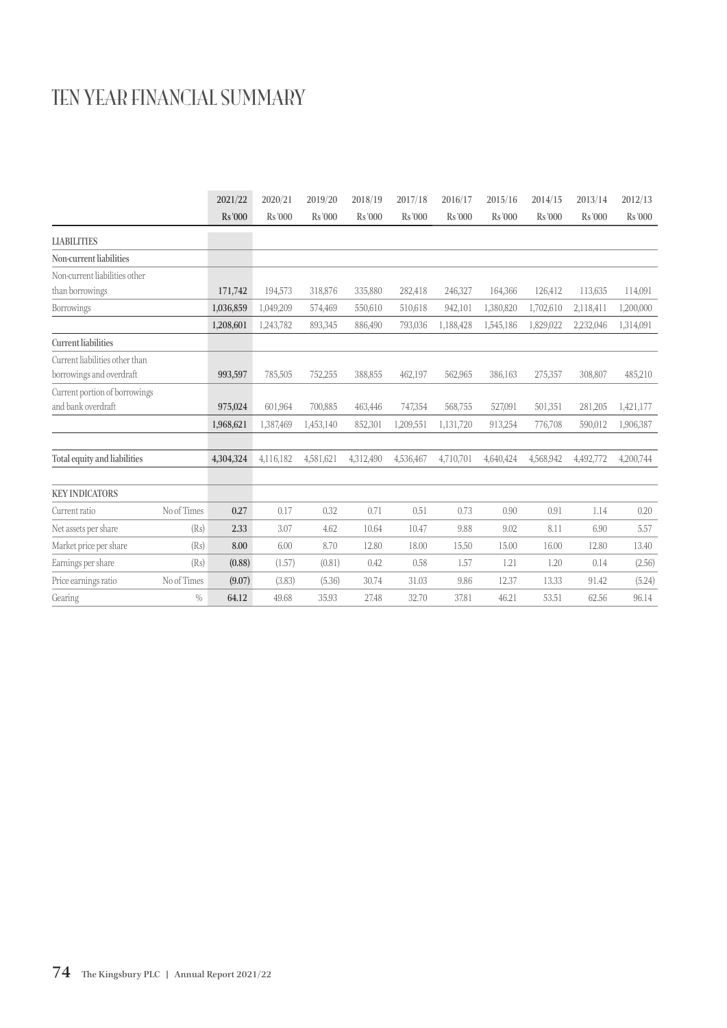# TEN YEAR FINANCIAL SUMMARY

| | | 2021/22 | 2020/21 | 2019/20 | 2018/19 | 2017/18 | 2016/17 | 2015/16 | 2014/15 | 2013/14 | 2012/13 |
|---|---|---|---|---|---|---|---|---|---|---|---|
| | | Rs '000 | Rs '000 | Rs '000 | Rs '000 | Rs '000 | Rs '000 | Rs '000 | Rs '000 | Rs '000 | Rs '000 |
| **LIABILITIES** | | | | | | | | | | | |
| **Non-current liabilities** | | | | | | | | | | | |
| Non-current liabilities other than borrowings | | **171,742** | 194,573 | 318,876 | 335,880 | 282,418 | 246,327 | 164,366 | 126,412 | 113,635 | 114,091 |
| Borrowings | | **1,036,859** | 1,049,209 | 574,469 | 550,610 | 510,618 | 942,101 | 1,380,820 | 1,702,610 | 2,118,411 | 1,200,000 |
| | | **1,208,601** | 1,243,782 | 893,345 | 886,490 | 793,036 | 1,188,428 | 1,545,186 | 1,829,022 | 2,232,046 | 1,314,091 |
| **Current liabilities** | | | | | | | | | | | |
| Current liabilities other than borrowings and overdraft | | **993,597** | 785,505 | 752,255 | 388,855 | 462,197 | 562,965 | 386,163 | 275,357 | 308,807 | 485,210 |
| Current portion of borrowings and bank overdraft | | **975,024** | 601,964 | 700,885 | 463,446 | 747,354 | 568,755 | 527,091 | 501,351 | 281,205 | 1,421,177 |
| | | **1,968,621** | 1,387,469 | 1,453,140 | 852,301 | 1,209,551 | 1,131,720 | 913,254 | 776,708 | 590,012 | 1,906,387 |
| **Total equity and liabilities** | | **4,304,324** | 4,116,182 | 4,581,621 | 4,312,490 | 4,536,467 | 4,710,701 | 4,640,424 | 4,568,942 | 4,492,772 | 4,200,744 |
| **KEY INDICATORS** | | | | | | | | | | | |
| Current ratio | No of Times | **0.27** | 0.17 | 0.32 | 0.71 | 0.51 | 0.73 | 0.90 | 0.91 | 1.14 | 0.20 |
| Net assets per share | (Rs) | **2.33** | 3.07 | 4.62 | 10.64 | 10.47 | 9.88 | 9.02 | 8.11 | 6.90 | 5.57 |
| Market price per share | (Rs) | **8.00** | 6.00 | 8.70 | 12.80 | 18.00 | 15.50 | 15.00 | 16.00 | 12.80 | 13.40 |
| Earnings per share | (Rs) | **(0.88)** | (1.57) | (0.81) | 0.42 | 0.58 | 1.57 | 1.21 | 1.20 | 0.14 | (2.56) |
| Price earnings ratio | No of Times | **(9.07)** | (3.83) | (5.36) | 30.74 | 31.03 | 9.86 | 12.37 | 13.33 | 91.42 | (5.24) |
| Gearing | % | **64.12** | 49.68 | 35.93 | 27.48 | 32.70 | 37.81 | 46.21 | 53.51 | 62.56 | 96.14 |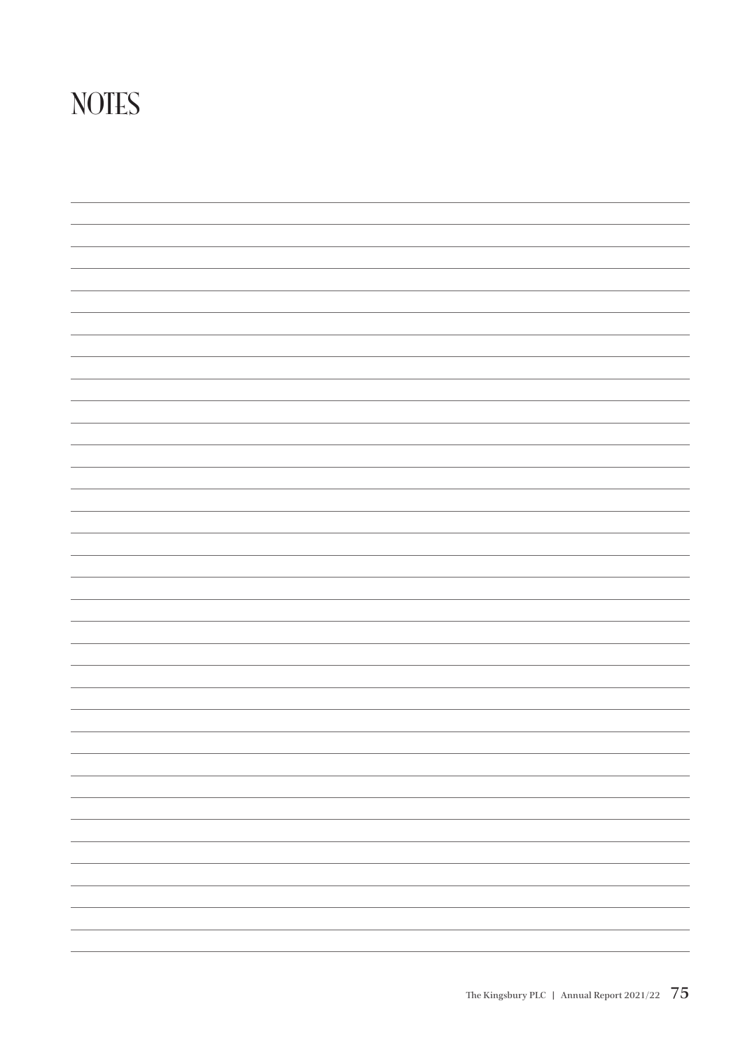# NOTES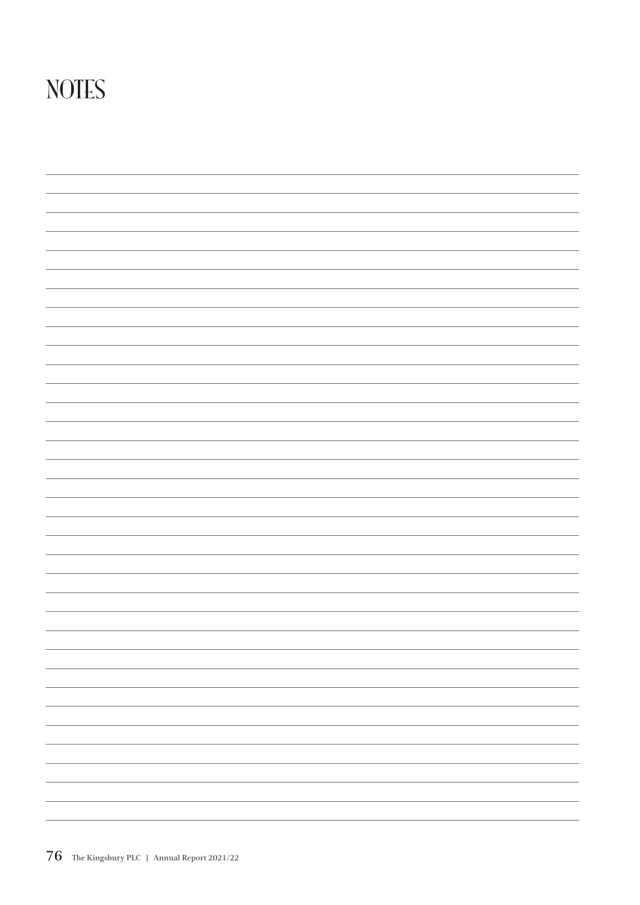# NOTES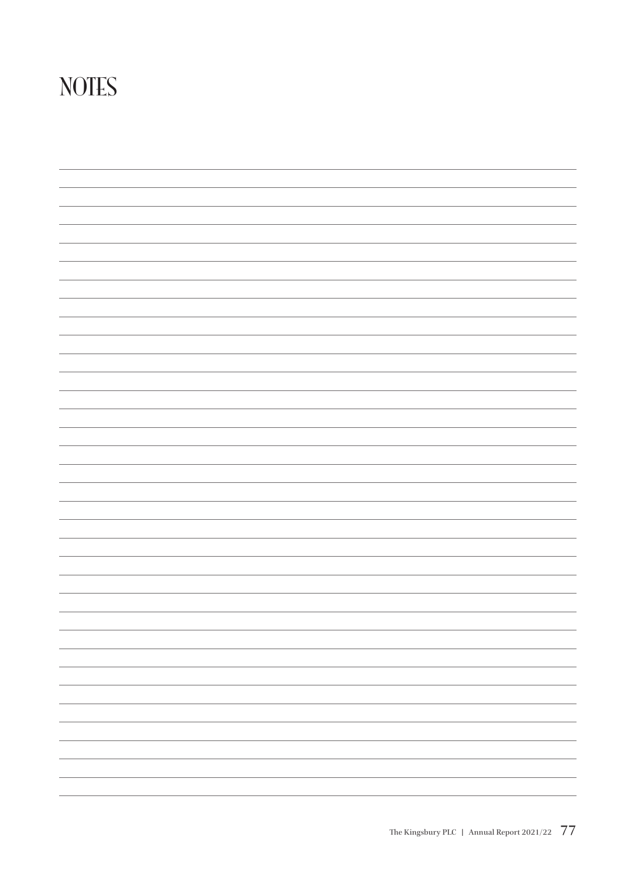# NOTES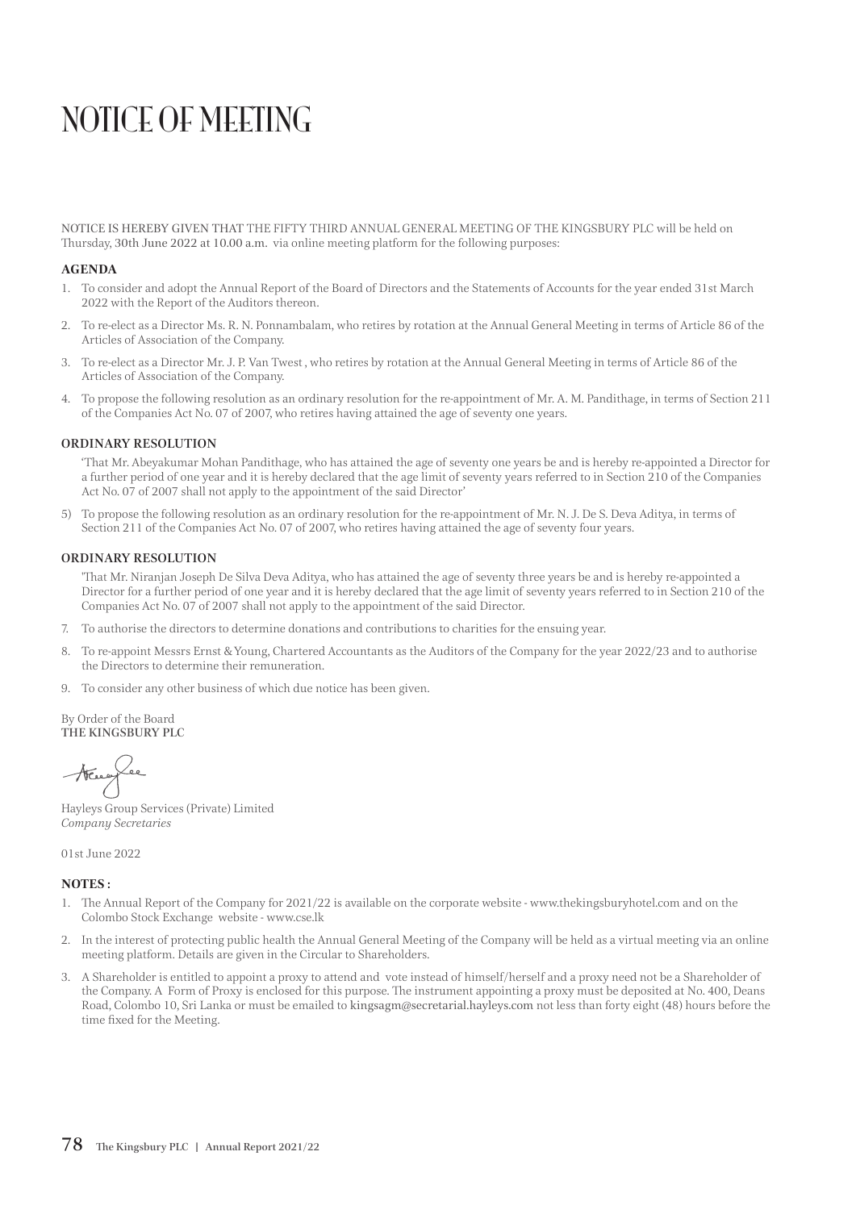# NOTICE OF MEETING

NOTICE IS HEREBY GIVEN THAT THE FIFTY THIRD ANNUAL GENERAL MEETING OF THE KINGSBURY PLC will be held on Thursday, 30th June 2022 at 10.00 a.m. via online meeting platform for the following purposes:

**AGENDA**

1. To consider and adopt the Annual Report of the Board of Directors and the Statements of Accounts for the year ended 31st March 2022 with the Report of the Auditors thereon.
2. To re-elect as a Director Ms. R. N. Ponnambalam, who retires by rotation at the Annual General Meeting in terms of Article 86 of the Articles of Association of the Company.
3. To re-elect as a Director Mr. J. P. Van Twest , who retires by rotation at the Annual General Meeting in terms of Article 86 of the Articles of Association of the Company.
4. To propose the following resolution as an ordinary resolution for the re-appointment of Mr. A. M. Pandithage, in terms of Section 211 of the Companies Act No. 07 of 2007, who retires having attained the age of seventy one years.

**ORDINARY RESOLUTION**

'That Mr. Abeyakumar Mohan Pandithage, who has attained the age of seventy one years be and is hereby re-appointed a Director for a further period of one year and it is hereby declared that the age limit of seventy years referred to in Section 210 of the Companies Act No. 07 of 2007 shall not apply to the appointment of the said Director'

5) To propose the following resolution as an ordinary resolution for the re-appointment of Mr. N. J. De S. Deva Aditya, in terms of Section 211 of the Companies Act No. 07 of 2007, who retires having attained the age of seventy four years.

**ORDINARY RESOLUTION**

'That Mr. Niranjan Joseph De Silva Deva Aditya, who has attained the age of seventy three years be and is hereby re-appointed a Director for a further period of one year and it is hereby declared that the age limit of seventy years referred to in Section 210 of the Companies Act No. 07 of 2007 shall not apply to the appointment of the said Director.

7. To authorise the directors to determine donations and contributions to charities for the ensuing year.
8. To re-appoint Messrs Ernst & Young, Chartered Accountants as the Auditors of the Company for the year 2022/23 and to authorise the Directors to determine their remuneration.
9. To consider any other business of which due notice has been given.

By Order of the Board
**THE KINGSBURY PLC**

Hayleys Group Services (Private) Limited
*Company Secretaries*

01st June 2022

**NOTES :**

1. The Annual Report of the Company for 2021/22 is available on the corporate website - www.thekingsburyhotel.com and on the Colombo Stock Exchange website - www.cse.lk
2. In the interest of protecting public health the Annual General Meeting of the Company will be held as a virtual meeting via an online meeting platform. Details are given in the Circular to Shareholders.
3. A Shareholder is entitled to appoint a proxy to attend and vote instead of himself/herself and a proxy need not be a Shareholder of the Company. A Form of Proxy is enclosed for this purpose. The instrument appointing a proxy must be deposited at No. 400, Deans Road, Colombo 10, Sri Lanka or must be emailed to kingsagm@secretarial.hayleys.com not less than forty eight (48) hours before the time fixed for the Meeting.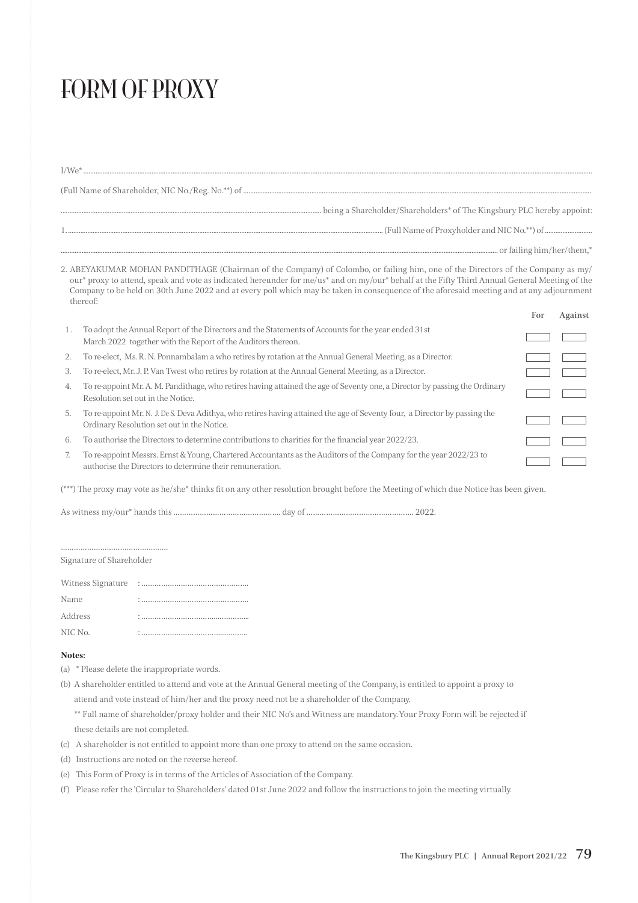# FORM OF PROXY

I/We* .................................................................................................................................................................................................................................

(Full Name of Shareholder, NIC No./Reg. No.**) of ...................................................................................................................................................................

.......................................................................................................................... being a Shareholder/Shareholders* of The Kingsbury PLC hereby appoint:

1. ............................................................................................................................................ (Full Name of Proxyholder and NIC No.**) of ........................

............................................................................................................................................................................................................ or failing him/her/them,*

2. ABEYAKUMAR MOHAN PANDITHAGE (Chairman of the Company) of Colombo, or failing him, one of the Directors of the Company as my/our* proxy to attend, speak and vote as indicated hereunder for me/us* and on my/our* behalf at the Fifty Third Annual General Meeting of the Company to be held on 30th June 2022 and at every poll which may be taken in consequence of the aforesaid meeting and at any adjournment thereof:

| | | For | Against |
|---|---|---|---|
| 1. | To adopt the Annual Report of the Directors and the Statements of Accounts for the year ended 31st March 2022 together with the Report of the Auditors thereon. | | |
| 2. | To re-elect, Ms. R. N. Ponnambalam a who retires by rotation at the Annual General Meeting, as a Director. | | |
| 3. | To re-elect, Mr. J. P. Van Twest who retires by rotation at the Annual General Meeting, as a Director. | | |
| 4. | To re-appoint Mr. A. M. Pandithage, who retires having attained the age of Seventy one, a Director by passing the Ordinary Resolution set out in the Notice. | | |
| 5. | To re-appoint Mr. N. J. De S. Deva Adithya, who retires having attained the age of Seventy four, a Director by passing the Ordinary Resolution set out in the Notice. | | |
| 6. | To authorise the Directors to determine contributions to charities for the financial year 2022/23. | | |
| 7. | To re-appoint Messrs. Ernst & Young, Chartered Accountants as the Auditors of the Company for the year 2022/23 to authorise the Directors to determine their remuneration. | | |

(***) The proxy may vote as he/she* thinks fit on any other resolution brought before the Meeting of which due Notice has been given.

As witness my/our* hands this ................................................ day of ................................................ 2022.

................................................

Signature of Shareholder

Witness Signature : ................................................

Name : ................................................

Address : ................................................

NIC No. : ................................................

**Notes:**

(a) * Please delete the inappropriate words.

(b) A shareholder entitled to attend and vote at the Annual General meeting of the Company, is entitled to appoint a proxy to attend and vote instead of him/her and the proxy need not be a shareholder of the Company.

** Full name of shareholder/proxy holder and their NIC No's and Witness are mandatory. Your Proxy Form will be rejected if these details are not completed.

(c) A shareholder is not entitled to appoint more than one proxy to attend on the same occasion.

(d) Instructions are noted on the reverse hereof.

(e) This Form of Proxy is in terms of the Articles of Association of the Company.

(f) Please refer the 'Circular to Shareholders' dated 01st June 2022 and follow the instructions to join the meeting virtually.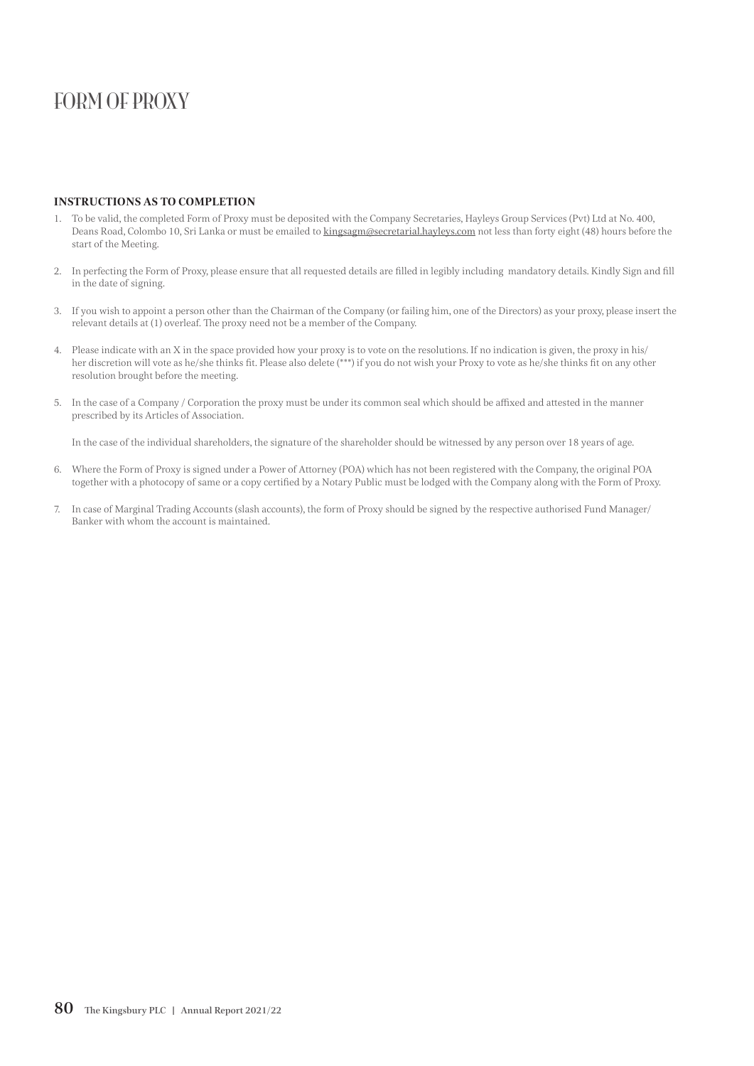# FORM OF PROXY

**INSTRUCTIONS AS TO COMPLETION**

1. To be valid, the completed Form of Proxy must be deposited with the Company Secretaries, Hayleys Group Services (Pvt) Ltd at No. 400, Deans Road, Colombo 10, Sri Lanka or must be emailed to kingsagm@secretarial.hayleys.com not less than forty eight (48) hours before the start of the Meeting.

2. In perfecting the Form of Proxy, please ensure that all requested details are filled in legibly including mandatory details. Kindly Sign and fill in the date of signing.

3. If you wish to appoint a person other than the Chairman of the Company (or failing him, one of the Directors) as your proxy, please insert the relevant details at (1) overleaf. The proxy need not be a member of the Company.

4. Please indicate with an X in the space provided how your proxy is to vote on the resolutions. If no indication is given, the proxy in his/her discretion will vote as he/she thinks fit. Please also delete (***) if you do not wish your Proxy to vote as he/she thinks fit on any other resolution brought before the meeting.

5. In the case of a Company / Corporation the proxy must be under its common seal which should be affixed and attested in the manner prescribed by its Articles of Association.

   In the case of the individual shareholders, the signature of the shareholder should be witnessed by any person over 18 years of age.

6. Where the Form of Proxy is signed under a Power of Attorney (POA) which has not been registered with the Company, the original POA together with a photocopy of same or a copy certified by a Notary Public must be lodged with the Company along with the Form of Proxy.

7. In case of Marginal Trading Accounts (slash accounts), the form of Proxy should be signed by the respective authorised Fund Manager/ Banker with whom the account is maintained.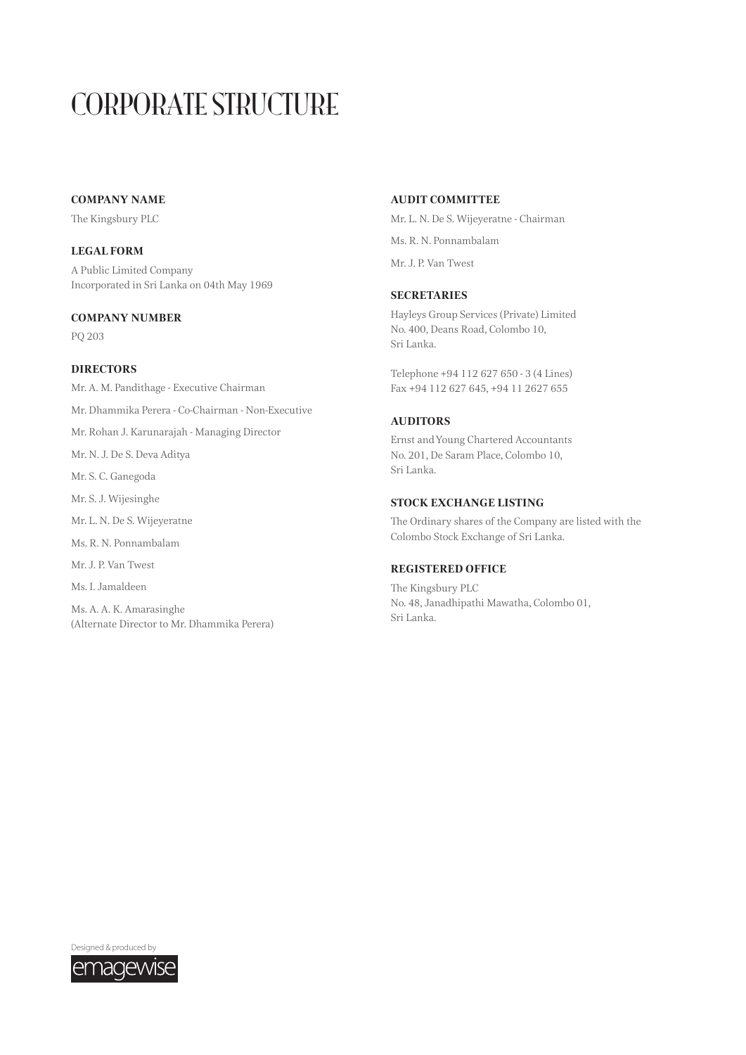# CORPORATE STRUCTURE

## COMPANY NAME

The Kingsbury PLC

## LEGAL FORM

A Public Limited Company
Incorporated in Sri Lanka on 04th May 1969

## COMPANY NUMBER

PQ 203

## DIRECTORS

Mr. A. M. Pandithage - Executive Chairman

Mr. Dhammika Perera - Co-Chairman - Non-Executive

Mr. Rohan J. Karunarajah - Managing Director

Mr. N. J. De S. Deva Aditya

Mr. S. C. Ganegoda

Mr. S. J. Wijesinghe

Mr. L. N. De S. Wijeyeratne

Ms. R. N. Ponnambalam

Mr. J. P. Van Twest

Ms. I. Jamaldeen

Ms. A. A. K. Amarasinghe
(Alternate Director to Mr. Dhammika Perera)

## AUDIT COMMITTEE

Mr. L. N. De S. Wijeyeratne - Chairman

Ms. R. N. Ponnambalam

Mr. J. P. Van Twest

## SECRETARIES

Hayleys Group Services (Private) Limited
No. 400, Deans Road, Colombo 10,
Sri Lanka.

Telephone +94 112 627 650 - 3 (4 Lines)
Fax +94 112 627 645, +94 11 2627 655

## AUDITORS

Ernst and Young Chartered Accountants
No. 201, De Saram Place, Colombo 10,
Sri Lanka.

## STOCK EXCHANGE LISTING

The Ordinary shares of the Company are listed with the Colombo Stock Exchange of Sri Lanka.

## REGISTERED OFFICE

The Kingsbury PLC
No. 48, Janadhipathi Mawatha, Colombo 01,
Sri Lanka.

Designed & produced by emagewise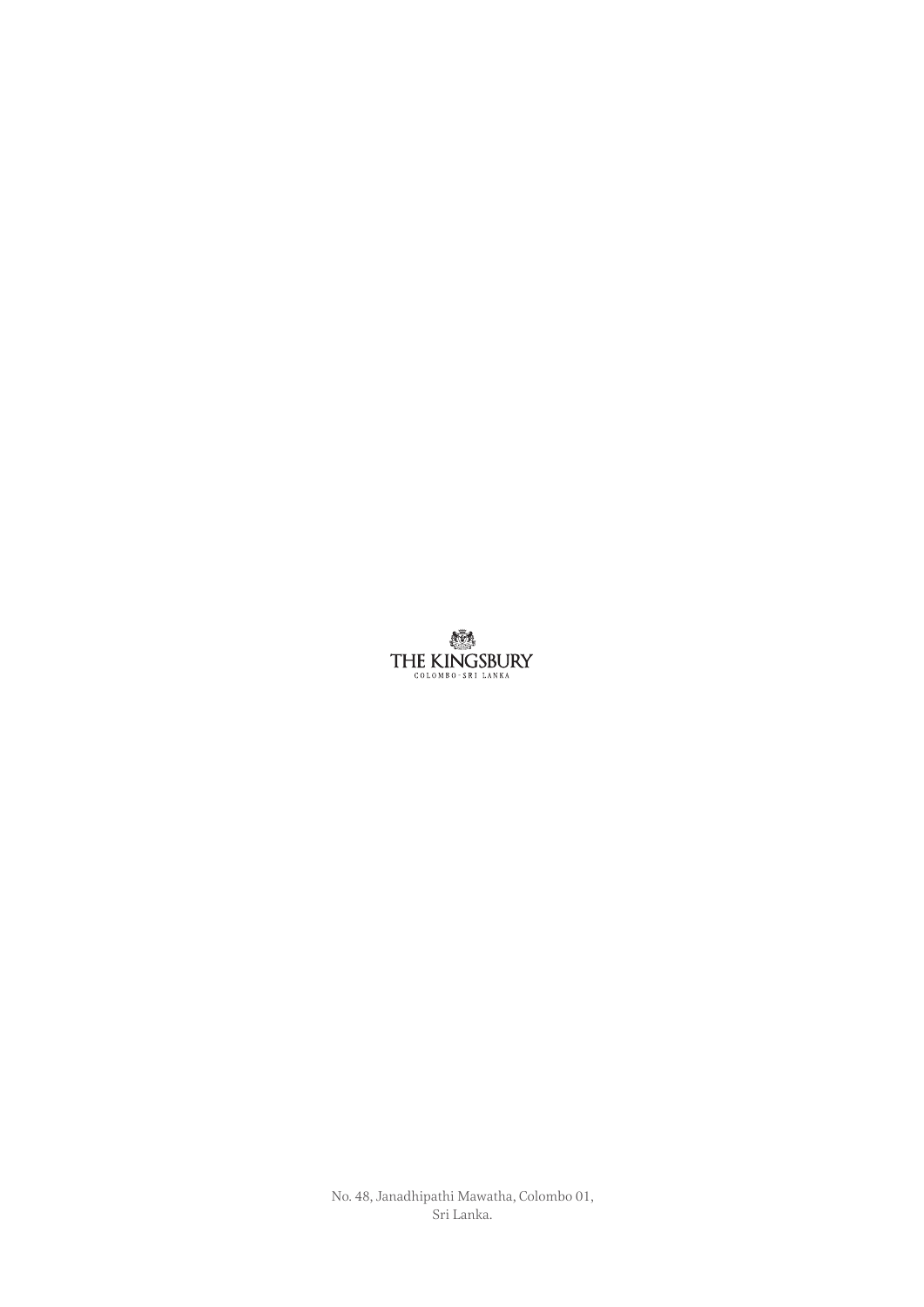THE KINGSBURY
COLOMBO · SRI LANKA

No. 48, Janadhipathi Mawatha, Colombo 01,
Sri Lanka.